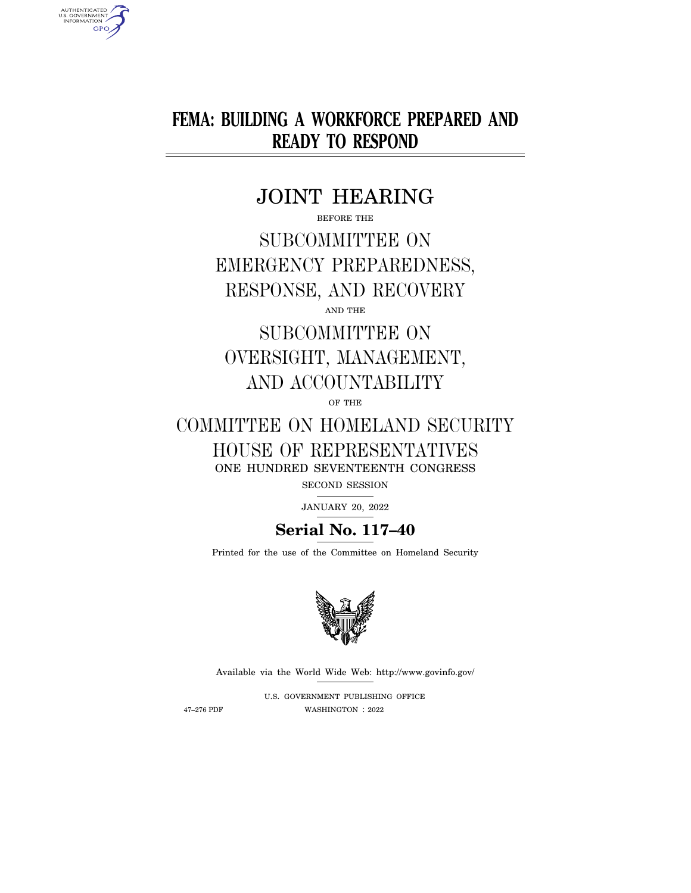# FEMA: BUILDING A WORKFORCE PREPARED AND READY TO RESPOND

## JOINT HEARING

BEFORE THE

## SUBCOMMITTEE ON EMERGENCY PREPAREDNESS, RESPONSE, AND RECOVERY

AND THE

## SUBCOMMITTEE ON OVERSIGHT, MANAGEMENT, AND ACCOUNTABILITY

OF THE

## COMMITTEE ON HOMELAND SECURITY
## HOUSE OF REPRESENTATIVES

ONE HUNDRED SEVENTEENTH CONGRESS

SECOND SESSION

JANUARY 20, 2022

**Serial No. 117–40**

Printed for the use of the Committee on Homeland Security

Available via the World Wide Web: http://www.govinfo.gov/

U.S. GOVERNMENT PUBLISHING OFFICE

47–276 PDF WASHINGTON : 2022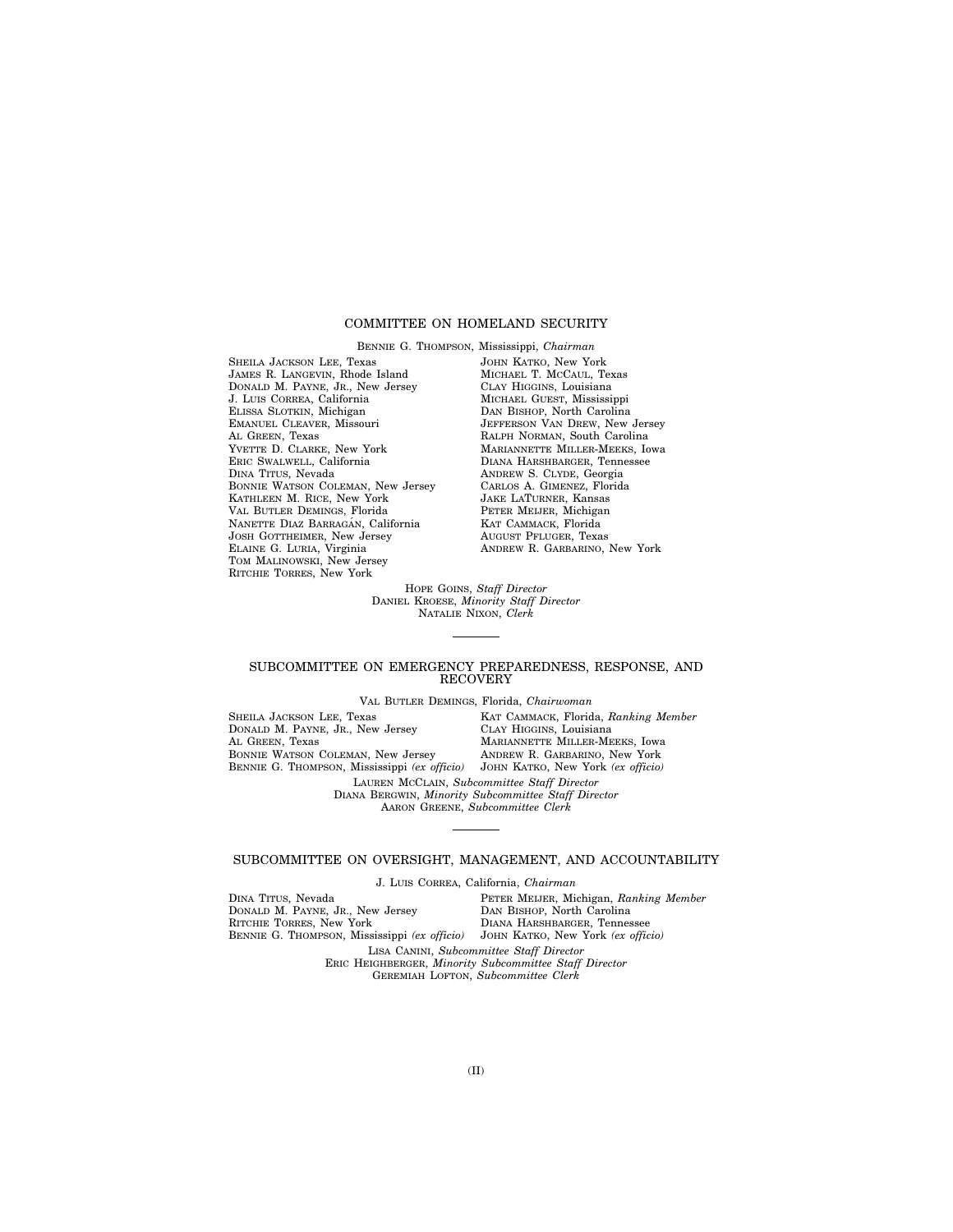## COMMITTEE ON HOMELAND SECURITY

BENNIE G. THOMPSON, Mississippi, *Chairman*

SHEILA JACKSON LEE, Texas
JAMES R. LANGEVIN, Rhode Island
DONALD M. PAYNE, JR., New Jersey
J. LUIS CORREA, California
ELISSA SLOTKIN, Michigan
EMANUEL CLEAVER, Missouri
AL GREEN, Texas
YVETTE D. CLARKE, New York
ERIC SWALWELL, California
DINA TITUS, Nevada
BONNIE WATSON COLEMAN, New Jersey
KATHLEEN M. RICE, New York
VAL BUTLER DEMINGS, Florida
NANETTE DIAZ BARRAGÁN, California
JOSH GOTTHEIMER, New Jersey
ELAINE G. LURIA, Virginia
TOM MALINOWSKI, New Jersey
RITCHIE TORRES, New York

JOHN KATKO, New York
MICHAEL T. MCCAUL, Texas
CLAY HIGGINS, Louisiana
MICHAEL GUEST, Mississippi
DAN BISHOP, North Carolina
JEFFERSON VAN DREW, New Jersey
RALPH NORMAN, South Carolina
MARIANNETTE MILLER-MEEKS, Iowa
DIANA HARSHBARGER, Tennessee
ANDREW S. CLYDE, Georgia
CARLOS A. GIMENEZ, Florida
JAKE LATURNER, Kansas
PETER MEIJER, Michigan
KAT CAMMACK, Florida
AUGUST PFLUGER, Texas
ANDREW R. GARBARINO, New York

HOPE GOINS, *Staff Director*
DANIEL KROESE, *Minority Staff Director*
NATALIE NIXON, *Clerk*

---

## SUBCOMMITTEE ON EMERGENCY PREPAREDNESS, RESPONSE, AND RECOVERY

VAL BUTLER DEMINGS, Florida, *Chairwoman*

SHEILA JACKSON LEE, Texas
DONALD M. PAYNE, JR., New Jersey
AL GREEN, Texas
BONNIE WATSON COLEMAN, New Jersey
BENNIE G. THOMPSON, Mississippi *(ex officio)*

KAT CAMMACK, Florida, *Ranking Member*
CLAY HIGGINS, Louisiana
MARIANNETTE MILLER-MEEKS, Iowa
ANDREW R. GARBARINO, New York
JOHN KATKO, New York *(ex officio)*

LAUREN MCCLAIN, *Subcommittee Staff Director*
DIANA BERGWIN, *Minority Subcommittee Staff Director*
AARON GREENE, *Subcommittee Clerk*

---

## SUBCOMMITTEE ON OVERSIGHT, MANAGEMENT, AND ACCOUNTABILITY

J. LUIS CORREA, California, *Chairman*

DINA TITUS, Nevada
DONALD M. PAYNE, JR., New Jersey
RITCHIE TORRES, New York
BENNIE G. THOMPSON, Mississippi *(ex officio)*

PETER MEIJER, Michigan, *Ranking Member*
DAN BISHOP, North Carolina
DIANA HARSHBARGER, Tennessee
JOHN KATKO, New York *(ex officio)*

LISA CANINI, *Subcommittee Staff Director*
ERIC HEIGHBERGER, *Minority Subcommittee Staff Director*
GEREMIAH LOFTON, *Subcommittee Clerk*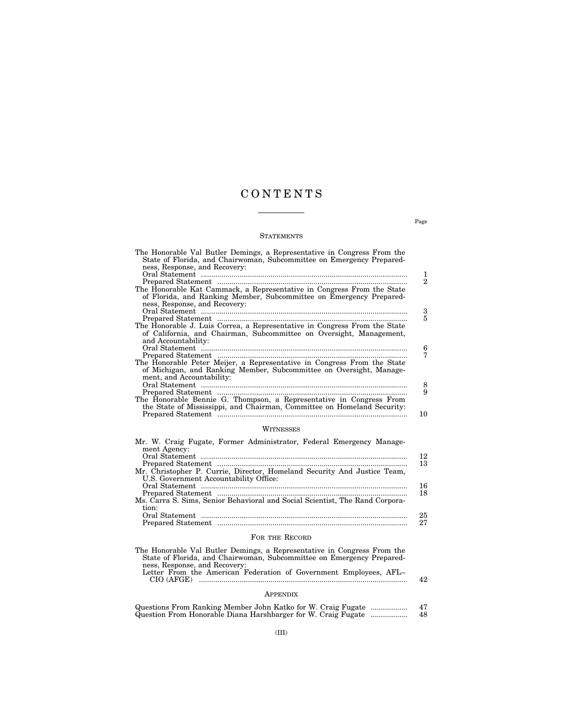# CONTENTS

Page

## STATEMENTS

The Honorable Val Butler Demings, a Representative in Congress From the State of Florida, and Chairwoman, Subcommittee on Emergency Preparedness, Response, and Recovery:
- Oral Statement .......... 1
- Prepared Statement .......... 2

The Honorable Kat Cammack, a Representative in Congress From the State of Florida, and Ranking Member, Subcommittee on Emergency Preparedness, Response, and Recovery:
- Oral Statement .......... 3
- Prepared Statement .......... 5

The Honorable J. Luis Correa, a Representative in Congress From the State of California, and Chairman, Subcommittee on Oversight, Management, and Accountability:
- Oral Statement .......... 6
- Prepared Statement .......... 7

The Honorable Peter Meijer, a Representative in Congress From the State of Michigan, and Ranking Member, Subcommittee on Oversight, Management, and Accountability:
- Oral Statement .......... 8
- Prepared Statement .......... 9

The Honorable Bennie G. Thompson, a Representative in Congress From the State of Mississippi, and Chairman, Committee on Homeland Security:
- Prepared Statement .......... 10

## WITNESSES

Mr. W. Craig Fugate, Former Administrator, Federal Emergency Management Agency:
- Oral Statement .......... 12
- Prepared Statement .......... 13

Mr. Christopher P. Currie, Director, Homeland Security And Justice Team, U.S. Government Accountability Office:
- Oral Statement .......... 16
- Prepared Statement .......... 18

Ms. Carra S. Sims, Senior Behavioral and Social Scientist, The Rand Corporation:
- Oral Statement .......... 25
- Prepared Statement .......... 27

## FOR THE RECORD

The Honorable Val Butler Demings, a Representative in Congress From the State of Florida, and Chairwoman, Subcommittee on Emergency Preparedness, Response, and Recovery:
- Letter From the American Federation of Government Employees, AFL–CIO (AFGE) .......... 42

## APPENDIX

Questions From Ranking Member John Katko for W. Craig Fugate .......... 47

Question From Honorable Diana Harshbarger for W. Craig Fugate .......... 48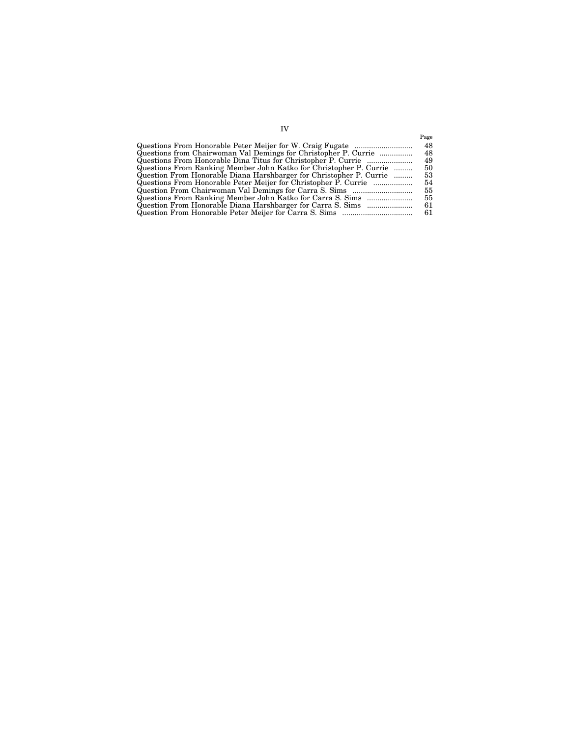| | Page |
|---|---|
| Questions From Honorable Peter Meijer for W. Craig Fugate | 48 |
| Questions from Chairwoman Val Demings for Christopher P. Currie | 48 |
| Questions From Honorable Dina Titus for Christopher P. Currie | 49 |
| Questions From Ranking Member John Katko for Christopher P. Currie | 50 |
| Question From Honorable Diana Harshbarger for Christopher P. Currie | 53 |
| Questions From Honorable Peter Meijer for Christopher P. Currie | 54 |
| Question From Chairwoman Val Demings for Carra S. Sims | 55 |
| Questions From Ranking Member John Katko for Carra S. Sims | 55 |
| Question From Honorable Diana Harshbarger for Carra S. Sims | 61 |
| Question From Honorable Peter Meijer for Carra S. Sims | 61 |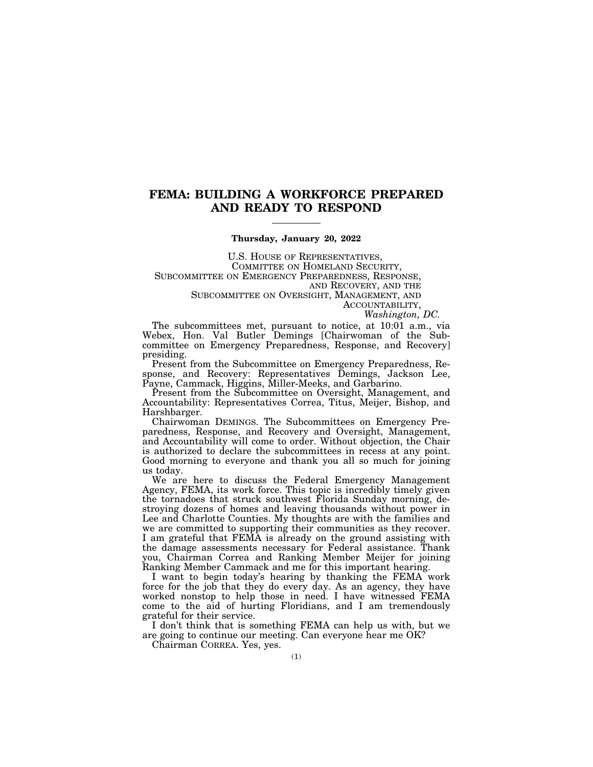# FEMA: BUILDING A WORKFORCE PREPARED AND READY TO RESPOND

**Thursday, January 20, 2022**

U.S. HOUSE OF REPRESENTATIVES,
COMMITTEE ON HOMELAND SECURITY,
SUBCOMMITTEE ON EMERGENCY PREPAREDNESS, RESPONSE,
AND RECOVERY, AND THE
SUBCOMMITTEE ON OVERSIGHT, MANAGEMENT, AND
ACCOUNTABILITY,
*Washington, DC.*

The subcommittees met, pursuant to notice, at 10:01 a.m., via Webex, Hon. Val Butler Demings [Chairwoman of the Subcommittee on Emergency Preparedness, Response, and Recovery] presiding.

Present from the Subcommittee on Emergency Preparedness, Response, and Recovery: Representatives Demings, Jackson Lee, Payne, Cammack, Higgins, Miller-Meeks, and Garbarino.

Present from the Subcommittee on Oversight, Management, and Accountability: Representatives Correa, Titus, Meijer, Bishop, and Harshbarger.

Chairwoman DEMINGS. The Subcommittees on Emergency Preparedness, Response, and Recovery and Oversight, Management, and Accountability will come to order. Without objection, the Chair is authorized to declare the subcommittees in recess at any point. Good morning to everyone and thank you all so much for joining us today.

We are here to discuss the Federal Emergency Management Agency, FEMA, its work force. This topic is incredibly timely given the tornadoes that struck southwest Florida Sunday morning, destroying dozens of homes and leaving thousands without power in Lee and Charlotte Counties. My thoughts are with the families and we are committed to supporting their communities as they recover. I am grateful that FEMA is already on the ground assisting with the damage assessments necessary for Federal assistance. Thank you, Chairman Correa and Ranking Member Meijer for joining Ranking Member Cammack and me for this important hearing.

I want to begin today's hearing by thanking the FEMA work force for the job that they do every day. As an agency, they have worked nonstop to help those in need. I have witnessed FEMA come to the aid of hurting Floridians, and I am tremendously grateful for their service.

I don't think that is something FEMA can help us with, but we are going to continue our meeting. Can everyone hear me OK?

Chairman CORREA. Yes, yes.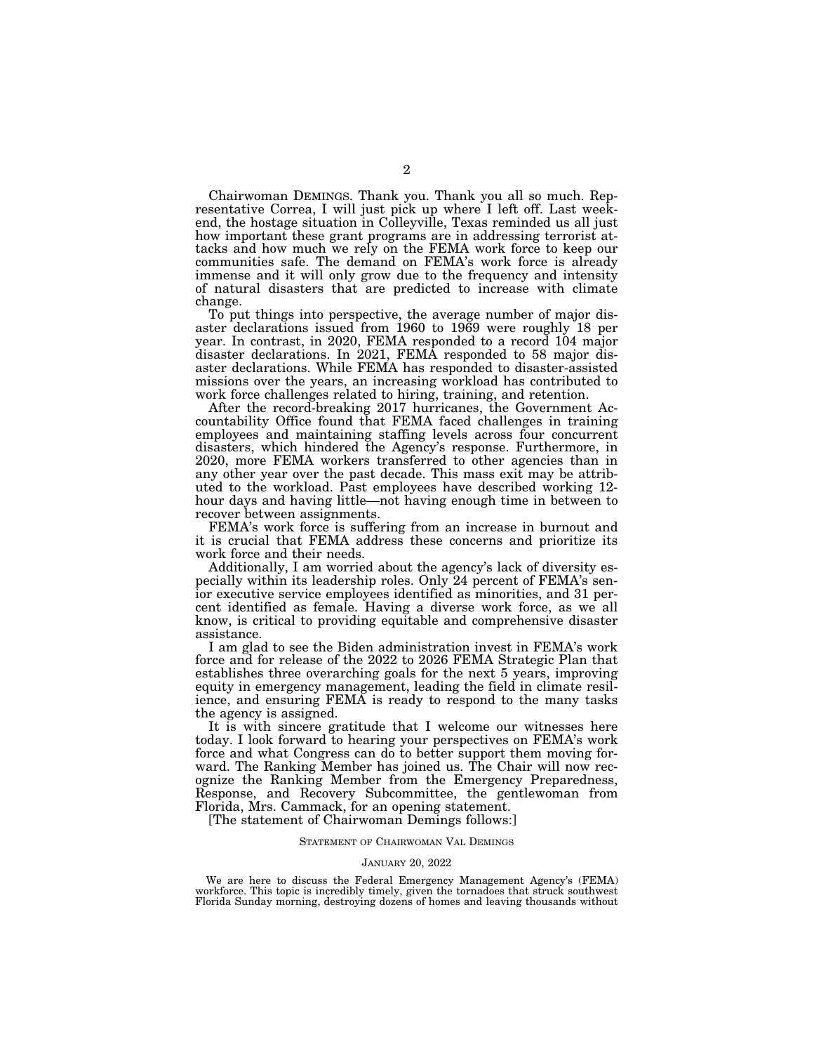Chairwoman DEMINGS. Thank you. Thank you all so much. Representative Correa, I will just pick up where I left off. Last weekend, the hostage situation in Colleyville, Texas reminded us all just how important these grant programs are in addressing terrorist attacks and how much we rely on the FEMA work force to keep our communities safe. The demand on FEMA's work force is already immense and it will only grow due to the frequency and intensity of natural disasters that are predicted to increase with climate change.

To put things into perspective, the average number of major disaster declarations issued from 1960 to 1969 were roughly 18 per year. In contrast, in 2020, FEMA responded to a record 104 major disaster declarations. In 2021, FEMA responded to 58 major disaster declarations. While FEMA has responded to disaster-assisted missions over the years, an increasing workload has contributed to work force challenges related to hiring, training, and retention.

After the record-breaking 2017 hurricanes, the Government Accountability Office found that FEMA faced challenges in training employees and maintaining staffing levels across four concurrent disasters, which hindered the Agency's response. Furthermore, in 2020, more FEMA workers transferred to other agencies than in any other year over the past decade. This mass exit may be attributed to the workload. Past employees have described working 12-hour days and having little—not having enough time in between to recover between assignments.

FEMA's work force is suffering from an increase in burnout and it is crucial that FEMA address these concerns and prioritize its work force and their needs.

Additionally, I am worried about the agency's lack of diversity especially within its leadership roles. Only 24 percent of FEMA's senior executive service employees identified as minorities, and 31 percent identified as female. Having a diverse work force, as we all know, is critical to providing equitable and comprehensive disaster assistance.

I am glad to see the Biden administration invest in FEMA's work force and for release of the 2022 to 2026 FEMA Strategic Plan that establishes three overarching goals for the next 5 years, improving equity in emergency management, leading the field in climate resilience, and ensuring FEMA is ready to respond to the many tasks the agency is assigned.

It is with sincere gratitude that I welcome our witnesses here today. I look forward to hearing your perspectives on FEMA's work force and what Congress can do to better support them moving forward. The Ranking Member has joined us. The Chair will now recognize the Ranking Member from the Emergency Preparedness, Response, and Recovery Subcommittee, the gentlewoman from Florida, Mrs. Cammack, for an opening statement.

[The statement of Chairwoman Demings follows:]

STATEMENT OF CHAIRWOMAN VAL DEMINGS

JANUARY 20, 2022

We are here to discuss the Federal Emergency Management Agency's (FEMA) workforce. This topic is incredibly timely, given the tornadoes that struck southwest Florida Sunday morning, destroying dozens of homes and leaving thousands without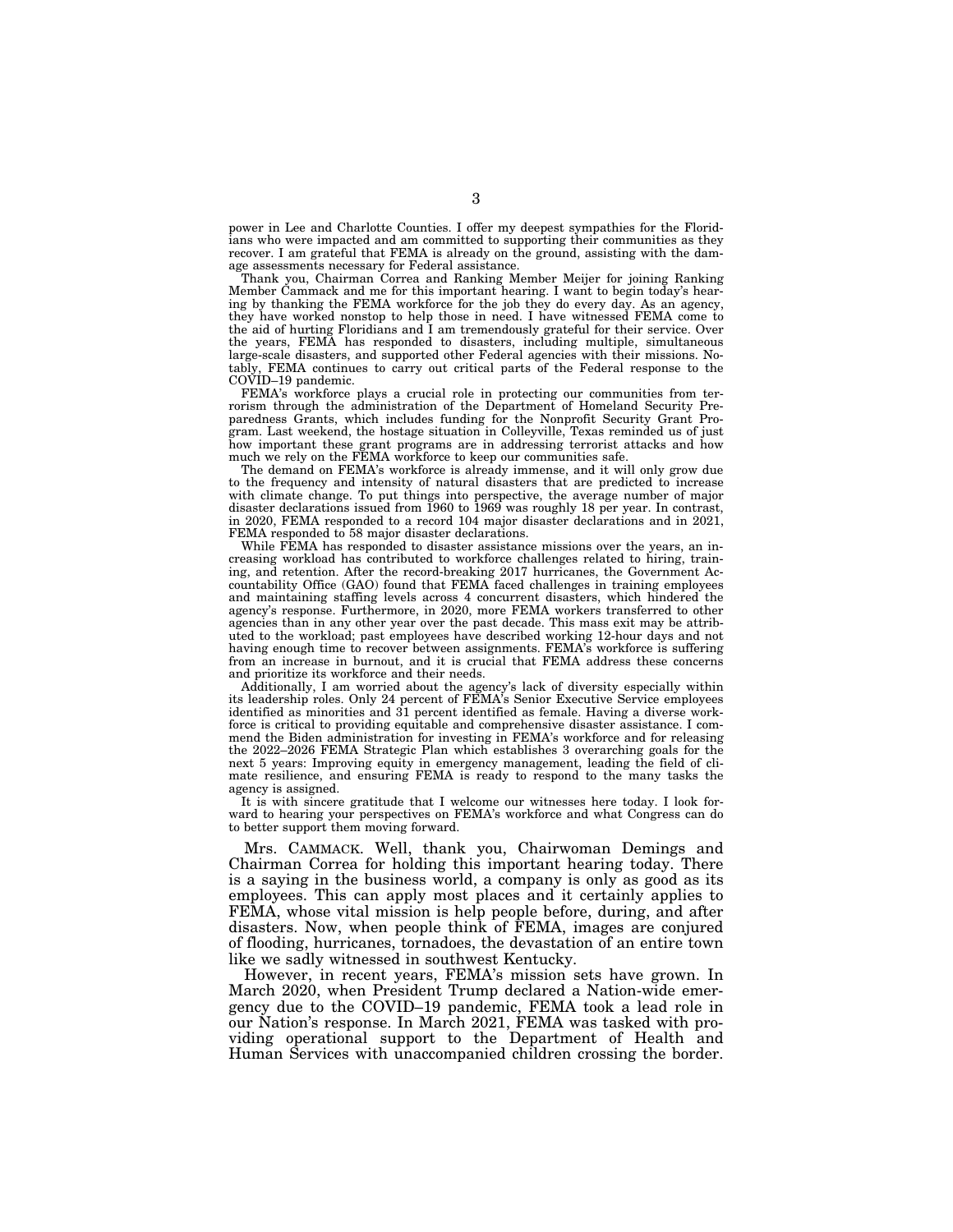power in Lee and Charlotte Counties. I offer my deepest sympathies for the Floridians who were impacted and am committed to supporting their communities as they recover. I am grateful that FEMA is already on the ground, assisting with the damage assessments necessary for Federal assistance.

Thank you, Chairman Correa and Ranking Member Meijer for joining Ranking Member Cammack and me for this important hearing. I want to begin today's hearing by thanking the FEMA workforce for the job they do every day. As an agency, they have worked nonstop to help those in need. I have witnessed FEMA come to the aid of hurting Floridians and I am tremendously grateful for their service. Over the years, FEMA has responded to disasters, including multiple, simultaneous large-scale disasters, and supported other Federal agencies with their missions. Notably, FEMA continues to carry out critical parts of the Federal response to the COVID–19 pandemic.

FEMA's workforce plays a crucial role in protecting our communities from terrorism through the administration of the Department of Homeland Security Preparedness Grants, which includes funding for the Nonprofit Security Grant Program. Last weekend, the hostage situation in Colleyville, Texas reminded us of just how important these grant programs are in addressing terrorist attacks and how much we rely on the FEMA workforce to keep our communities safe.

The demand on FEMA's workforce is already immense, and it will only grow due to the frequency and intensity of natural disasters that are predicted to increase with climate change. To put things into perspective, the average number of major disaster declarations issued from 1960 to 1969 was roughly 18 per year. In contrast, in 2020, FEMA responded to a record 104 major disaster declarations and in 2021, FEMA responded to 58 major disaster declarations.

While FEMA has responded to disaster assistance missions over the years, an increasing workload has contributed to workforce challenges related to hiring, training, and retention. After the record-breaking 2017 hurricanes, the Government Accountability Office (GAO) found that FEMA faced challenges in training employees and maintaining staffing levels across 4 concurrent disasters, which hindered the agency's response. Furthermore, in 2020, more FEMA workers transferred to other agencies than in any other year over the past decade. This mass exit may be attributed to the workload; past employees have described working 12-hour days and not having enough time to recover between assignments. FEMA's workforce is suffering from an increase in burnout, and it is crucial that FEMA address these concerns and prioritize its workforce and their needs.

Additionally, I am worried about the agency's lack of diversity especially within its leadership roles. Only 24 percent of FEMA's Senior Executive Service employees identified as minorities and 31 percent identified as female. Having a diverse workforce is critical to providing equitable and comprehensive disaster assistance. I commend the Biden administration for investing in FEMA's workforce and for releasing the 2022–2026 FEMA Strategic Plan which establishes 3 overarching goals for the next 5 years: Improving equity in emergency management, leading the field of climate resilience, and ensuring FEMA is ready to respond to the many tasks the agency is assigned.

It is with sincere gratitude that I welcome our witnesses here today. I look forward to hearing your perspectives on FEMA's workforce and what Congress can do to better support them moving forward.

Mrs. CAMMACK. Well, thank you, Chairwoman Demings and Chairman Correa for holding this important hearing today. There is a saying in the business world, a company is only as good as its employees. This can apply most places and it certainly applies to FEMA, whose vital mission is help people before, during, and after disasters. Now, when people think of FEMA, images are conjured of flooding, hurricanes, tornadoes, the devastation of an entire town like we sadly witnessed in southwest Kentucky.

However, in recent years, FEMA's mission sets have grown. In March 2020, when President Trump declared a Nation-wide emergency due to the COVID–19 pandemic, FEMA took a lead role in our Nation's response. In March 2021, FEMA was tasked with providing operational support to the Department of Health and Human Services with unaccompanied children crossing the border.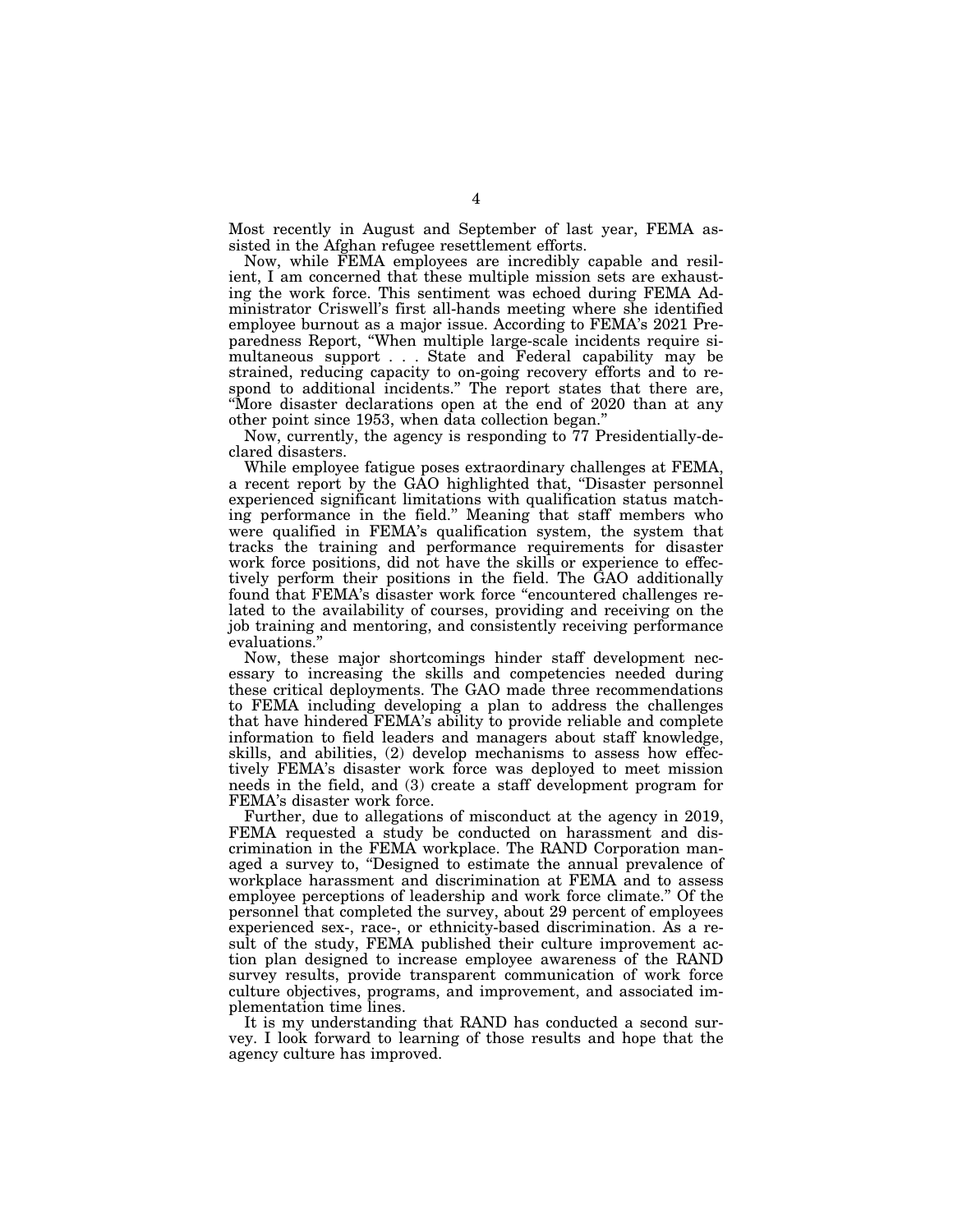Most recently in August and September of last year, FEMA assisted in the Afghan refugee resettlement efforts.

Now, while FEMA employees are incredibly capable and resilient, I am concerned that these multiple mission sets are exhausting the work force. This sentiment was echoed during FEMA Administrator Criswell's first all-hands meeting where she identified employee burnout as a major issue. According to FEMA's 2021 Preparedness Report, "When multiple large-scale incidents require simultaneous support . . . State and Federal capability may be strained, reducing capacity to on-going recovery efforts and to respond to additional incidents." The report states that there are, "More disaster declarations open at the end of 2020 than at any other point since 1953, when data collection began."

Now, currently, the agency is responding to 77 Presidentially-declared disasters.

While employee fatigue poses extraordinary challenges at FEMA, a recent report by the GAO highlighted that, "Disaster personnel experienced significant limitations with qualification status matching performance in the field." Meaning that staff members who were qualified in FEMA's qualification system, the system that tracks the training and performance requirements for disaster work force positions, did not have the skills or experience to effectively perform their positions in the field. The GAO additionally found that FEMA's disaster work force "encountered challenges related to the availability of courses, providing and receiving on the job training and mentoring, and consistently receiving performance evaluations."

Now, these major shortcomings hinder staff development necessary to increasing the skills and competencies needed during these critical deployments. The GAO made three recommendations to FEMA including developing a plan to address the challenges that have hindered FEMA's ability to provide reliable and complete information to field leaders and managers about staff knowledge, skills, and abilities, (2) develop mechanisms to assess how effectively FEMA's disaster work force was deployed to meet mission needs in the field, and (3) create a staff development program for FEMA's disaster work force.

Further, due to allegations of misconduct at the agency in 2019, FEMA requested a study be conducted on harassment and discrimination in the FEMA workplace. The RAND Corporation managed a survey to, "Designed to estimate the annual prevalence of workplace harassment and discrimination at FEMA and to assess employee perceptions of leadership and work force climate." Of the personnel that completed the survey, about 29 percent of employees experienced sex-, race-, or ethnicity-based discrimination. As a result of the study, FEMA published their culture improvement action plan designed to increase employee awareness of the RAND survey results, provide transparent communication of work force culture objectives, programs, and improvement, and associated implementation time lines.

It is my understanding that RAND has conducted a second survey. I look forward to learning of those results and hope that the agency culture has improved.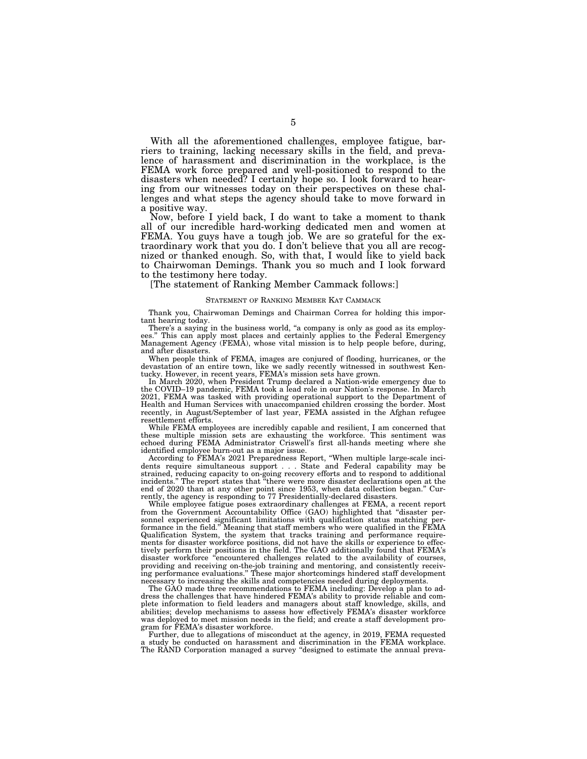With all the aforementioned challenges, employee fatigue, barriers to training, lacking necessary skills in the field, and prevalence of harassment and discrimination in the workplace, is the FEMA work force prepared and well-positioned to respond to the disasters when needed? I certainly hope so. I look forward to hearing from our witnesses today on their perspectives on these challenges and what steps the agency should take to move forward in a positive way.

Now, before I yield back, I do want to take a moment to thank all of our incredible hard-working dedicated men and women at FEMA. You guys have a tough job. We are so grateful for the extraordinary work that you do. I don't believe that you all are recognized or thanked enough. So, with that, I would like to yield back to Chairwoman Demings. Thank you so much and I look forward to the testimony here today.

[The statement of Ranking Member Cammack follows:]

STATEMENT OF RANKING MEMBER KAT CAMMACK

Thank you, Chairwoman Demings and Chairman Correa for holding this important hearing today.

There's a saying in the business world, "a company is only as good as its employees." This can apply most places and certainly applies to the Federal Emergency Management Agency (FEMA), whose vital mission is to help people before, during, and after disasters.

When people think of FEMA, images are conjured of flooding, hurricanes, or the devastation of an entire town, like we sadly recently witnessed in southwest Kentucky. However, in recent years, FEMA's mission sets have grown.

In March 2020, when President Trump declared a Nation-wide emergency due to the COVID–19 pandemic, FEMA took a lead role in our Nation's response. In March 2021, FEMA was tasked with providing operational support to the Department of Health and Human Services with unaccompanied children crossing the border. Most recently, in August/September of last year, FEMA assisted in the Afghan refugee resettlement efforts.

While FEMA employees are incredibly capable and resilient, I am concerned that these multiple mission sets are exhausting the workforce. This sentiment was echoed during FEMA Administrator Criswell's first all-hands meeting where she identified employee burn-out as a major issue.

According to FEMA's 2021 Preparedness Report, "When multiple large-scale incidents require simultaneous support . . . State and Federal capability may be strained, reducing capacity to on-going recovery efforts and to respond to additional incidents." The report states that "there were more disaster declarations open at the end of 2020 than at any other point since 1953, when data collection began." Currently, the agency is responding to 77 Presidentially-declared disasters.

While employee fatigue poses extraordinary challenges at FEMA, a recent report from the Government Accountability Office (GAO) highlighted that "disaster personnel experienced significant limitations with qualification status matching performance in the field." Meaning that staff members who were qualified in the FEMA Qualification System, the system that tracks training and performance requirements for disaster workforce positions, did not have the skills or experience to effectively perform their positions in the field. The GAO additionally found that FEMA's disaster workforce "encountered challenges related to the availability of courses, providing and receiving on-the-job training and mentoring, and consistently receiving performance evaluations." These major shortcomings hindered staff development necessary to increasing the skills and competencies needed during deployments.

The GAO made three recommendations to FEMA including: Develop a plan to address the challenges that have hindered FEMA's ability to provide reliable and complete information to field leaders and managers about staff knowledge, skills, and abilities; develop mechanisms to assess how effectively FEMA's disaster workforce was deployed to meet mission needs in the field; and create a staff development program for FEMA's disaster workforce.

Further, due to allegations of misconduct at the agency, in 2019, FEMA requested a study be conducted on harassment and discrimination in the FEMA workplace. The RAND Corporation managed a survey "designed to estimate the annual preva-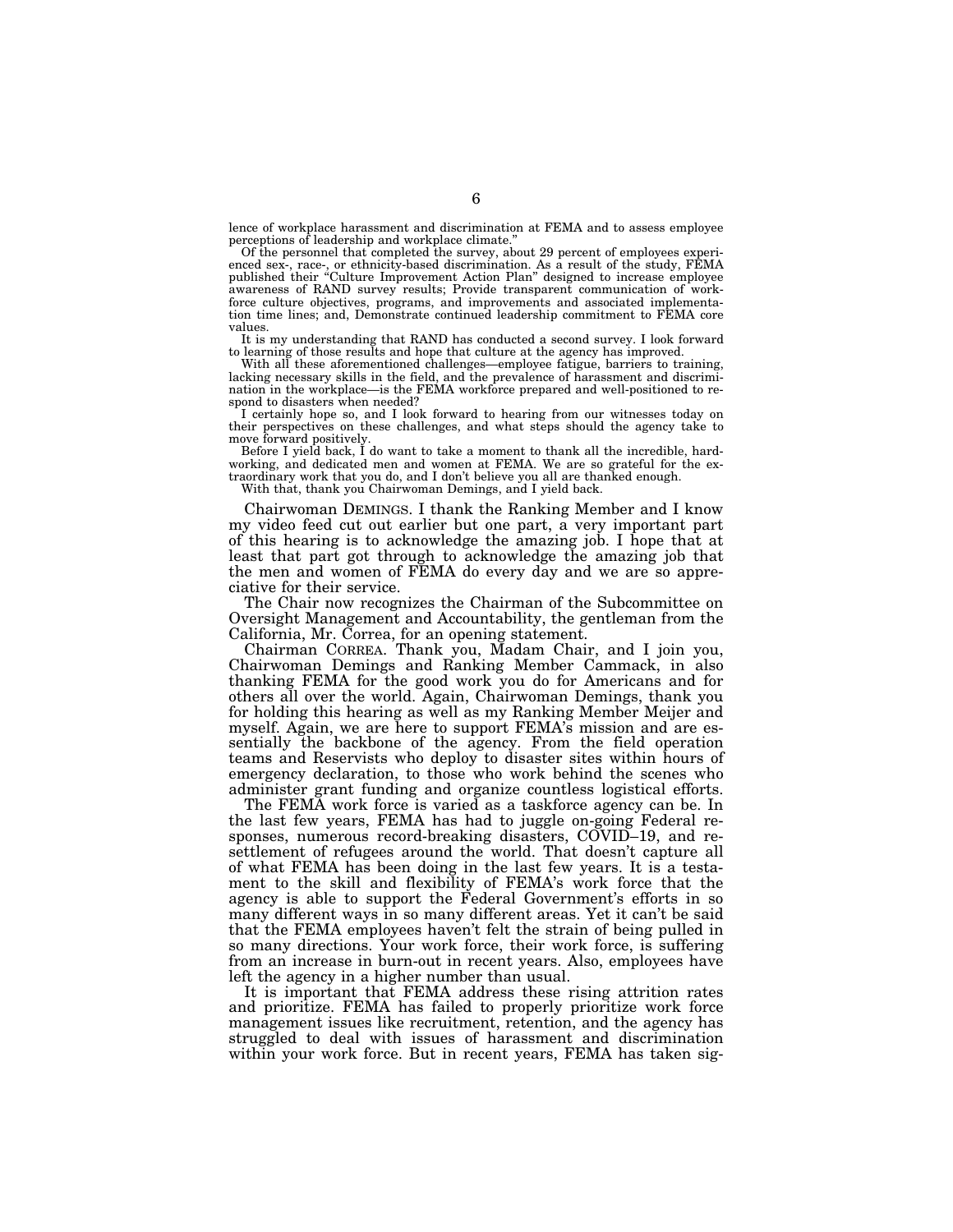lence of workplace harassment and discrimination at FEMA and to assess employee perceptions of leadership and workplace climate."

Of the personnel that completed the survey, about 29 percent of employees experienced sex-, race-, or ethnicity-based discrimination. As a result of the study, FEMA published their "Culture Improvement Action Plan" designed to increase employee awareness of RAND survey results; Provide transparent communication of workforce culture objectives, programs, and improvements and associated implementation time lines; and, Demonstrate continued leadership commitment to FEMA core values.

It is my understanding that RAND has conducted a second survey. I look forward to learning of those results and hope that culture at the agency has improved.

With all these aforementioned challenges—employee fatigue, barriers to training, lacking necessary skills in the field, and the prevalence of harassment and discrimination in the workplace—is the FEMA workforce prepared and well-positioned to respond to disasters when needed?

I certainly hope so, and I look forward to hearing from our witnesses today on their perspectives on these challenges, and what steps should the agency take to move forward positively.

Before I yield back, I do want to take a moment to thank all the incredible, hard-working, and dedicated men and women at FEMA. We are so grateful for the extraordinary work that you do, and I don't believe you all are thanked enough.

With that, thank you Chairwoman Demings, and I yield back.

Chairwoman DEMINGS. I thank the Ranking Member and I know my video feed cut out earlier but one part, a very important part of this hearing is to acknowledge the amazing job. I hope that at least that part got through to acknowledge the amazing job that the men and women of FEMA do every day and we are so appreciative for their service.

The Chair now recognizes the Chairman of the Subcommittee on Oversight Management and Accountability, the gentleman from the California, Mr. Correa, for an opening statement.

Chairman CORREA. Thank you, Madam Chair, and I join you, Chairwoman Demings and Ranking Member Cammack, in also thanking FEMA for the good work you do for Americans and for others all over the world. Again, Chairwoman Demings, thank you for holding this hearing as well as my Ranking Member Meijer and myself. Again, we are here to support FEMA's mission and are essentially the backbone of the agency. From the field operation teams and Reservists who deploy to disaster sites within hours of emergency declaration, to those who work behind the scenes who administer grant funding and organize countless logistical efforts.

The FEMA work force is varied as a taskforce agency can be. In the last few years, FEMA has had to juggle on-going Federal responses, numerous record-breaking disasters, COVID–19, and resettlement of refugees around the world. That doesn't capture all of what FEMA has been doing in the last few years. It is a testament to the skill and flexibility of FEMA's work force that the agency is able to support the Federal Government's efforts in so many different ways in so many different areas. Yet it can't be said that the FEMA employees haven't felt the strain of being pulled in so many directions. Your work force, their work force, is suffering from an increase in burn-out in recent years. Also, employees have left the agency in a higher number than usual.

It is important that FEMA address these rising attrition rates and prioritize. FEMA has failed to properly prioritize work force management issues like recruitment, retention, and the agency has struggled to deal with issues of harassment and discrimination within your work force. But in recent years, FEMA has taken sig-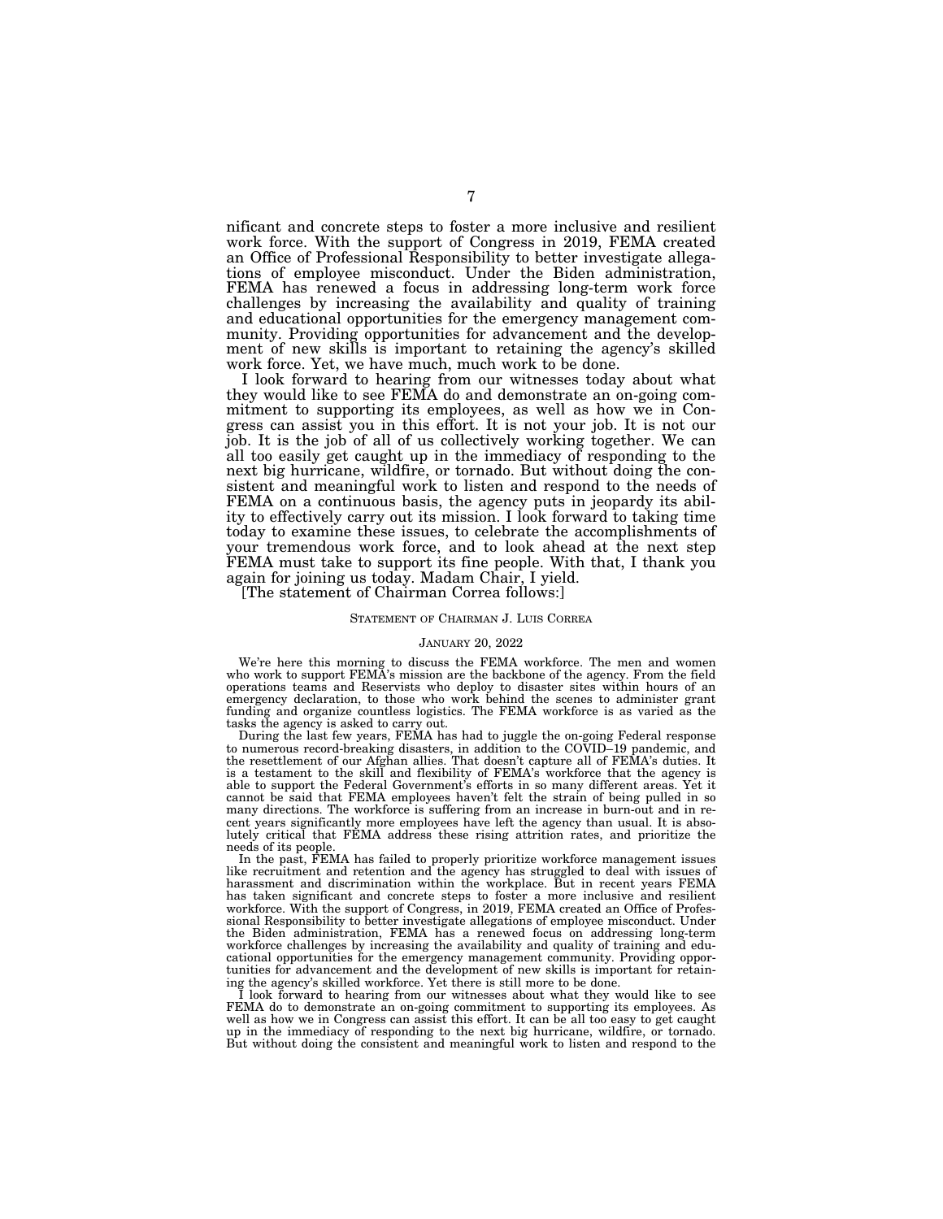nificant and concrete steps to foster a more inclusive and resilient work force. With the support of Congress in 2019, FEMA created an Office of Professional Responsibility to better investigate allegations of employee misconduct. Under the Biden administration, FEMA has renewed a focus in addressing long-term work force challenges by increasing the availability and quality of training and educational opportunities for the emergency management community. Providing opportunities for advancement and the development of new skills is important to retaining the agency's skilled work force. Yet, we have much, much work to be done.

I look forward to hearing from our witnesses today about what they would like to see FEMA do and demonstrate an on-going commitment to supporting its employees, as well as how we in Congress can assist you in this effort. It is not your job. It is not our job. It is the job of all of us collectively working together. We can all too easily get caught up in the immediacy of responding to the next big hurricane, wildfire, or tornado. But without doing the consistent and meaningful work to listen and respond to the needs of FEMA on a continuous basis, the agency puts in jeopardy its ability to effectively carry out its mission. I look forward to taking time today to examine these issues, to celebrate the accomplishments of your tremendous work force, and to look ahead at the next step FEMA must take to support its fine people. With that, I thank you again for joining us today. Madam Chair, I yield.

[The statement of Chairman Correa follows:]

STATEMENT OF CHAIRMAN J. LUIS CORREA

JANUARY 20, 2022

We're here this morning to discuss the FEMA workforce. The men and women who work to support FEMA's mission are the backbone of the agency. From the field operations teams and Reservists who deploy to disaster sites within hours of an emergency declaration, to those who work behind the scenes to administer grant funding and organize countless logistics. The FEMA workforce is as varied as the tasks the agency is asked to carry out.

During the last few years, FEMA has had to juggle the on-going Federal response to numerous record-breaking disasters, in addition to the COVID–19 pandemic, and the resettlement of our Afghan allies. That doesn't capture all of FEMA's duties. It is a testament to the skill and flexibility of FEMA's workforce that the agency is able to support the Federal Government's efforts in so many different areas. Yet it cannot be said that FEMA employees haven't felt the strain of being pulled in so many directions. The workforce is suffering from an increase in burn-out and in recent years significantly more employees have left the agency than usual. It is absolutely critical that FEMA address these rising attrition rates, and prioritize the needs of its people.

In the past, FEMA has failed to properly prioritize workforce management issues like recruitment and retention and the agency has struggled to deal with issues of harassment and discrimination within the workplace. But in recent years FEMA has taken significant and concrete steps to foster a more inclusive and resilient workforce. With the support of Congress, in 2019, FEMA created an Office of Professional Responsibility to better investigate allegations of employee misconduct. Under the Biden administration, FEMA has a renewed focus on addressing long-term workforce challenges by increasing the availability and quality of training and educational opportunities for the emergency management community. Providing opportunities for advancement and the development of new skills is important for retaining the agency's skilled workforce. Yet there is still more to be done.

I look forward to hearing from our witnesses about what they would like to see FEMA do to demonstrate an on-going commitment to supporting its employees. As well as how we in Congress can assist this effort. It can be all too easy to get caught up in the immediacy of responding to the next big hurricane, wildfire, or tornado. But without doing the consistent and meaningful work to listen and respond to the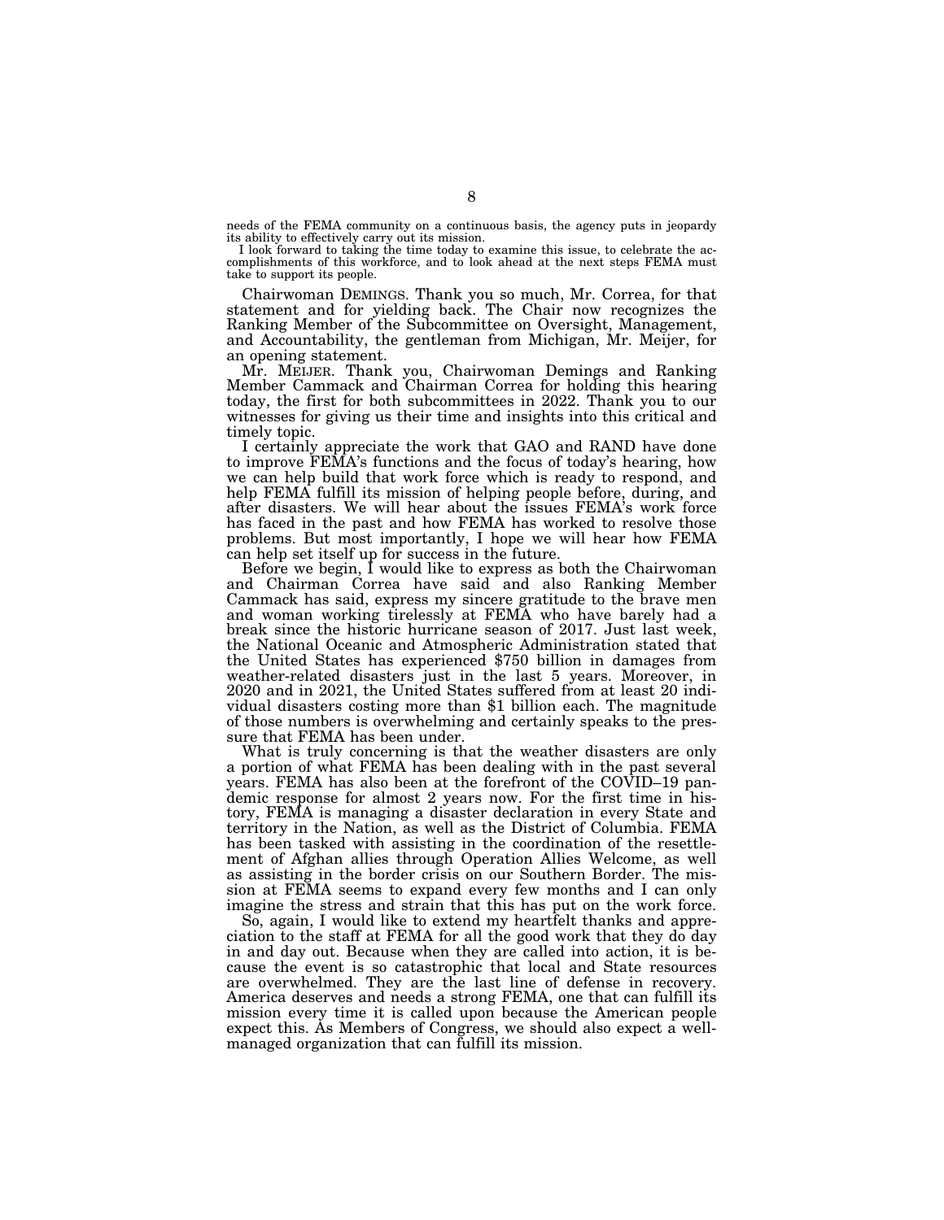needs of the FEMA community on a continuous basis, the agency puts in jeopardy its ability to effectively carry out its mission.

I look forward to taking the time today to examine this issue, to celebrate the accomplishments of this workforce, and to look ahead at the next steps FEMA must take to support its people.

Chairwoman DEMINGS. Thank you so much, Mr. Correa, for that statement and for yielding back. The Chair now recognizes the Ranking Member of the Subcommittee on Oversight, Management, and Accountability, the gentleman from Michigan, Mr. Meijer, for an opening statement.

Mr. MEIJER. Thank you, Chairwoman Demings and Ranking Member Cammack and Chairman Correa for holding this hearing today, the first for both subcommittees in 2022. Thank you to our witnesses for giving us their time and insights into this critical and timely topic.

I certainly appreciate the work that GAO and RAND have done to improve FEMA's functions and the focus of today's hearing, how we can help build that work force which is ready to respond, and help FEMA fulfill its mission of helping people before, during, and after disasters. We will hear about the issues FEMA's work force has faced in the past and how FEMA has worked to resolve those problems. But most importantly, I hope we will hear how FEMA can help set itself up for success in the future.

Before we begin, I would like to express as both the Chairwoman and Chairman Correa have said and also Ranking Member Cammack has said, express my sincere gratitude to the brave men and woman working tirelessly at FEMA who have barely had a break since the historic hurricane season of 2017. Just last week, the National Oceanic and Atmospheric Administration stated that the United States has experienced $750 billion in damages from weather-related disasters just in the last 5 years. Moreover, in 2020 and in 2021, the United States suffered from at least 20 individual disasters costing more than $1 billion each. The magnitude of those numbers is overwhelming and certainly speaks to the pressure that FEMA has been under.

What is truly concerning is that the weather disasters are only a portion of what FEMA has been dealing with in the past several years. FEMA has also been at the forefront of the COVID–19 pandemic response for almost 2 years now. For the first time in history, FEMA is managing a disaster declaration in every State and territory in the Nation, as well as the District of Columbia. FEMA has been tasked with assisting in the coordination of the resettlement of Afghan allies through Operation Allies Welcome, as well as assisting in the border crisis on our Southern Border. The mission at FEMA seems to expand every few months and I can only imagine the stress and strain that this has put on the work force.

So, again, I would like to extend my heartfelt thanks and appreciation to the staff at FEMA for all the good work that they do day in and day out. Because when they are called into action, it is because the event is so catastrophic that local and State resources are overwhelmed. They are the last line of defense in recovery. America deserves and needs a strong FEMA, one that can fulfill its mission every time it is called upon because the American people expect this. As Members of Congress, we should also expect a well-managed organization that can fulfill its mission.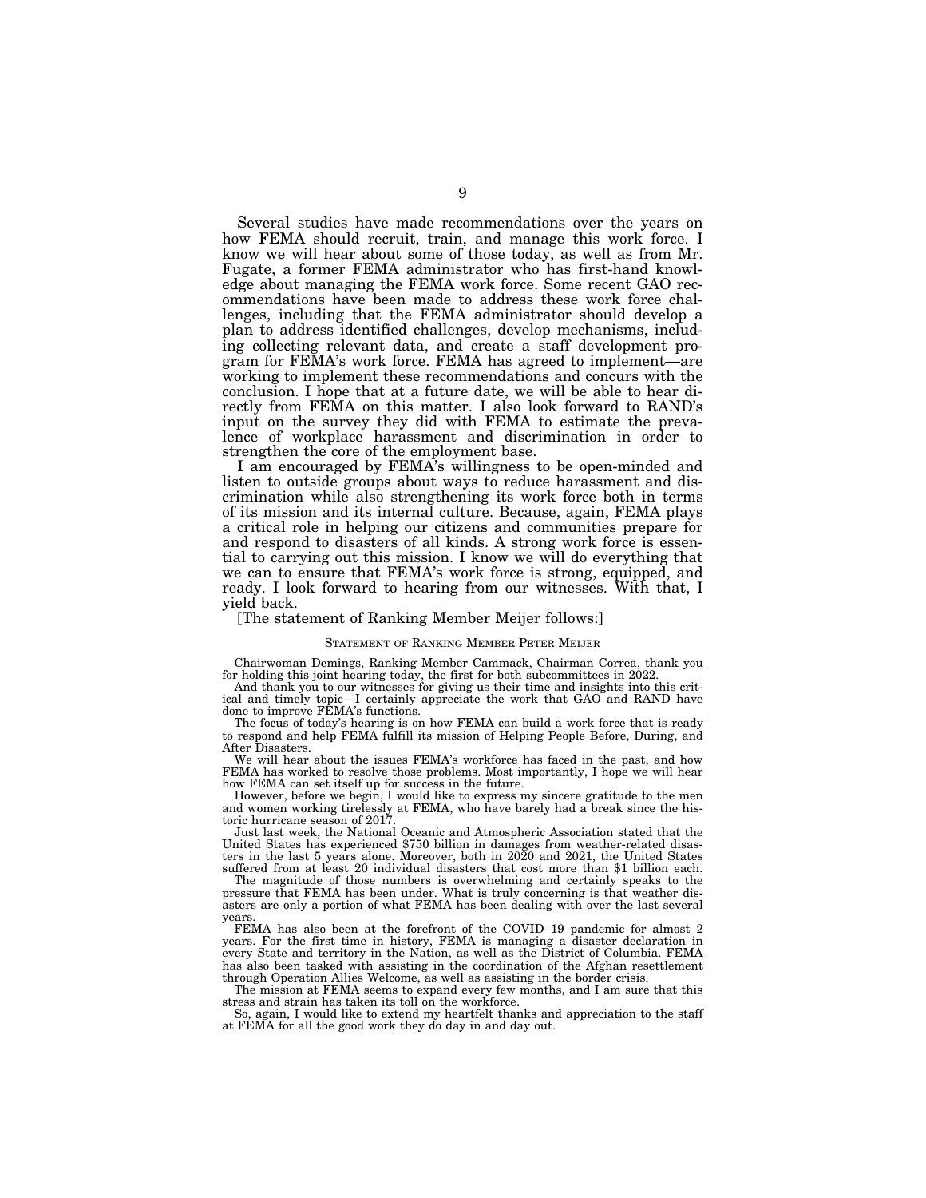Several studies have made recommendations over the years on how FEMA should recruit, train, and manage this work force. I know we will hear about some of those today, as well as from Mr. Fugate, a former FEMA administrator who has first-hand knowledge about managing the FEMA work force. Some recent GAO recommendations have been made to address these work force challenges, including that the FEMA administrator should develop a plan to address identified challenges, develop mechanisms, including collecting relevant data, and create a staff development program for FEMA's work force. FEMA has agreed to implement—are working to implement these recommendations and concurs with the conclusion. I hope that at a future date, we will be able to hear directly from FEMA on this matter. I also look forward to RAND's input on the survey they did with FEMA to estimate the prevalence of workplace harassment and discrimination in order to strengthen the core of the employment base.

I am encouraged by FEMA's willingness to be open-minded and listen to outside groups about ways to reduce harassment and discrimination while also strengthening its work force both in terms of its mission and its internal culture. Because, again, FEMA plays a critical role in helping our citizens and communities prepare for and respond to disasters of all kinds. A strong work force is essential to carrying out this mission. I know we will do everything that we can to ensure that FEMA's work force is strong, equipped, and ready. I look forward to hearing from our witnesses. With that, I yield back.

[The statement of Ranking Member Meijer follows:]

STATEMENT OF RANKING MEMBER PETER MEIJER

Chairwoman Demings, Ranking Member Cammack, Chairman Correa, thank you for holding this joint hearing today, the first for both subcommittees in 2022.

And thank you to our witnesses for giving us their time and insights into this critical and timely topic—I certainly appreciate the work that GAO and RAND have done to improve FEMA's functions.

The focus of today's hearing is on how FEMA can build a work force that is ready to respond and help FEMA fulfill its mission of Helping People Before, During, and After Disasters.

We will hear about the issues FEMA's workforce has faced in the past, and how FEMA has worked to resolve those problems. Most importantly, I hope we will hear how FEMA can set itself up for success in the future.

However, before we begin, I would like to express my sincere gratitude to the men and women working tirelessly at FEMA, who have barely had a break since the historic hurricane season of 2017.

Just last week, the National Oceanic and Atmospheric Association stated that the United States has experienced $750 billion in damages from weather-related disasters in the last 5 years alone. Moreover, both in 2020 and 2021, the United States suffered from at least 20 individual disasters that cost more than $1 billion each.

The magnitude of those numbers is overwhelming and certainly speaks to the pressure that FEMA has been under. What is truly concerning is that weather disasters are only a portion of what FEMA has been dealing with over the last several years.

FEMA has also been at the forefront of the COVID–19 pandemic for almost 2 years. For the first time in history, FEMA is managing a disaster declaration in every State and territory in the Nation, as well as the District of Columbia. FEMA has also been tasked with assisting in the coordination of the Afghan resettlement through Operation Allies Welcome, as well as assisting in the border crisis.

The mission at FEMA seems to expand every few months, and I am sure that this stress and strain has taken its toll on the workforce.

So, again, I would like to extend my heartfelt thanks and appreciation to the staff at FEMA for all the good work they do day in and day out.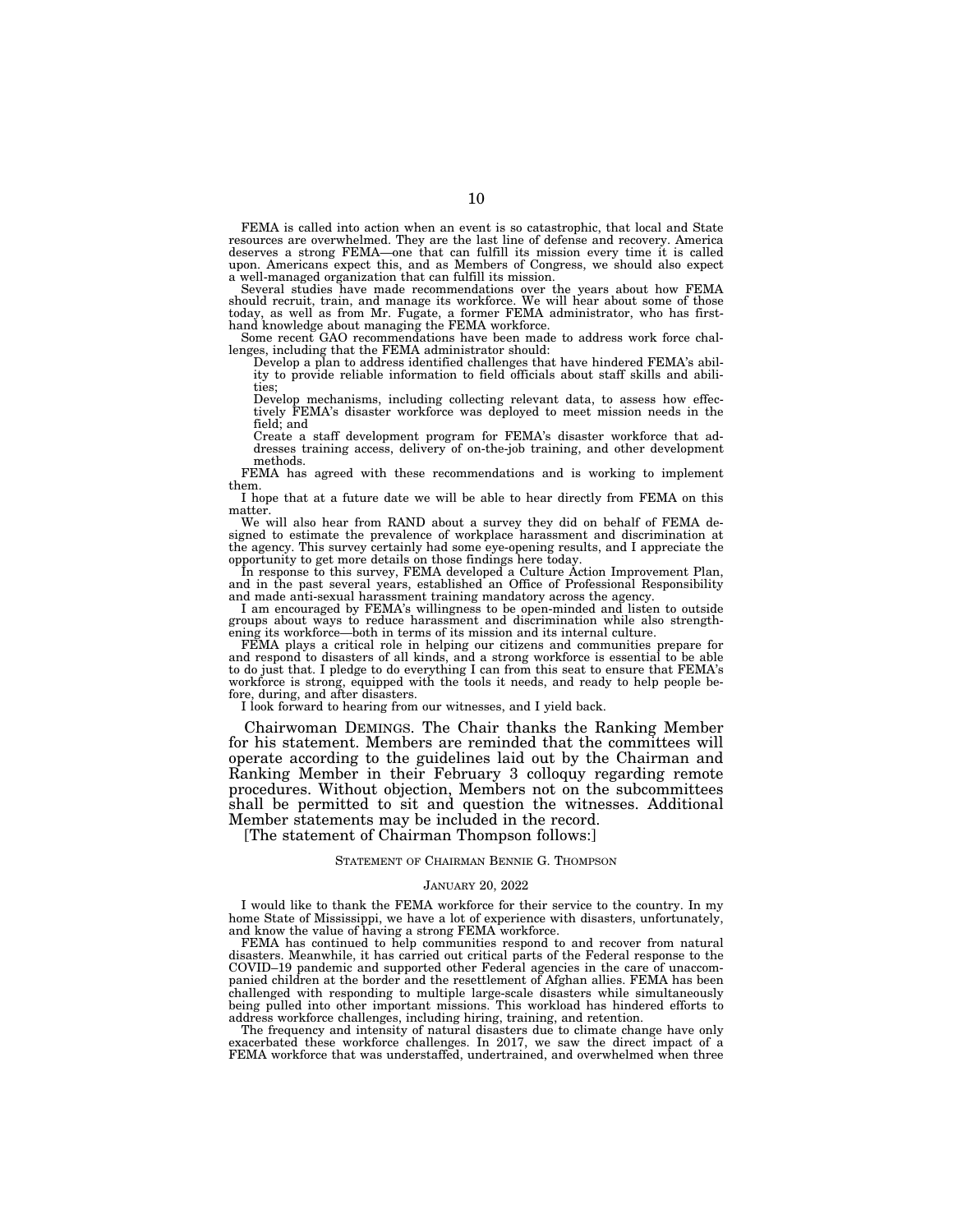FEMA is called into action when an event is so catastrophic, that local and State resources are overwhelmed. They are the last line of defense and recovery. America deserves a strong FEMA—one that can fulfill its mission every time it is called upon. Americans expect this, and as Members of Congress, we should also expect a well-managed organization that can fulfill its mission.

Several studies have made recommendations over the years about how FEMA should recruit, train, and manage its workforce. We will hear about some of those today, as well as from Mr. Fugate, a former FEMA administrator, who has first-hand knowledge about managing the FEMA workforce.

Some recent GAO recommendations have been made to address work force challenges, including that the FEMA administrator should:

> Develop a plan to address identified challenges that have hindered FEMA's ability to provide reliable information to field officials about staff skills and abilities;
>
> Develop mechanisms, including collecting relevant data, to assess how effectively FEMA's disaster workforce was deployed to meet mission needs in the field; and
>
> Create a staff development program for FEMA's disaster workforce that addresses training access, delivery of on-the-job training, and other development methods.

FEMA has agreed with these recommendations and is working to implement them.

I hope that at a future date we will be able to hear directly from FEMA on this matter.

We will also hear from RAND about a survey they did on behalf of FEMA designed to estimate the prevalence of workplace harassment and discrimination at the agency. This survey certainly had some eye-opening results, and I appreciate the opportunity to get more details on those findings here today.

In response to this survey, FEMA developed a Culture Action Improvement Plan, and in the past several years, established an Office of Professional Responsibility and made anti-sexual harassment training mandatory across the agency.

I am encouraged by FEMA's willingness to be open-minded and listen to outside groups about ways to reduce harassment and discrimination while also strengthening its workforce—both in terms of its mission and its internal culture.

FEMA plays a critical role in helping our citizens and communities prepare for and respond to disasters of all kinds, and a strong workforce is essential to be able to do just that. I pledge to do everything I can from this seat to ensure that FEMA's workforce is strong, equipped with the tools it needs, and ready to help people before, during, and after disasters.

I look forward to hearing from our witnesses, and I yield back.

Chairwoman DEMINGS. The Chair thanks the Ranking Member for his statement. Members are reminded that the committees will operate according to the guidelines laid out by the Chairman and Ranking Member in their February 3 colloquy regarding remote procedures. Without objection, Members not on the subcommittees shall be permitted to sit and question the witnesses. Additional Member statements may be included in the record.

[The statement of Chairman Thompson follows:]

STATEMENT OF CHAIRMAN BENNIE G. THOMPSON

JANUARY 20, 2022

I would like to thank the FEMA workforce for their service to the country. In my home State of Mississippi, we have a lot of experience with disasters, unfortunately, and know the value of having a strong FEMA workforce.

FEMA has continued to help communities respond to and recover from natural disasters. Meanwhile, it has carried out critical parts of the Federal response to the COVID–19 pandemic and supported other Federal agencies in the care of unaccompanied children at the border and the resettlement of Afghan allies. FEMA has been challenged with responding to multiple large-scale disasters while simultaneously being pulled into other important missions. This workload has hindered efforts to address workforce challenges, including hiring, training, and retention.

The frequency and intensity of natural disasters due to climate change have only exacerbated these workforce challenges. In 2017, we saw the direct impact of a FEMA workforce that was understaffed, undertrained, and overwhelmed when three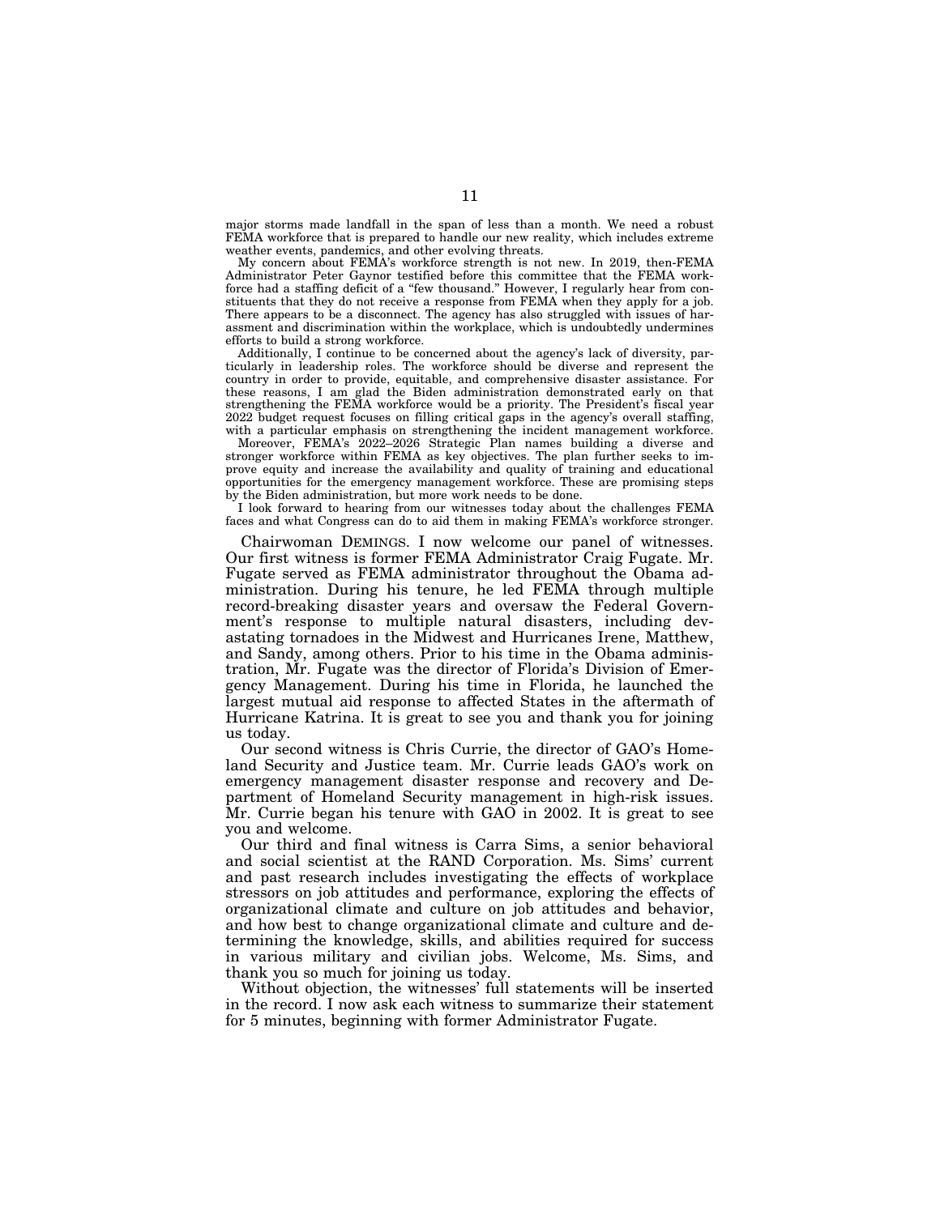major storms made landfall in the span of less than a month. We need a robust FEMA workforce that is prepared to handle our new reality, which includes extreme weather events, pandemics, and other evolving threats.

My concern about FEMA's workforce strength is not new. In 2019, then-FEMA Administrator Peter Gaynor testified before this committee that the FEMA workforce had a staffing deficit of a "few thousand." However, I regularly hear from constituents that they do not receive a response from FEMA when they apply for a job. There appears to be a disconnect. The agency has also struggled with issues of harassment and discrimination within the workplace, which is undoubtedly undermines efforts to build a strong workforce.

Additionally, I continue to be concerned about the agency's lack of diversity, particularly in leadership roles. The workforce should be diverse and represent the country in order to provide, equitable, and comprehensive disaster assistance. For these reasons, I am glad the Biden administration demonstrated early on that strengthening the FEMA workforce would be a priority. The President's fiscal year 2022 budget request focuses on filling critical gaps in the agency's overall staffing, with a particular emphasis on strengthening the incident management workforce.

Moreover, FEMA's 2022–2026 Strategic Plan names building a diverse and stronger workforce within FEMA as key objectives. The plan further seeks to improve equity and increase the availability and quality of training and educational opportunities for the emergency management workforce. These are promising steps by the Biden administration, but more work needs to be done.

I look forward to hearing from our witnesses today about the challenges FEMA faces and what Congress can do to aid them in making FEMA's workforce stronger.

Chairwoman DEMINGS. I now welcome our panel of witnesses. Our first witness is former FEMA Administrator Craig Fugate. Mr. Fugate served as FEMA administrator throughout the Obama administration. During his tenure, he led FEMA through multiple record-breaking disaster years and oversaw the Federal Government's response to multiple natural disasters, including devastating tornadoes in the Midwest and Hurricanes Irene, Matthew, and Sandy, among others. Prior to his time in the Obama administration, Mr. Fugate was the director of Florida's Division of Emergency Management. During his time in Florida, he launched the largest mutual aid response to affected States in the aftermath of Hurricane Katrina. It is great to see you and thank you for joining us today.

Our second witness is Chris Currie, the director of GAO's Homeland Security and Justice team. Mr. Currie leads GAO's work on emergency management disaster response and recovery and Department of Homeland Security management in high-risk issues. Mr. Currie began his tenure with GAO in 2002. It is great to see you and welcome.

Our third and final witness is Carra Sims, a senior behavioral and social scientist at the RAND Corporation. Ms. Sims' current and past research includes investigating the effects of workplace stressors on job attitudes and performance, exploring the effects of organizational climate and culture on job attitudes and behavior, and how best to change organizational climate and culture and determining the knowledge, skills, and abilities required for success in various military and civilian jobs. Welcome, Ms. Sims, and thank you so much for joining us today.

Without objection, the witnesses' full statements will be inserted in the record. I now ask each witness to summarize their statement for 5 minutes, beginning with former Administrator Fugate.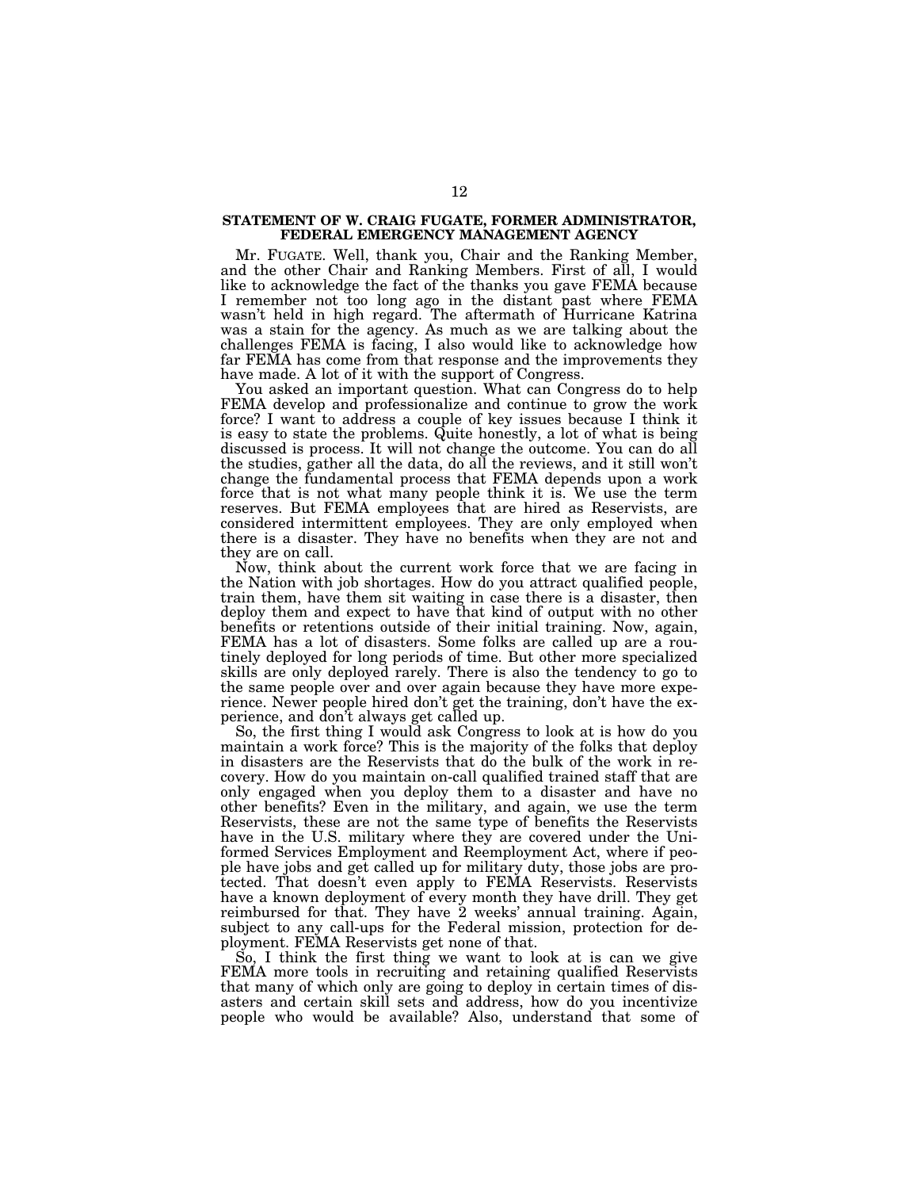## STATEMENT OF W. CRAIG FUGATE, FORMER ADMINISTRATOR, FEDERAL EMERGENCY MANAGEMENT AGENCY

Mr. FUGATE. Well, thank you, Chair and the Ranking Member, and the other Chair and Ranking Members. First of all, I would like to acknowledge the fact of the thanks you gave FEMA because I remember not too long ago in the distant past where FEMA wasn't held in high regard. The aftermath of Hurricane Katrina was a stain for the agency. As much as we are talking about the challenges FEMA is facing, I also would like to acknowledge how far FEMA has come from that response and the improvements they have made. A lot of it with the support of Congress.

You asked an important question. What can Congress do to help FEMA develop and professionalize and continue to grow the work force? I want to address a couple of key issues because I think it is easy to state the problems. Quite honestly, a lot of what is being discussed is process. It will not change the outcome. You can do all the studies, gather all the data, do all the reviews, and it still won't change the fundamental process that FEMA depends upon a work force that is not what many people think it is. We use the term reserves. But FEMA employees that are hired as Reservists, are considered intermittent employees. They are only employed when there is a disaster. They have no benefits when they are not and they are on call.

Now, think about the current work force that we are facing in the Nation with job shortages. How do you attract qualified people, train them, have them sit waiting in case there is a disaster, then deploy them and expect to have that kind of output with no other benefits or retentions outside of their initial training. Now, again, FEMA has a lot of disasters. Some folks are called up are a routinely deployed for long periods of time. But other more specialized skills are only deployed rarely. There is also the tendency to go to the same people over and over again because they have more experience. Newer people hired don't get the training, don't have the experience, and don't always get called up.

So, the first thing I would ask Congress to look at is how do you maintain a work force? This is the majority of the folks that deploy in disasters are the Reservists that do the bulk of the work in recovery. How do you maintain on-call qualified trained staff that are only engaged when you deploy them to a disaster and have no other benefits? Even in the military, and again, we use the term Reservists, these are not the same type of benefits the Reservists have in the U.S. military where they are covered under the Uniformed Services Employment and Reemployment Act, where if people have jobs and get called up for military duty, those jobs are protected. That doesn't even apply to FEMA Reservists. Reservists have a known deployment of every month they have drill. They get reimbursed for that. They have 2 weeks' annual training. Again, subject to any call-ups for the Federal mission, protection for deployment. FEMA Reservists get none of that.

So, I think the first thing we want to look at is can we give FEMA more tools in recruiting and retaining qualified Reservists that many of which only are going to deploy in certain times of disasters and certain skill sets and address, how do you incentivize people who would be available? Also, understand that some of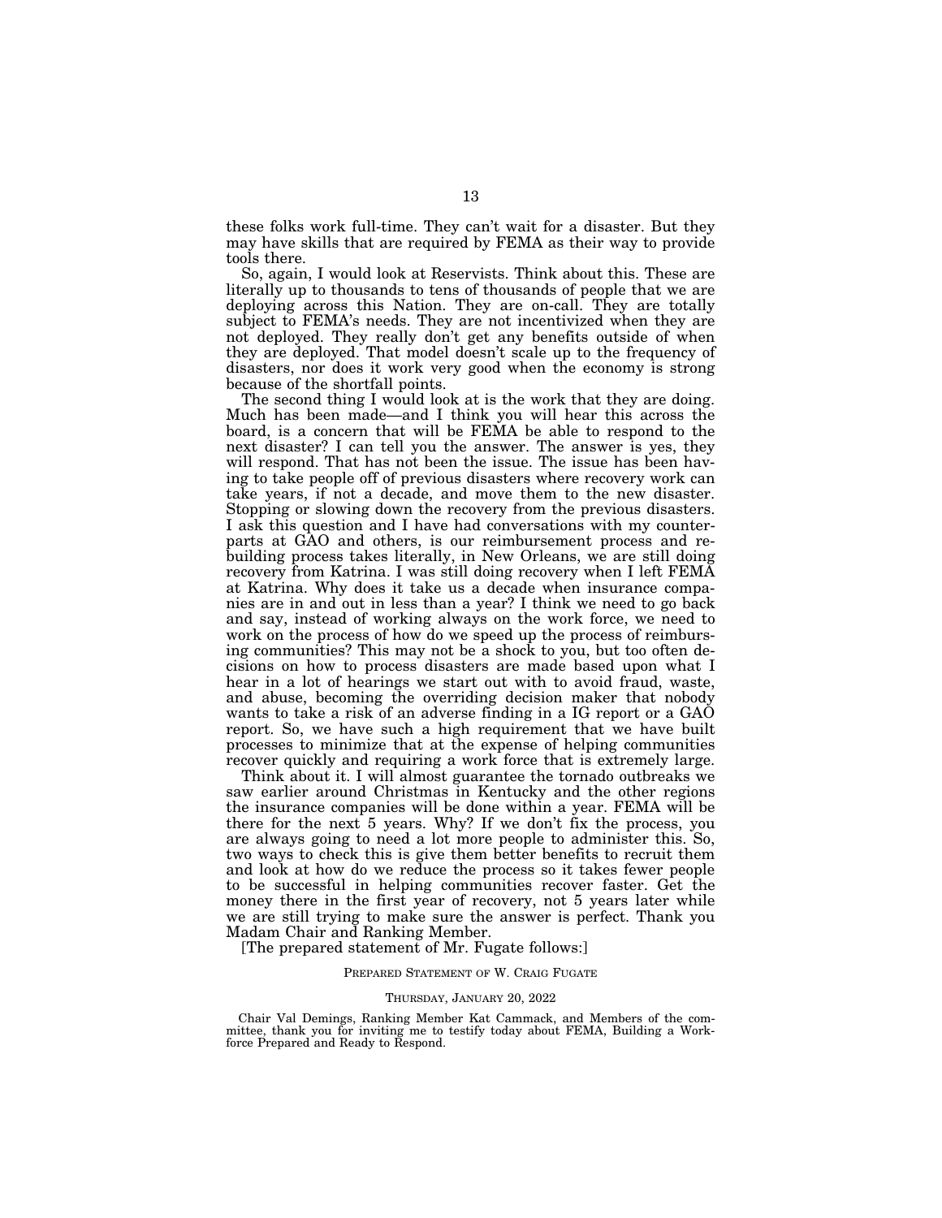these folks work full-time. They can't wait for a disaster. But they may have skills that are required by FEMA as their way to provide tools there.

So, again, I would look at Reservists. Think about this. These are literally up to thousands to tens of thousands of people that we are deploying across this Nation. They are on-call. They are totally subject to FEMA's needs. They are not incentivized when they are not deployed. They really don't get any benefits outside of when they are deployed. That model doesn't scale up to the frequency of disasters, nor does it work very good when the economy is strong because of the shortfall points.

The second thing I would look at is the work that they are doing. Much has been made—and I think you will hear this across the board, is a concern that will be FEMA be able to respond to the next disaster? I can tell you the answer. The answer is yes, they will respond. That has not been the issue. The issue has been having to take people off of previous disasters where recovery work can take years, if not a decade, and move them to the new disaster. Stopping or slowing down the recovery from the previous disasters. I ask this question and I have had conversations with my counterparts at GAO and others, is our reimbursement process and rebuilding process takes literally, in New Orleans, we are still doing recovery from Katrina. I was still doing recovery when I left FEMA at Katrina. Why does it take us a decade when insurance companies are in and out in less than a year? I think we need to go back and say, instead of working always on the work force, we need to work on the process of how do we speed up the process of reimbursing communities? This may not be a shock to you, but too often decisions on how to process disasters are made based upon what I hear in a lot of hearings we start out with to avoid fraud, waste, and abuse, becoming the overriding decision maker that nobody wants to take a risk of an adverse finding in a IG report or a GAO report. So, we have such a high requirement that we have built processes to minimize that at the expense of helping communities recover quickly and requiring a work force that is extremely large.

Think about it. I will almost guarantee the tornado outbreaks we saw earlier around Christmas in Kentucky and the other regions the insurance companies will be done within a year. FEMA will be there for the next 5 years. Why? If we don't fix the process, you are always going to need a lot more people to administer this. So, two ways to check this is give them better benefits to recruit them and look at how do we reduce the process so it takes fewer people to be successful in helping communities recover faster. Get the money there in the first year of recovery, not 5 years later while we are still trying to make sure the answer is perfect. Thank you Madam Chair and Ranking Member.

[The prepared statement of Mr. Fugate follows:]

PREPARED STATEMENT OF W. CRAIG FUGATE

THURSDAY, JANUARY 20, 2022

Chair Val Demings, Ranking Member Kat Cammack, and Members of the committee, thank you for inviting me to testify today about FEMA, Building a Workforce Prepared and Ready to Respond.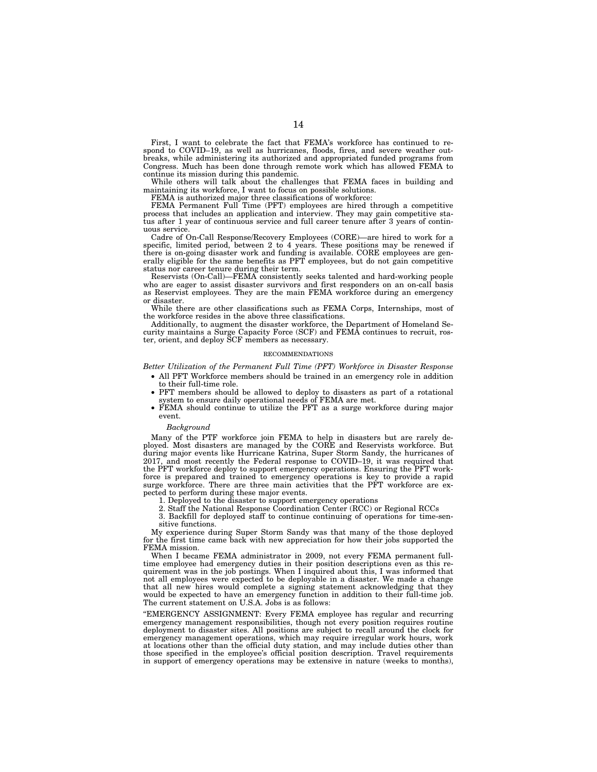First, I want to celebrate the fact that FEMA's workforce has continued to respond to COVID–19, as well as hurricanes, floods, fires, and severe weather outbreaks, while administering its authorized and appropriated funded programs from Congress. Much has been done through remote work which has allowed FEMA to continue its mission during this pandemic.

While others will talk about the challenges that FEMA faces in building and maintaining its workforce, I want to focus on possible solutions.

FEMA is authorized major three classifications of workforce:

FEMA Permanent Full Time (PFT) employees are hired through a competitive process that includes an application and interview. They may gain competitive status after 1 year of continuous service and full career tenure after 3 years of continuous service.

Cadre of On-Call Response/Recovery Employees (CORE)—are hired to work for a specific, limited period, between 2 to 4 years. These positions may be renewed if there is on-going disaster work and funding is available. CORE employees are generally eligible for the same benefits as PFT employees, but do not gain competitive status nor career tenure during their term.

Reservists (On-Call)—FEMA consistently seeks talented and hard-working people who are eager to assist disaster survivors and first responders on an on-call basis as Reservist employees. They are the main FEMA workforce during an emergency or disaster.

While there are other classifications such as FEMA Corps, Internships, most of the workforce resides in the above three classifications.

Additionally, to augment the disaster workforce, the Department of Homeland Security maintains a Surge Capacity Force (SCF) and FEMA continues to recruit, roster, orient, and deploy SCF members as necessary.

## RECOMMENDATIONS

*Better Utilization of the Permanent Full Time (PFT) Workforce in Disaster Response*

- All PFT Workforce members should be trained in an emergency role in addition to their full-time role.
- PFT members should be allowed to deploy to disasters as part of a rotational system to ensure daily operational needs of FEMA are met.
- FEMA should continue to utilize the PFT as a surge workforce during major event.

*Background*

Many of the PTF workforce join FEMA to help in disasters but are rarely deployed. Most disasters are managed by the CORE and Reservists workforce. But during major events like Hurricane Katrina, Super Storm Sandy, the hurricanes of 2017, and most recently the Federal response to COVID–19, it was required that the PFT workforce deploy to support emergency operations. Ensuring the PFT workforce is prepared and trained to emergency operations is key to provide a rapid surge workforce. There are three main activities that the PFT workforce are expected to perform during these major events.

1. Deployed to the disaster to support emergency operations
2. Staff the National Response Coordination Center (RCC) or Regional RCCs
3. Backfill for deployed staff to continue continuing of operations for time-sensitive functions.

My experience during Super Storm Sandy was that many of the those deployed for the first time came back with new appreciation for how their jobs supported the FEMA mission.

When I became FEMA administrator in 2009, not every FEMA permanent full-time employee had emergency duties in their position descriptions even as this requirement was in the job postings. When I inquired about this, I was informed that not all employees were expected to be deployable in a disaster. We made a change that all new hires would complete a signing statement acknowledging that they would be expected to have an emergency function in addition to their full-time job. The current statement on U.S.A. Jobs is as follows:

"EMERGENCY ASSIGNMENT: Every FEMA employee has regular and recurring emergency management responsibilities, though not every position requires routine deployment to disaster sites. All positions are subject to recall around the clock for emergency management operations, which may require irregular work hours, work at locations other than the official duty station, and may include duties other than those specified in the employee's official position description. Travel requirements in support of emergency operations may be extensive in nature (weeks to months),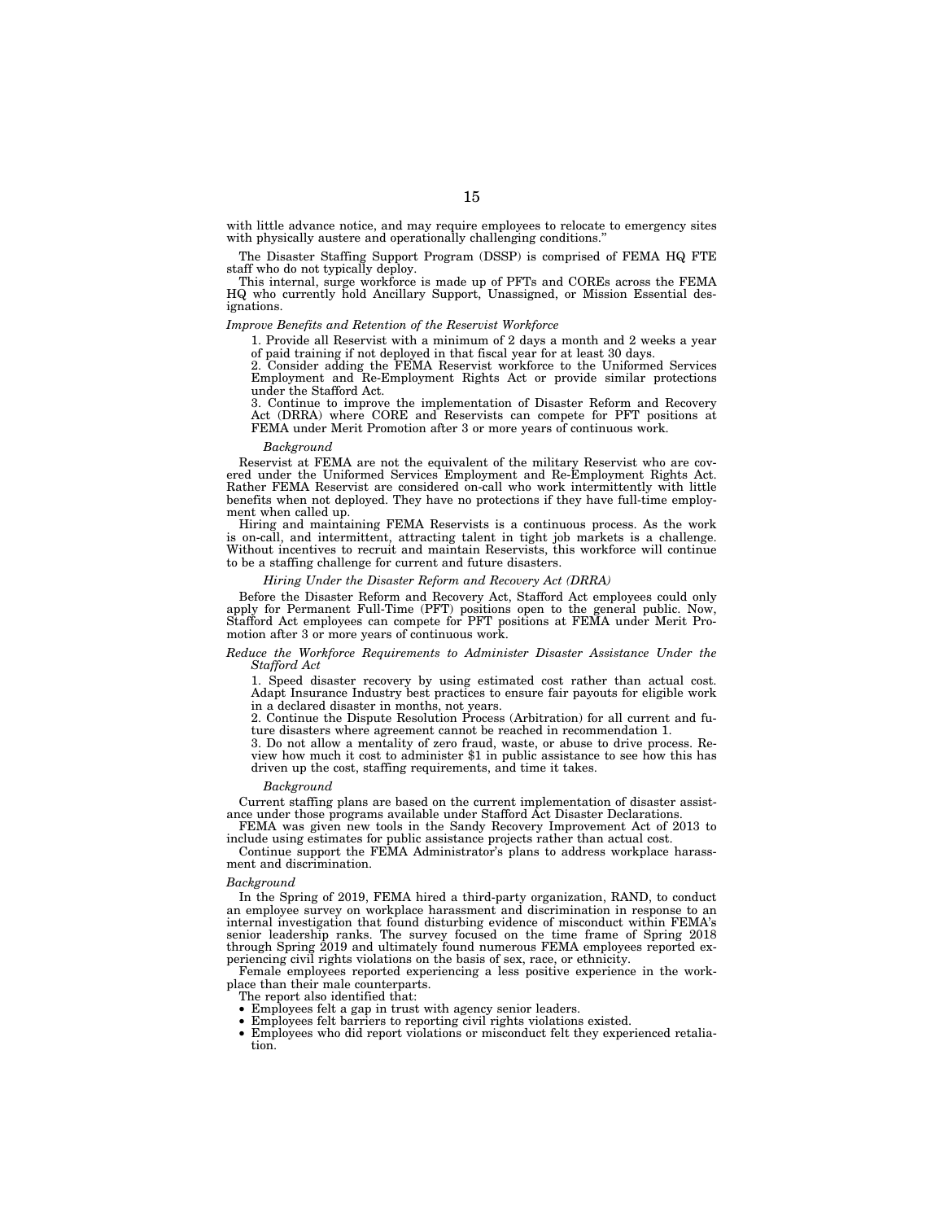with little advance notice, and may require employees to relocate to emergency sites with physically austere and operationally challenging conditions."

The Disaster Staffing Support Program (DSSP) is comprised of FEMA HQ FTE staff who do not typically deploy.

This internal, surge workforce is made up of PFTs and COREs across the FEMA HQ who currently hold Ancillary Support, Unassigned, or Mission Essential designations.

*Improve Benefits and Retention of the Reservist Workforce*

1. Provide all Reservist with a minimum of 2 days a month and 2 weeks a year of paid training if not deployed in that fiscal year for at least 30 days.
2. Consider adding the FEMA Reservist workforce to the Uniformed Services Employment and Re-Employment Rights Act or provide similar protections under the Stafford Act.
3. Continue to improve the implementation of Disaster Reform and Recovery Act (DRRA) where CORE and Reservists can compete for PFT positions at FEMA under Merit Promotion after 3 or more years of continuous work.

*Background*

Reservist at FEMA are not the equivalent of the military Reservist who are covered under the Uniformed Services Employment and Re-Employment Rights Act. Rather FEMA Reservist are considered on-call who work intermittently with little benefits when not deployed. They have no protections if they have full-time employment when called up.

Hiring and maintaining FEMA Reservists is a continuous process. As the work is on-call, and intermittent, attracting talent in tight job markets is a challenge. Without incentives to recruit and maintain Reservists, this workforce will continue to be a staffing challenge for current and future disasters.

*Hiring Under the Disaster Reform and Recovery Act (DRRA)*

Before the Disaster Reform and Recovery Act, Stafford Act employees could only apply for Permanent Full-Time (PFT) positions open to the general public. Now, Stafford Act employees can compete for PFT positions at FEMA under Merit Promotion after 3 or more years of continuous work.

*Reduce the Workforce Requirements to Administer Disaster Assistance Under the Stafford Act*

1. Speed disaster recovery by using estimated cost rather than actual cost. Adapt Insurance Industry best practices to ensure fair payouts for eligible work in a declared disaster in months, not years.
2. Continue the Dispute Resolution Process (Arbitration) for all current and future disasters where agreement cannot be reached in recommendation 1.
3. Do not allow a mentality of zero fraud, waste, or abuse to drive process. Review how much it cost to administer $1 in public assistance to see how this has driven up the cost, staffing requirements, and time it takes.

*Background*

Current staffing plans are based on the current implementation of disaster assistance under those programs available under Stafford Act Disaster Declarations.

FEMA was given new tools in the Sandy Recovery Improvement Act of 2013 to include using estimates for public assistance projects rather than actual cost.

Continue support the FEMA Administrator's plans to address workplace harassment and discrimination.

*Background*

In the Spring of 2019, FEMA hired a third-party organization, RAND, to conduct an employee survey on workplace harassment and discrimination in response to an internal investigation that found disturbing evidence of misconduct within FEMA's senior leadership ranks. The survey focused on the time frame of Spring 2018 through Spring 2019 and ultimately found numerous FEMA employees reported experiencing civil rights violations on the basis of sex, race, or ethnicity.

Female employees reported experiencing a less positive experience in the workplace than their male counterparts.

The report also identified that:

- Employees felt a gap in trust with agency senior leaders.
- Employees felt barriers to reporting civil rights violations existed.
- Employees who did report violations or misconduct felt they experienced retaliation.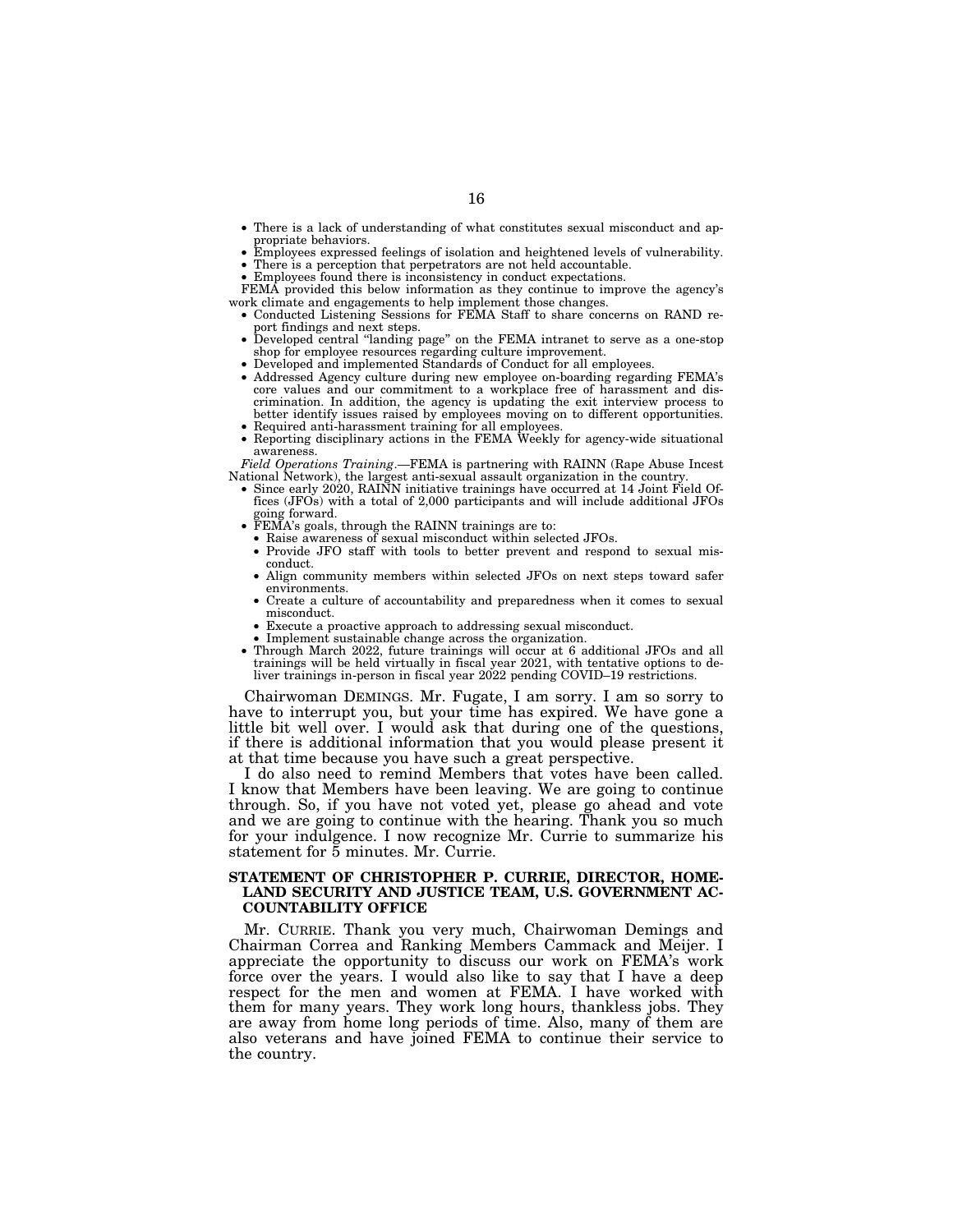- There is a lack of understanding of what constitutes sexual misconduct and appropriate behaviors.
- Employees expressed feelings of isolation and heightened levels of vulnerability.
- There is a perception that perpetrators are not held accountable.
- Employees found there is inconsistency in conduct expectations.

FEMA provided this below information as they continue to improve the agency's work climate and engagements to help implement those changes.

- Conducted Listening Sessions for FEMA Staff to share concerns on RAND report findings and next steps.
- Developed central "landing page" on the FEMA intranet to serve as a one-stop shop for employee resources regarding culture improvement.
- Developed and implemented Standards of Conduct for all employees.
- Addressed Agency culture during new employee on-boarding regarding FEMA's core values and our commitment to a workplace free of harassment and discrimination. In addition, the agency is updating the exit interview process to better identify issues raised by employees moving on to different opportunities.
- Required anti-harassment training for all employees.
- Reporting disciplinary actions in the FEMA Weekly for agency-wide situational awareness.

*Field Operations Training*.—FEMA is partnering with RAINN (Rape Abuse Incest National Network), the largest anti-sexual assault organization in the country.

- Since early 2020, RAINN initiative trainings have occurred at 14 Joint Field Offices (JFOs) with a total of 2,000 participants and will include additional JFOs going forward.
- FEMA's goals, through the RAINN trainings are to:
  - Raise awareness of sexual misconduct within selected JFOs.
  - Provide JFO staff with tools to better prevent and respond to sexual misconduct.
  - Align community members within selected JFOs on next steps toward safer environments.
  - Create a culture of accountability and preparedness when it comes to sexual misconduct.
  - Execute a proactive approach to addressing sexual misconduct.
  - Implement sustainable change across the organization.
- Through March 2022, future trainings will occur at 6 additional JFOs and all trainings will be held virtually in fiscal year 2021, with tentative options to deliver trainings in-person in fiscal year 2022 pending COVID–19 restrictions.

Chairwoman DEMINGS. Mr. Fugate, I am sorry. I am so sorry to have to interrupt you, but your time has expired. We have gone a little bit well over. I would ask that during one of the questions, if there is additional information that you would please present it at that time because you have such a great perspective.

I do also need to remind Members that votes have been called. I know that Members have been leaving. We are going to continue through. So, if you have not voted yet, please go ahead and vote and we are going to continue with the hearing. Thank you so much for your indulgence. I now recognize Mr. Currie to summarize his statement for 5 minutes. Mr. Currie.

### STATEMENT OF CHRISTOPHER P. CURRIE, DIRECTOR, HOMELAND SECURITY AND JUSTICE TEAM, U.S. GOVERNMENT ACCOUNTABILITY OFFICE

Mr. CURRIE. Thank you very much, Chairwoman Demings and Chairman Correa and Ranking Members Cammack and Meijer. I appreciate the opportunity to discuss our work on FEMA's work force over the years. I would also like to say that I have a deep respect for the men and women at FEMA. I have worked with them for many years. They work long hours, thankless jobs. They are away from home long periods of time. Also, many of them are also veterans and have joined FEMA to continue their service to the country.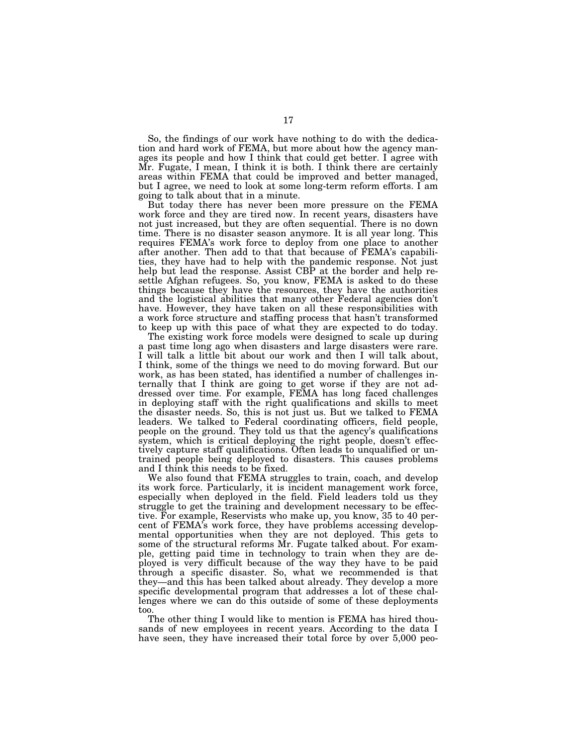So, the findings of our work have nothing to do with the dedication and hard work of FEMA, but more about how the agency manages its people and how I think that could get better. I agree with Mr. Fugate, I mean, I think it is both. I think there are certainly areas within FEMA that could be improved and better managed, but I agree, we need to look at some long-term reform efforts. I am going to talk about that in a minute.

But today there has never been more pressure on the FEMA work force and they are tired now. In recent years, disasters have not just increased, but they are often sequential. There is no down time. There is no disaster season anymore. It is all year long. This requires FEMA's work force to deploy from one place to another after another. Then add to that that because of FEMA's capabilities, they have had to help with the pandemic response. Not just help but lead the response. Assist CBP at the border and help resettle Afghan refugees. So, you know, FEMA is asked to do these things because they have the resources, they have the authorities and the logistical abilities that many other Federal agencies don't have. However, they have taken on all these responsibilities with a work force structure and staffing process that hasn't transformed to keep up with this pace of what they are expected to do today.

The existing work force models were designed to scale up during a past time long ago when disasters and large disasters were rare. I will talk a little bit about our work and then I will talk about, I think, some of the things we need to do moving forward. But our work, as has been stated, has identified a number of challenges internally that I think are going to get worse if they are not addressed over time. For example, FEMA has long faced challenges in deploying staff with the right qualifications and skills to meet the disaster needs. So, this is not just us. But we talked to FEMA leaders. We talked to Federal coordinating officers, field people, people on the ground. They told us that the agency's qualifications system, which is critical deploying the right people, doesn't effectively capture staff qualifications. Often leads to unqualified or untrained people being deployed to disasters. This causes problems and I think this needs to be fixed.

We also found that FEMA struggles to train, coach, and develop its work force. Particularly, it is incident management work force, especially when deployed in the field. Field leaders told us they struggle to get the training and development necessary to be effective. For example, Reservists who make up, you know, 35 to 40 percent of FEMA's work force, they have problems accessing developmental opportunities when they are not deployed. This gets to some of the structural reforms Mr. Fugate talked about. For example, getting paid time in technology to train when they are deployed is very difficult because of the way they have to be paid through a specific disaster. So, what we recommended is that they—and this has been talked about already. They develop a more specific developmental program that addresses a lot of these challenges where we can do this outside of some of these deployments too.

The other thing I would like to mention is FEMA has hired thousands of new employees in recent years. According to the data I have seen, they have increased their total force by over 5,000 peo-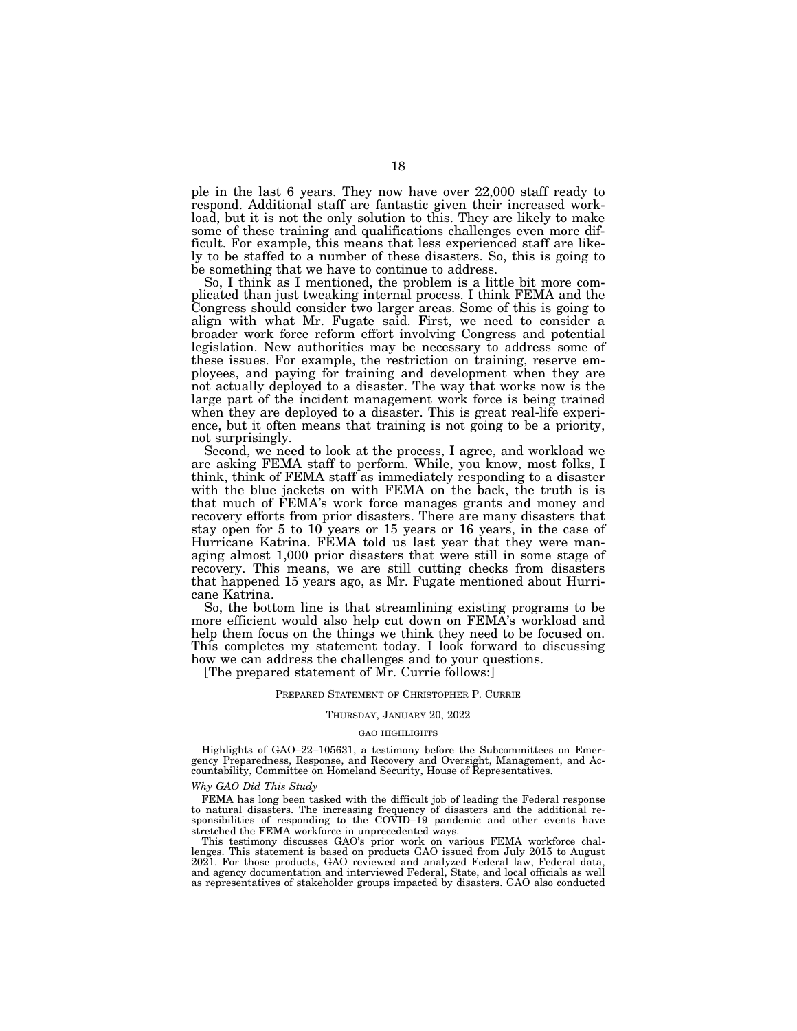ple in the last 6 years. They now have over 22,000 staff ready to respond. Additional staff are fantastic given their increased workload, but it is not the only solution to this. They are likely to make some of these training and qualifications challenges even more difficult. For example, this means that less experienced staff are likely to be staffed to a number of these disasters. So, this is going to be something that we have to continue to address.

So, I think as I mentioned, the problem is a little bit more complicated than just tweaking internal process. I think FEMA and the Congress should consider two larger areas. Some of this is going to align with what Mr. Fugate said. First, we need to consider a broader work force reform effort involving Congress and potential legislation. New authorities may be necessary to address some of these issues. For example, the restriction on training, reserve employees, and paying for training and development when they are not actually deployed to a disaster. The way that works now is the large part of the incident management work force is being trained when they are deployed to a disaster. This is great real-life experience, but it often means that training is not going to be a priority, not surprisingly.

Second, we need to look at the process, I agree, and workload we are asking FEMA staff to perform. While, you know, most folks, I think, think of FEMA staff as immediately responding to a disaster with the blue jackets on with FEMA on the back, the truth is is that much of FEMA's work force manages grants and money and recovery efforts from prior disasters. There are many disasters that stay open for 5 to 10 years or 15 years or 16 years, in the case of Hurricane Katrina. FEMA told us last year that they were managing almost 1,000 prior disasters that were still in some stage of recovery. This means, we are still cutting checks from disasters that happened 15 years ago, as Mr. Fugate mentioned about Hurricane Katrina.

So, the bottom line is that streamlining existing programs to be more efficient would also help cut down on FEMA's workload and help them focus on the things we think they need to be focused on. This completes my statement today. I look forward to discussing how we can address the challenges and to your questions.

[The prepared statement of Mr. Currie follows:]

PREPARED STATEMENT OF CHRISTOPHER P. CURRIE

THURSDAY, JANUARY 20, 2022

GAO HIGHLIGHTS

Highlights of GAO–22–105631, a testimony before the Subcommittees on Emergency Preparedness, Response, and Recovery and Oversight, Management, and Accountability, Committee on Homeland Security, House of Representatives.

*Why GAO Did This Study*

FEMA has long been tasked with the difficult job of leading the Federal response to natural disasters. The increasing frequency of disasters and the additional responsibilities of responding to the COVID–19 pandemic and other events have stretched the FEMA workforce in unprecedented ways.

This testimony discusses GAO's prior work on various FEMA workforce challenges. This statement is based on products GAO issued from July 2015 to August 2021. For those products, GAO reviewed and analyzed Federal law, Federal data, and agency documentation and interviewed Federal, State, and local officials as well as representatives of stakeholder groups impacted by disasters. GAO also conducted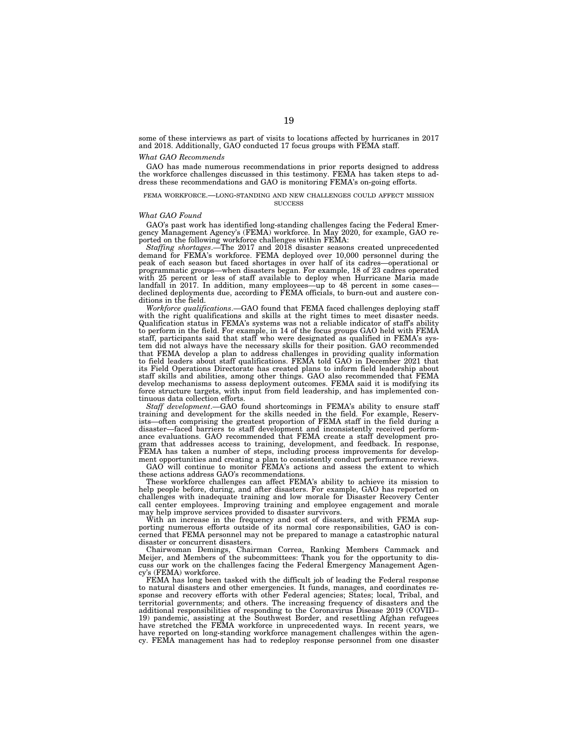some of these interviews as part of visits to locations affected by hurricanes in 2017 and 2018. Additionally, GAO conducted 17 focus groups with FEMA staff.

*What GAO Recommends*

GAO has made numerous recommendations in prior reports designed to address the workforce challenges discussed in this testimony. FEMA has taken steps to address these recommendations and GAO is monitoring FEMA's on-going efforts.

FEMA WORKFORCE.—LONG-STANDING AND NEW CHALLENGES COULD AFFECT MISSION SUCCESS

*What GAO Found*

GAO's past work has identified long-standing challenges facing the Federal Emergency Management Agency's (FEMA) workforce. In May 2020, for example, GAO reported on the following workforce challenges within FEMA:

*Staffing shortages*.—The 2017 and 2018 disaster seasons created unprecedented demand for FEMA's workforce. FEMA deployed over 10,000 personnel during the peak of each season but faced shortages in over half of its cadres—operational or programmatic groups—when disasters began. For example, 18 of 23 cadres operated with 25 percent or less of staff available to deploy when Hurricane Maria made landfall in 2017. In addition, many employees—up to 48 percent in some cases—declined deployments due, according to FEMA officials, to burn-out and austere conditions in the field.

*Workforce qualifications*.—GAO found that FEMA faced challenges deploying staff with the right qualifications and skills at the right times to meet disaster needs. Qualification status in FEMA's systems was not a reliable indicator of staff's ability to perform in the field. For example, in 14 of the focus groups GAO held with FEMA staff, participants said that staff who were designated as qualified in FEMA's system did not always have the necessary skills for their position. GAO recommended that FEMA develop a plan to address challenges in providing quality information to field leaders about staff qualifications. FEMA told GAO in December 2021 that its Field Operations Directorate has created plans to inform field leadership about staff skills and abilities, among other things. GAO also recommended that FEMA develop mechanisms to assess deployment outcomes. FEMA said it is modifying its force structure targets, with input from field leadership, and has implemented continuous data collection efforts.

*Staff development*.—GAO found shortcomings in FEMA's ability to ensure staff training and development for the skills needed in the field. For example, Reservists—often comprising the greatest proportion of FEMA staff in the field during a disaster—faced barriers to staff development and inconsistently received performance evaluations. GAO recommended that FEMA create a staff development program that addresses access to training, development, and feedback. In response, FEMA has taken a number of steps, including process improvements for development opportunities and creating a plan to consistently conduct performance reviews.

GAO will continue to monitor FEMA's actions and assess the extent to which these actions address GAO's recommendations.

These workforce challenges can affect FEMA's ability to achieve its mission to help people before, during, and after disasters. For example, GAO has reported on challenges with inadequate training and low morale for Disaster Recovery Center call center employees. Improving training and employee engagement and morale may help improve services provided to disaster survivors.

With an increase in the frequency and cost of disasters, and with FEMA supporting numerous efforts outside of its normal core responsibilities, GAO is concerned that FEMA personnel may not be prepared to manage a catastrophic natural disaster or concurrent disasters.

Chairwoman Demings, Chairman Correa, Ranking Members Cammack and Meijer, and Members of the subcommittees: Thank you for the opportunity to discuss our work on the challenges facing the Federal Emergency Management Agency's (FEMA) workforce.

FEMA has long been tasked with the difficult job of leading the Federal response to natural disasters and other emergencies. It funds, manages, and coordinates response and recovery efforts with other Federal agencies; States; local, Tribal, and territorial governments; and others. The increasing frequency of disasters and the additional responsibilities of responding to the Coronavirus Disease 2019 (COVID–19) pandemic, assisting at the Southwest Border, and resettling Afghan refugees have stretched the FEMA workforce in unprecedented ways. In recent years, we have reported on long-standing workforce management challenges within the agency. FEMA management has had to redeploy response personnel from one disaster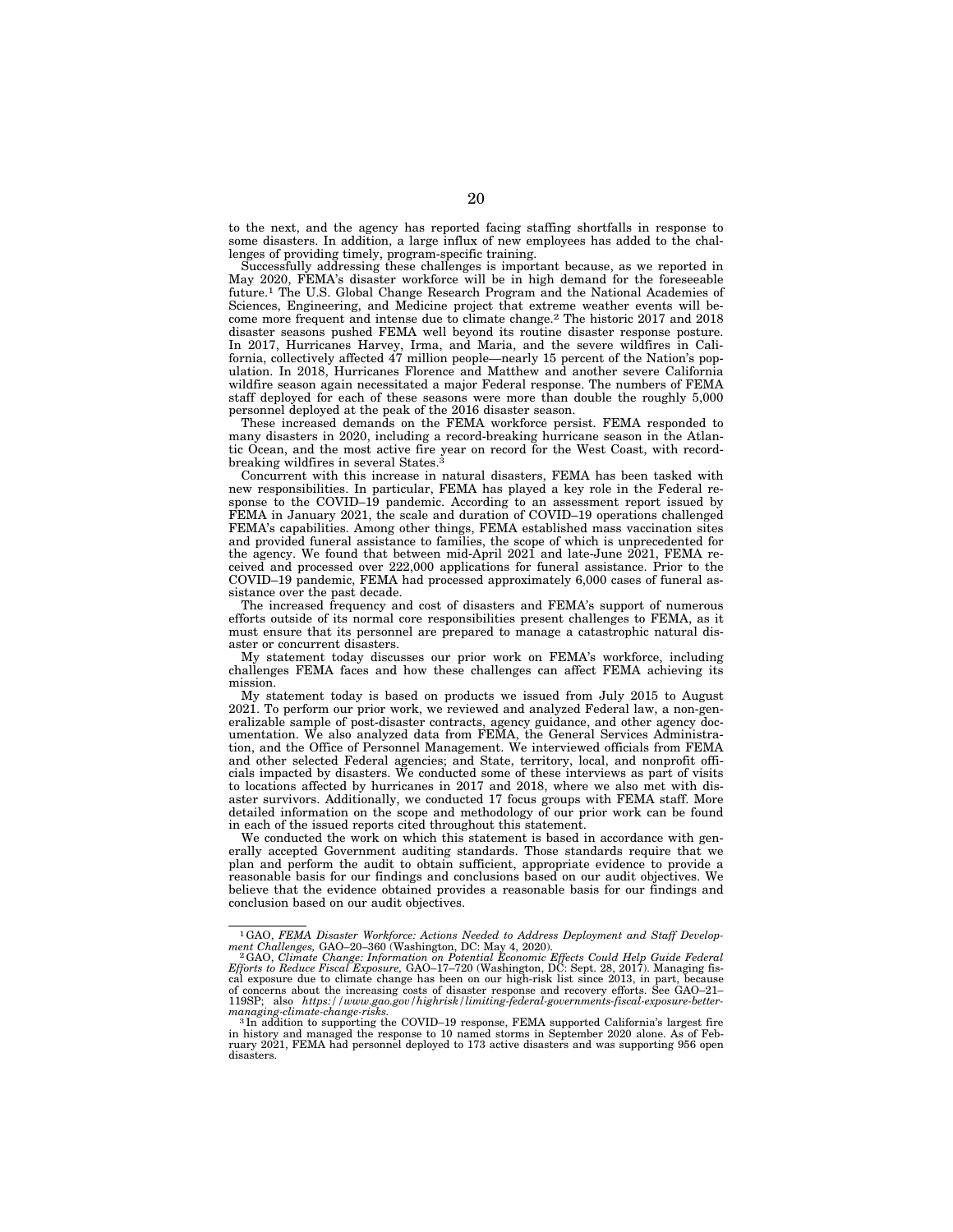to the next, and the agency has reported facing staffing shortfalls in response to some disasters. In addition, a large influx of new employees has added to the challenges of providing timely, program-specific training.

Successfully addressing these challenges is important because, as we reported in May 2020, FEMA's disaster workforce will be in high demand for the foreseeable future.[1] The U.S. Global Change Research Program and the National Academies of Sciences, Engineering, and Medicine project that extreme weather events will become more frequent and intense due to climate change.[2] The historic 2017 and 2018 disaster seasons pushed FEMA well beyond its routine disaster response posture. In 2017, Hurricanes Harvey, Irma, and Maria, and the severe wildfires in California, collectively affected 47 million people—nearly 15 percent of the Nation's population. In 2018, Hurricanes Florence and Matthew and another severe California wildfire season again necessitated a major Federal response. The numbers of FEMA staff deployed for each of these seasons were more than double the roughly 5,000 personnel deployed at the peak of the 2016 disaster season.

These increased demands on the FEMA workforce persist. FEMA responded to many disasters in 2020, including a record-breaking hurricane season in the Atlantic Ocean, and the most active fire year on record for the West Coast, with record-breaking wildfires in several States.[3]

Concurrent with this increase in natural disasters, FEMA has been tasked with new responsibilities. In particular, FEMA has played a key role in the Federal response to the COVID–19 pandemic. According to an assessment report issued by FEMA in January 2021, the scale and duration of COVID–19 operations challenged FEMA's capabilities. Among other things, FEMA established mass vaccination sites and provided funeral assistance to families, the scope of which is unprecedented for the agency. We found that between mid-April 2021 and late-June 2021, FEMA received and processed over 222,000 applications for funeral assistance. Prior to the COVID–19 pandemic, FEMA had processed approximately 6,000 cases of funeral assistance over the past decade.

The increased frequency and cost of disasters and FEMA's support of numerous efforts outside of its normal core responsibilities present challenges to FEMA, as it must ensure that its personnel are prepared to manage a catastrophic natural disaster or concurrent disasters.

My statement today discusses our prior work on FEMA's workforce, including challenges FEMA faces and how these challenges can affect FEMA achieving its mission.

My statement today is based on products we issued from July 2015 to August 2021. To perform our prior work, we reviewed and analyzed Federal law, a non-generalizable sample of post-disaster contracts, agency guidance, and other agency documentation. We also analyzed data from FEMA, the General Services Administration, and the Office of Personnel Management. We interviewed officials from FEMA and other selected Federal agencies; and State, territory, local, and nonprofit officials impacted by disasters. We conducted some of these interviews as part of visits to locations affected by hurricanes in 2017 and 2018, where we also met with disaster survivors. Additionally, we conducted 17 focus groups with FEMA staff. More detailed information on the scope and methodology of our prior work can be found in each of the issued reports cited throughout this statement.

We conducted the work on which this statement is based in accordance with generally accepted Government auditing standards. Those standards require that we plan and perform the audit to obtain sufficient, appropriate evidence to provide a reasonable basis for our findings and conclusions based on our audit objectives. We believe that the evidence obtained provides a reasonable basis for our findings and conclusion based on our audit objectives.

---

[1] GAO, *FEMA Disaster Workforce: Actions Needed to Address Deployment and Staff Development Challenges,* GAO–20–360 (Washington, DC: May 4, 2020).

[2] GAO, *Climate Change: Information on Potential Economic Effects Could Help Guide Federal Efforts to Reduce Fiscal Exposure,* GAO–17–720 (Washington, DC: Sept. 28, 2017). Managing fiscal exposure due to climate change has been on our high-risk list since 2013, in part, because of concerns about the increasing costs of disaster response and recovery efforts. See GAO–21–119SP; also *https://www.gao.gov/highrisk/limiting-federal-governments-fiscal-exposure-better-managing-climate-change-risks.*

[3] In addition to supporting the COVID–19 response, FEMA supported California's largest fire in history and managed the response to 10 named storms in September 2020 alone. As of February 2021, FEMA had personnel deployed to 173 active disasters and was supporting 956 open disasters.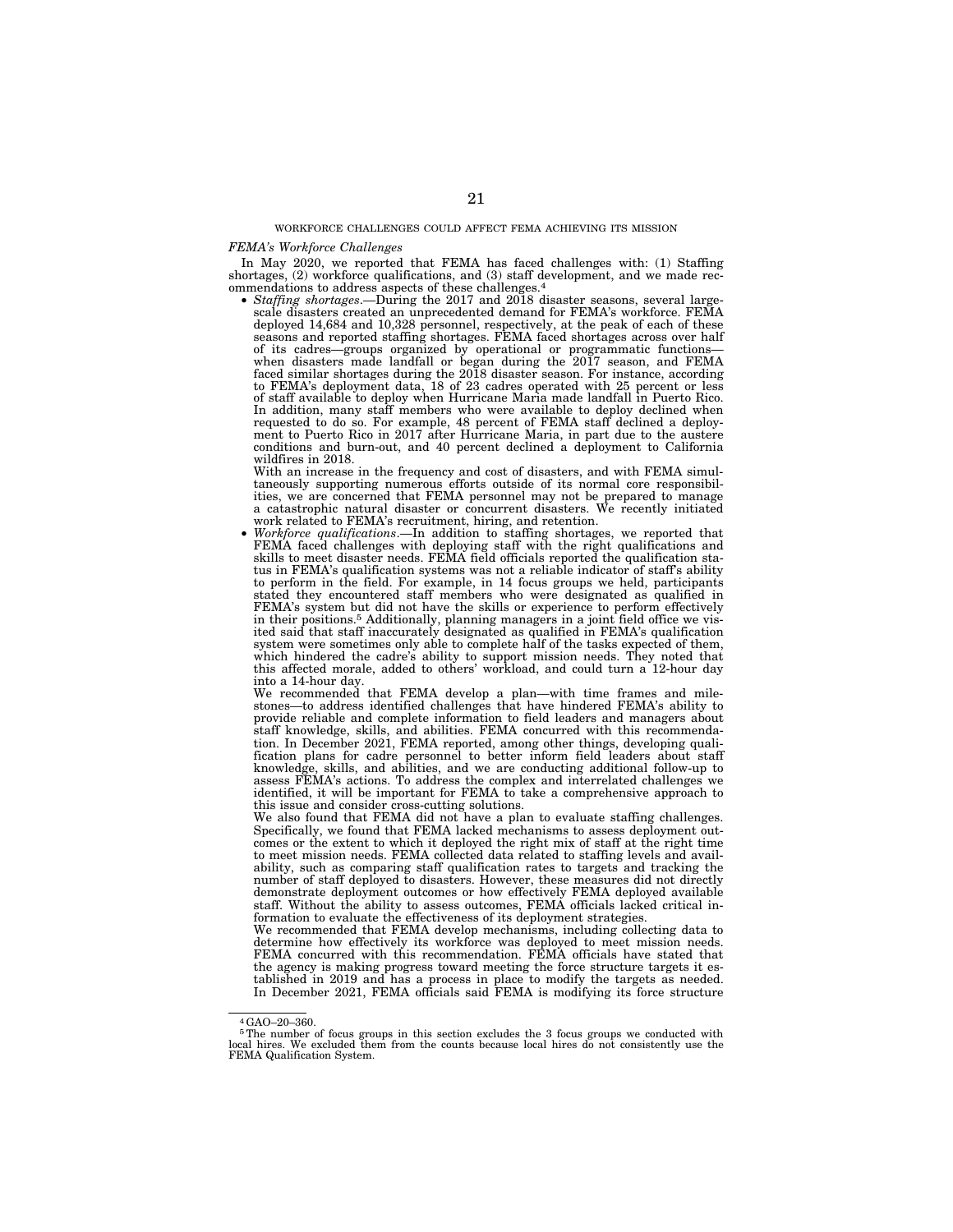WORKFORCE CHALLENGES COULD AFFECT FEMA ACHIEVING ITS MISSION

*FEMA's Workforce Challenges*

In May 2020, we reported that FEMA has faced challenges with: (1) Staffing shortages, (2) workforce qualifications, and (3) staff development, and we made recommendations to address aspects of these challenges.[4]

- *Staffing shortages*.—During the 2017 and 2018 disaster seasons, several large-scale disasters created an unprecedented demand for FEMA's workforce. FEMA deployed 14,684 and 10,328 personnel, respectively, at the peak of each of these seasons and reported staffing shortages. FEMA faced shortages across over half of its cadres—groups organized by operational or programmatic functions—when disasters made landfall or began during the 2017 season, and FEMA faced similar shortages during the 2018 disaster season. For instance, according to FEMA's deployment data, 18 of 23 cadres operated with 25 percent or less of staff available to deploy when Hurricane Maria made landfall in Puerto Rico. In addition, many staff members who were available to deploy declined when requested to do so. For example, 48 percent of FEMA staff declined a deployment to Puerto Rico in 2017 after Hurricane Maria, in part due to the austere conditions and burn-out, and 40 percent declined a deployment to California wildfires in 2018.

  With an increase in the frequency and cost of disasters, and with FEMA simultaneously supporting numerous efforts outside of its normal core responsibilities, we are concerned that FEMA personnel may not be prepared to manage a catastrophic natural disaster or concurrent disasters. We recently initiated work related to FEMA's recruitment, hiring, and retention.

- *Workforce qualifications*.—In addition to staffing shortages, we reported that FEMA faced challenges with deploying staff with the right qualifications and skills to meet disaster needs. FEMA field officials reported the qualification status in FEMA's qualification systems was not a reliable indicator of staff's ability to perform in the field. For example, in 14 focus groups we held, participants stated they encountered staff members who were designated as qualified in FEMA's system but did not have the skills or experience to perform effectively in their positions.[5] Additionally, planning managers in a joint field office we visited said that staff inaccurately designated as qualified in FEMA's qualification system were sometimes only able to complete half of the tasks expected of them, which hindered the cadre's ability to support mission needs. They noted that this affected morale, added to others' workload, and could turn a 12-hour day into a 14-hour day.

  We recommended that FEMA develop a plan—with time frames and milestones—to address identified challenges that have hindered FEMA's ability to provide reliable and complete information to field leaders and managers about staff knowledge, skills, and abilities. FEMA concurred with this recommendation. In December 2021, FEMA reported, among other things, developing qualification plans for cadre personnel to better inform field leaders about staff knowledge, skills, and abilities, and we are conducting additional follow-up to assess FEMA's actions. To address the complex and interrelated challenges we identified, it will be important for FEMA to take a comprehensive approach to this issue and consider cross-cutting solutions.

  We also found that FEMA did not have a plan to evaluate staffing challenges. Specifically, we found that FEMA lacked mechanisms to assess deployment outcomes or the extent to which it deployed the right mix of staff at the right time to meet mission needs. FEMA collected data related to staffing levels and availability, such as comparing staff qualification rates to targets and tracking the number of staff deployed to disasters. However, these measures did not directly demonstrate deployment outcomes or how effectively FEMA deployed available staff. Without the ability to assess outcomes, FEMA officials lacked critical information to evaluate the effectiveness of its deployment strategies.

  We recommended that FEMA develop mechanisms, including collecting data to determine how effectively its workforce was deployed to meet mission needs. FEMA concurred with this recommendation. FEMA officials have stated that the agency is making progress toward meeting the force structure targets it established in 2019 and has a process in place to modify the targets as needed. In December 2021, FEMA officials said FEMA is modifying its force structure

---

[4] GAO–20–360.

[5] The number of focus groups in this section excludes the 3 focus groups we conducted with local hires. We excluded them from the counts because local hires do not consistently use the FEMA Qualification System.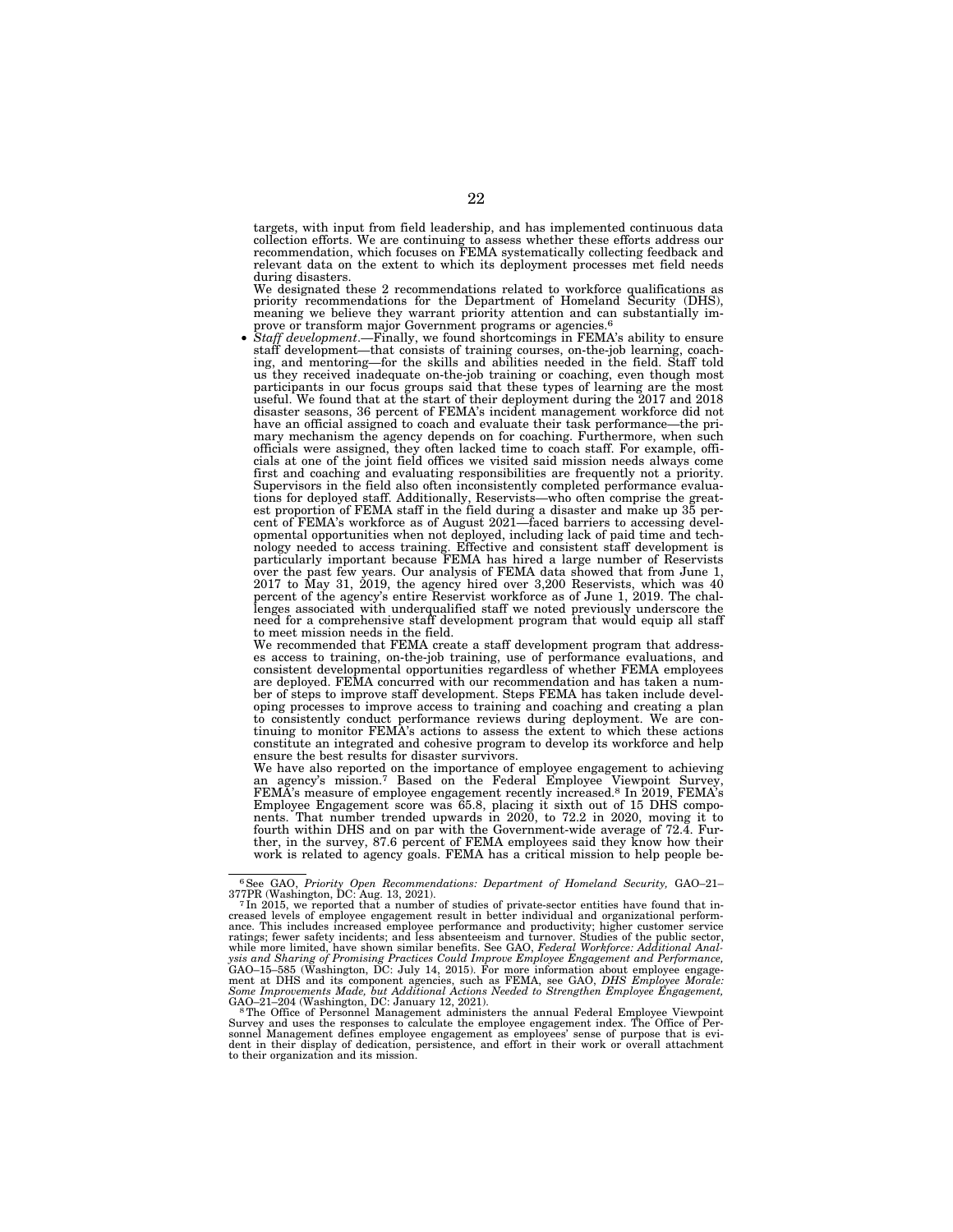targets, with input from field leadership, and has implemented continuous data collection efforts. We are continuing to assess whether these efforts address our recommendation, which focuses on FEMA systematically collecting feedback and relevant data on the extent to which its deployment processes met field needs during disasters.

We designated these 2 recommendations related to workforce qualifications as priority recommendations for the Department of Homeland Security (DHS), meaning we believe they warrant priority attention and can substantially improve or transform major Government programs or agencies.[6]

- *Staff development*.—Finally, we found shortcomings in FEMA's ability to ensure staff development—that consists of training courses, on-the-job learning, coaching, and mentoring—for the skills and abilities needed in the field. Staff told us they received inadequate on-the-job training or coaching, even though most participants in our focus groups said that these types of learning are the most useful. We found that at the start of their deployment during the 2017 and 2018 disaster seasons, 36 percent of FEMA's incident management workforce did not have an official assigned to coach and evaluate their task performance—the primary mechanism the agency depends on for coaching. Furthermore, when such officials were assigned, they often lacked time to coach staff. For example, officials at one of the joint field offices we visited said mission needs always come first and coaching and evaluating responsibilities are frequently not a priority. Supervisors in the field also often inconsistently completed performance evaluations for deployed staff. Additionally, Reservists—who often comprise the greatest proportion of FEMA staff in the field during a disaster and make up 35 percent of FEMA's workforce as of August 2021—faced barriers to accessing developmental opportunities when not deployed, including lack of paid time and technology needed to access training. Effective and consistent staff development is particularly important because FEMA has hired a large number of Reservists over the past few years. Our analysis of FEMA data showed that from June 1, 2017 to May 31, 2019, the agency hired over 3,200 Reservists, which was 40 percent of the agency's entire Reservist workforce as of June 1, 2019. The challenges associated with underqualified staff we noted previously underscore the need for a comprehensive staff development program that would equip all staff to meet mission needs in the field.

  We recommended that FEMA create a staff development program that addresses access to training, on-the-job training, use of performance evaluations, and consistent developmental opportunities regardless of whether FEMA employees are deployed. FEMA concurred with our recommendation and has taken a number of steps to improve staff development. Steps FEMA has taken include developing processes to improve access to training and coaching and creating a plan to consistently conduct performance reviews during deployment. We are continuing to monitor FEMA's actions to assess the extent to which these actions constitute an integrated and cohesive program to develop its workforce and help ensure the best results for disaster survivors.

  We have also reported on the importance of employee engagement to achieving an agency's mission.[7] Based on the Federal Employee Viewpoint Survey, FEMA's measure of employee engagement recently increased.[8] In 2019, FEMA's Employee Engagement score was 65.8, placing it sixth out of 15 DHS components. That number trended upwards in 2020, to 72.2 in 2020, moving it to fourth within DHS and on par with the Government-wide average of 72.4. Further, in the survey, 87.6 percent of FEMA employees said they know how their work is related to agency goals. FEMA has a critical mission to help people be-

---

[6] See GAO, *Priority Open Recommendations: Department of Homeland Security,* GAO–21–377PR (Washington, DC: Aug. 13, 2021).

[7] In 2015, we reported that a number of studies of private-sector entities have found that increased levels of employee engagement result in better individual and organizational performance. This includes increased employee performance and productivity; higher customer service ratings; fewer safety incidents; and less absenteeism and turnover. Studies of the public sector, while more limited, have shown similar benefits. See GAO, *Federal Workforce: Additional Analysis and Sharing of Promising Practices Could Improve Employee Engagement and Performance,* GAO–15–585 (Washington, DC: July 14, 2015). For more information about employee engagement at DHS and its component agencies, such as FEMA, see GAO, *DHS Employee Morale: Some Improvements Made, but Additional Actions Needed to Strengthen Employee Engagement,* GAO–21–204 (Washington, DC: January 12, 2021).

[8] The Office of Personnel Management administers the annual Federal Employee Viewpoint Survey and uses the responses to calculate the employee engagement index. The Office of Personnel Management defines employee engagement as employees' sense of purpose that is evident in their display of dedication, persistence, and effort in their work or overall attachment to their organization and its mission.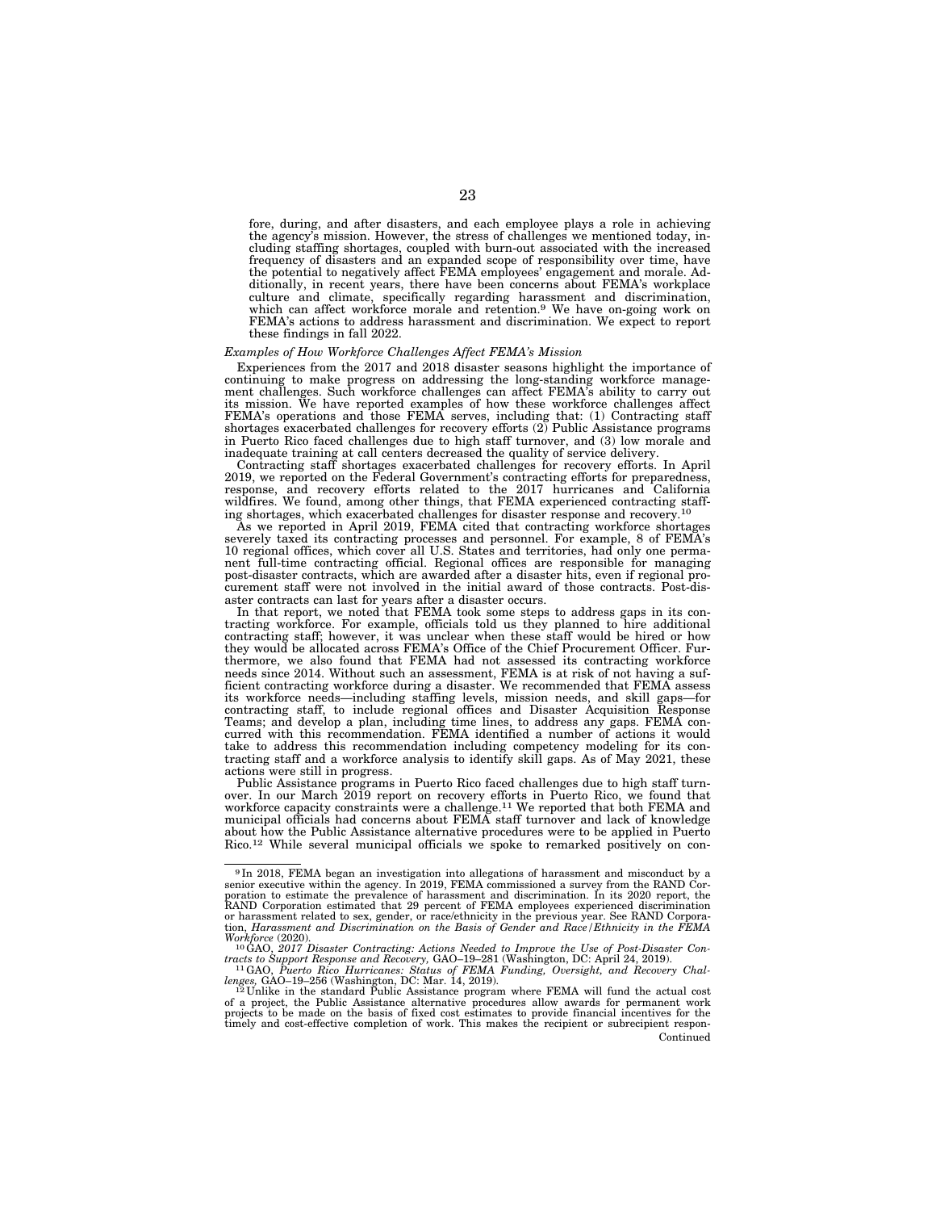fore, during, and after disasters, and each employee plays a role in achieving the agency's mission. However, the stress of challenges we mentioned today, including staffing shortages, coupled with burn-out associated with the increased frequency of disasters and an expanded scope of responsibility over time, have the potential to negatively affect FEMA employees' engagement and morale. Additionally, in recent years, there have been concerns about FEMA's workplace culture and climate, specifically regarding harassment and discrimination, which can affect workforce morale and retention.[9] We have on-going work on FEMA's actions to address harassment and discrimination. We expect to report these findings in fall 2022.

*Examples of How Workforce Challenges Affect FEMA's Mission*

Experiences from the 2017 and 2018 disaster seasons highlight the importance of continuing to make progress on addressing the long-standing workforce management challenges. Such workforce challenges can affect FEMA's ability to carry out its mission. We have reported examples of how these workforce challenges affect FEMA's operations and those FEMA serves, including that: (1) Contracting staff shortages exacerbated challenges for recovery efforts (2) Public Assistance programs in Puerto Rico faced challenges due to high staff turnover, and (3) low morale and inadequate training at call centers decreased the quality of service delivery.

Contracting staff shortages exacerbated challenges for recovery efforts. In April 2019, we reported on the Federal Government's contracting efforts for preparedness, response, and recovery efforts related to the 2017 hurricanes and California wildfires. We found, among other things, that FEMA experienced contracting staffing shortages, which exacerbated challenges for disaster response and recovery.[10]

As we reported in April 2019, FEMA cited that contracting workforce shortages severely taxed its contracting processes and personnel. For example, 8 of FEMA's 10 regional offices, which cover all U.S. States and territories, had only one permanent full-time contracting official. Regional offices are responsible for managing post-disaster contracts, which are awarded after a disaster hits, even if regional procurement staff were not involved in the initial award of those contracts. Post-disaster contracts can last for years after a disaster occurs.

In that report, we noted that FEMA took some steps to address gaps in its contracting workforce. For example, officials told us they planned to hire additional contracting staff; however, it was unclear when these staff would be hired or how they would be allocated across FEMA's Office of the Chief Procurement Officer. Furthermore, we also found that FEMA had not assessed its contracting workforce needs since 2014. Without such an assessment, FEMA is at risk of not having a sufficient contracting workforce during a disaster. We recommended that FEMA assess its workforce needs—including staffing levels, mission needs, and skill gaps—for contracting staff, to include regional offices and Disaster Acquisition Response Teams; and develop a plan, including time lines, to address any gaps. FEMA concurred with this recommendation. FEMA identified a number of actions it would take to address this recommendation including competency modeling for its contracting staff and a workforce analysis to identify skill gaps. As of May 2021, these actions were still in progress.

Public Assistance programs in Puerto Rico faced challenges due to high staff turnover. In our March 2019 report on recovery efforts in Puerto Rico, we found that workforce capacity constraints were a challenge.[11] We reported that both FEMA and municipal officials had concerns about FEMA staff turnover and lack of knowledge about how the Public Assistance alternative procedures were to be applied in Puerto Rico.[12] While several municipal officials we spoke to remarked positively on con-

---

[9] In 2018, FEMA began an investigation into allegations of harassment and misconduct by a senior executive within the agency. In 2019, FEMA commissioned a survey from the RAND Corporation to estimate the prevalence of harassment and discrimination. In its 2020 report, the RAND Corporation estimated that 29 percent of FEMA employees experienced discrimination or harassment related to sex, gender, or race/ethnicity in the previous year. See RAND Corporation, *Harassment and Discrimination on the Basis of Gender and Race/Ethnicity in the FEMA Workforce* (2020).

[10] GAO, *2017 Disaster Contracting: Actions Needed to Improve the Use of Post-Disaster Contracts to Support Response and Recovery,* GAO–19–281 (Washington, DC: April 24, 2019).

[11] GAO, *Puerto Rico Hurricanes: Status of FEMA Funding, Oversight, and Recovery Challenges,* GAO–19–256 (Washington, DC: Mar. 14, 2019).

[12] Unlike in the standard Public Assistance program where FEMA will fund the actual cost of a project, the Public Assistance alternative procedures allow awards for permanent work projects to be made on the basis of fixed cost estimates to provide financial incentives for the timely and cost-effective completion of work. This makes the recipient or subrecipient respon-

Continued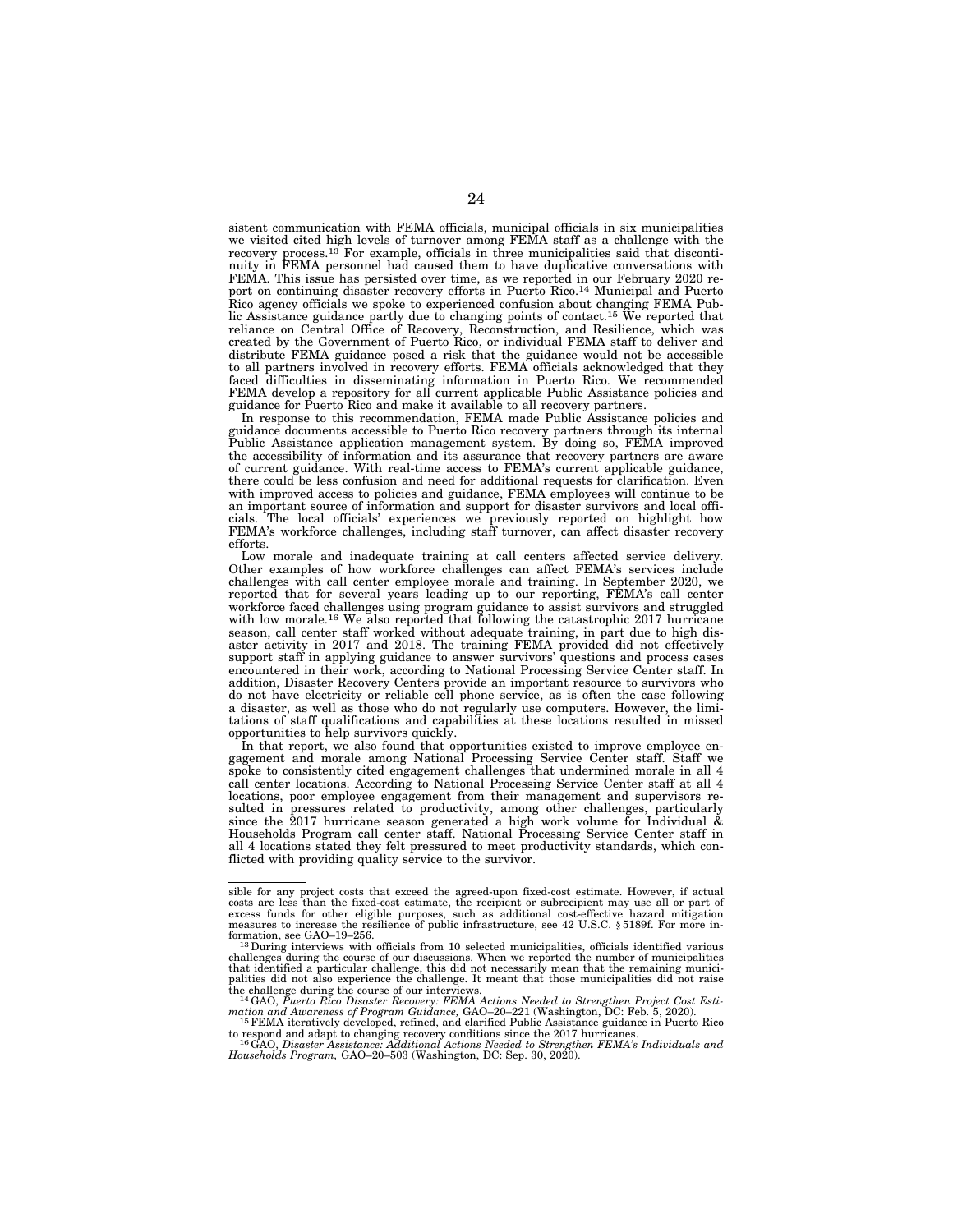sistent communication with FEMA officials, municipal officials in six municipalities we visited cited high levels of turnover among FEMA staff as a challenge with the recovery process.[13] For example, officials in three municipalities said that discontinuity in FEMA personnel had caused them to have duplicative conversations with FEMA. This issue has persisted over time, as we reported in our February 2020 report on continuing disaster recovery efforts in Puerto Rico.[14] Municipal and Puerto Rico agency officials we spoke to experienced confusion about changing FEMA Public Assistance guidance partly due to changing points of contact.[15] We reported that reliance on Central Office of Recovery, Reconstruction, and Resilience, which was created by the Government of Puerto Rico, or individual FEMA staff to deliver and distribute FEMA guidance posed a risk that the guidance would not be accessible to all partners involved in recovery efforts. FEMA officials acknowledged that they faced difficulties in disseminating information in Puerto Rico. We recommended FEMA develop a repository for all current applicable Public Assistance policies and guidance for Puerto Rico and make it available to all recovery partners.

In response to this recommendation, FEMA made Public Assistance policies and guidance documents accessible to Puerto Rico recovery partners through its internal Public Assistance application management system. By doing so, FEMA improved the accessibility of information and its assurance that recovery partners are aware of current guidance. With real-time access to FEMA's current applicable guidance, there could be less confusion and need for additional requests for clarification. Even with improved access to policies and guidance, FEMA employees will continue to be an important source of information and support for disaster survivors and local officials. The local officials' experiences we previously reported on highlight how FEMA's workforce challenges, including staff turnover, can affect disaster recovery efforts.

Low morale and inadequate training at call centers affected service delivery. Other examples of how workforce challenges can affect FEMA's services include challenges with call center employee morale and training. In September 2020, we reported that for several years leading up to our reporting, FEMA's call center workforce faced challenges using program guidance to assist survivors and struggled with low morale.[16] We also reported that following the catastrophic 2017 hurricane season, call center staff worked without adequate training, in part due to high disaster activity in 2017 and 2018. The training FEMA provided did not effectively support staff in applying guidance to answer survivors' questions and process cases encountered in their work, according to National Processing Service Center staff. In addition, Disaster Recovery Centers provide an important resource to survivors who do not have electricity or reliable cell phone service, as is often the case following a disaster, as well as those who do not regularly use computers. However, the limitations of staff qualifications and capabilities at these locations resulted in missed opportunities to help survivors quickly.

In that report, we also found that opportunities existed to improve employee engagement and morale among National Processing Service Center staff. Staff we spoke to consistently cited engagement challenges that undermined morale in all 4 call center locations. According to National Processing Service Center staff at all 4 locations, poor employee engagement from their management and supervisors resulted in pressures related to productivity, among other challenges, particularly since the 2017 hurricane season generated a high work volume for Individual & Households Program call center staff. National Processing Service Center staff in all 4 locations stated they felt pressured to meet productivity standards, which conflicted with providing quality service to the survivor.

---

sible for any project costs that exceed the agreed-upon fixed-cost estimate. However, if actual costs are less than the fixed-cost estimate, the recipient or subrecipient may use all or part of excess funds for other eligible purposes, such as additional cost-effective hazard mitigation measures to increase the resilience of public infrastructure, see 42 U.S.C. § 5189f. For more information, see GAO–19–256.

[13] During interviews with officials from 10 selected municipalities, officials identified various challenges during the course of our discussions. When we reported the number of municipalities that identified a particular challenge, this did not necessarily mean that the remaining municipalities did not also experience the challenge. It meant that those municipalities did not raise the challenge during the course of our interviews.

[14] GAO, *Puerto Rico Disaster Recovery: FEMA Actions Needed to Strengthen Project Cost Estimation and Awareness of Program Guidance,* GAO–20–221 (Washington, DC: Feb. 5, 2020).

[15] FEMA iteratively developed, refined, and clarified Public Assistance guidance in Puerto Rico to respond and adapt to changing recovery conditions since the 2017 hurricanes.

[16] GAO, *Disaster Assistance: Additional Actions Needed to Strengthen FEMA's Individuals and Households Program,* GAO–20–503 (Washington, DC: Sep. 30, 2020).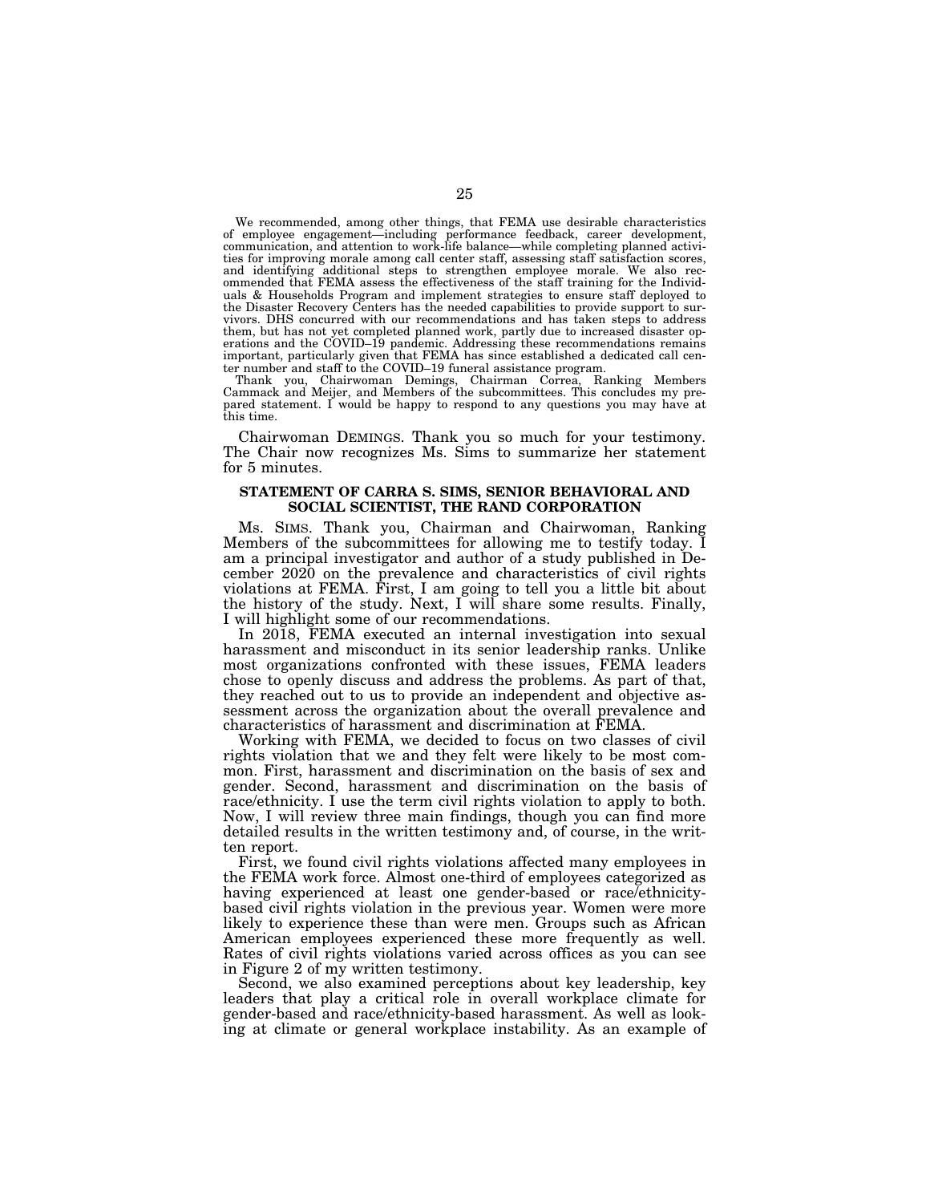We recommended, among other things, that FEMA use desirable characteristics of employee engagement—including performance feedback, career development, communication, and attention to work-life balance—while completing planned activities for improving morale among call center staff, assessing staff satisfaction scores, and identifying additional steps to strengthen employee morale. We also recommended that FEMA assess the effectiveness of the staff training for the Individuals & Households Program and implement strategies to ensure staff deployed to the Disaster Recovery Centers has the needed capabilities to provide support to survivors. DHS concurred with our recommendations and has taken steps to address them, but has not yet completed planned work, partly due to increased disaster operations and the COVID–19 pandemic. Addressing these recommendations remains important, particularly given that FEMA has since established a dedicated call center number and staff to the COVID–19 funeral assistance program.

Thank you, Chairwoman Demings, Chairman Correa, Ranking Members Cammack and Meijer, and Members of the subcommittees. This concludes my prepared statement. I would be happy to respond to any questions you may have at this time.

Chairwoman DEMINGS. Thank you so much for your testimony. The Chair now recognizes Ms. Sims to summarize her statement for 5 minutes.

**STATEMENT OF CARRA S. SIMS, SENIOR BEHAVIORAL AND SOCIAL SCIENTIST, THE RAND CORPORATION**

Ms. SIMS. Thank you, Chairman and Chairwoman, Ranking Members of the subcommittees for allowing me to testify today. I am a principal investigator and author of a study published in December 2020 on the prevalence and characteristics of civil rights violations at FEMA. First, I am going to tell you a little bit about the history of the study. Next, I will share some results. Finally, I will highlight some of our recommendations.

In 2018, FEMA executed an internal investigation into sexual harassment and misconduct in its senior leadership ranks. Unlike most organizations confronted with these issues, FEMA leaders chose to openly discuss and address the problems. As part of that, they reached out to us to provide an independent and objective assessment across the organization about the overall prevalence and characteristics of harassment and discrimination at FEMA.

Working with FEMA, we decided to focus on two classes of civil rights violation that we and they felt were likely to be most common. First, harassment and discrimination on the basis of sex and gender. Second, harassment and discrimination on the basis of race/ethnicity. I use the term civil rights violation to apply to both. Now, I will review three main findings, though you can find more detailed results in the written testimony and, of course, in the written report.

First, we found civil rights violations affected many employees in the FEMA work force. Almost one-third of employees categorized as having experienced at least one gender-based or race/ethnicity-based civil rights violation in the previous year. Women were more likely to experience these than were men. Groups such as African American employees experienced these more frequently as well. Rates of civil rights violations varied across offices as you can see in Figure 2 of my written testimony.

Second, we also examined perceptions about key leadership, key leaders that play a critical role in overall workplace climate for gender-based and race/ethnicity-based harassment. As well as looking at climate or general workplace instability. As an example of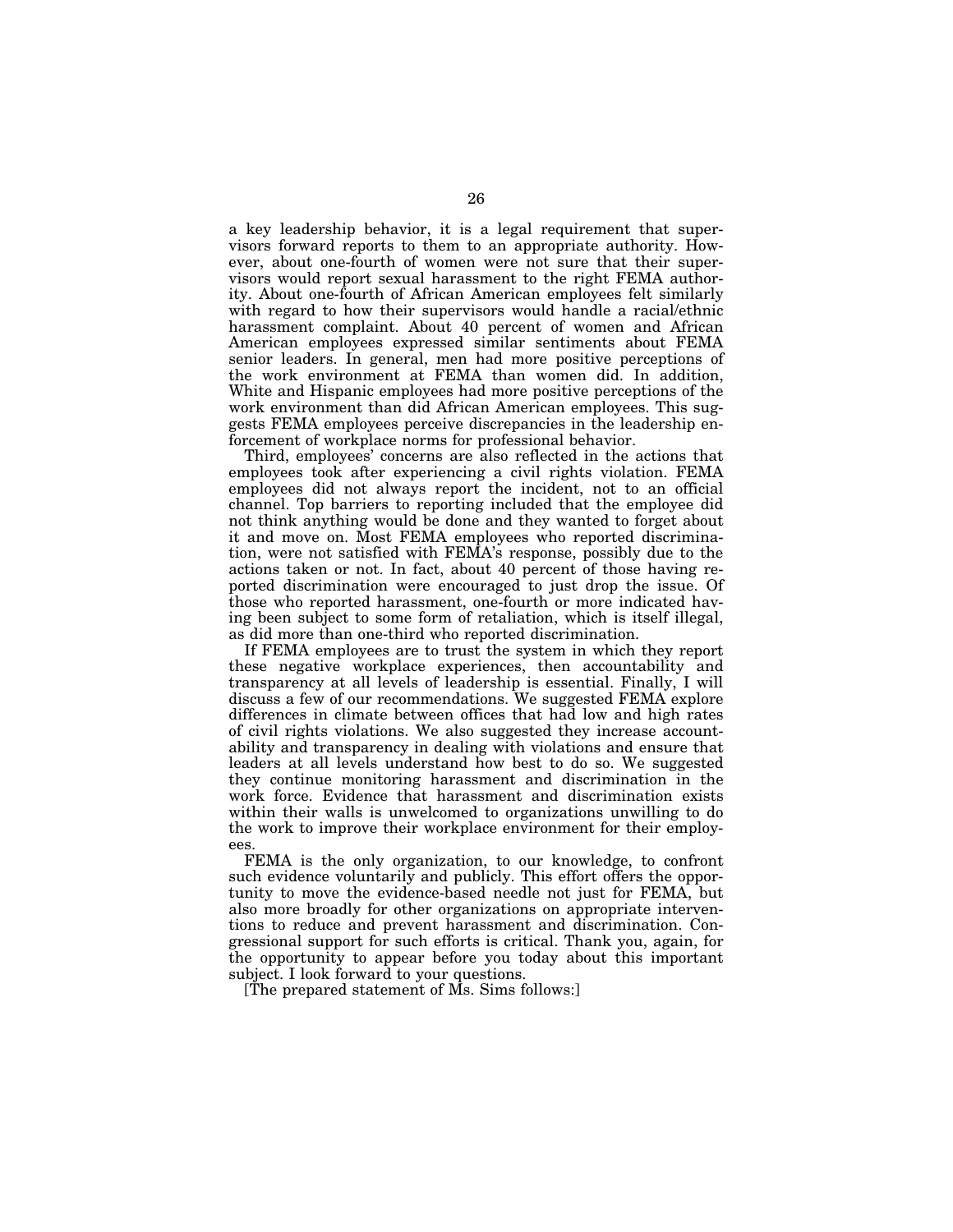a key leadership behavior, it is a legal requirement that supervisors forward reports to them to an appropriate authority. However, about one-fourth of women were not sure that their supervisors would report sexual harassment to the right FEMA authority. About one-fourth of African American employees felt similarly with regard to how their supervisors would handle a racial/ethnic harassment complaint. About 40 percent of women and African American employees expressed similar sentiments about FEMA senior leaders. In general, men had more positive perceptions of the work environment at FEMA than women did. In addition, White and Hispanic employees had more positive perceptions of the work environment than did African American employees. This suggests FEMA employees perceive discrepancies in the leadership enforcement of workplace norms for professional behavior.

Third, employees' concerns are also reflected in the actions that employees took after experiencing a civil rights violation. FEMA employees did not always report the incident, not to an official channel. Top barriers to reporting included that the employee did not think anything would be done and they wanted to forget about it and move on. Most FEMA employees who reported discrimination, were not satisfied with FEMA's response, possibly due to the actions taken or not. In fact, about 40 percent of those having reported discrimination were encouraged to just drop the issue. Of those who reported harassment, one-fourth or more indicated having been subject to some form of retaliation, which is itself illegal, as did more than one-third who reported discrimination.

If FEMA employees are to trust the system in which they report these negative workplace experiences, then accountability and transparency at all levels of leadership is essential. Finally, I will discuss a few of our recommendations. We suggested FEMA explore differences in climate between offices that had low and high rates of civil rights violations. We also suggested they increase accountability and transparency in dealing with violations and ensure that leaders at all levels understand how best to do so. We suggested they continue monitoring harassment and discrimination in the work force. Evidence that harassment and discrimination exists within their walls is unwelcomed to organizations unwilling to do the work to improve their workplace environment for their employees.

FEMA is the only organization, to our knowledge, to confront such evidence voluntarily and publicly. This effort offers the opportunity to move the evidence-based needle not just for FEMA, but also more broadly for other organizations on appropriate interventions to reduce and prevent harassment and discrimination. Congressional support for such efforts is critical. Thank you, again, for the opportunity to appear before you today about this important subject. I look forward to your questions.

[The prepared statement of Ms. Sims follows:]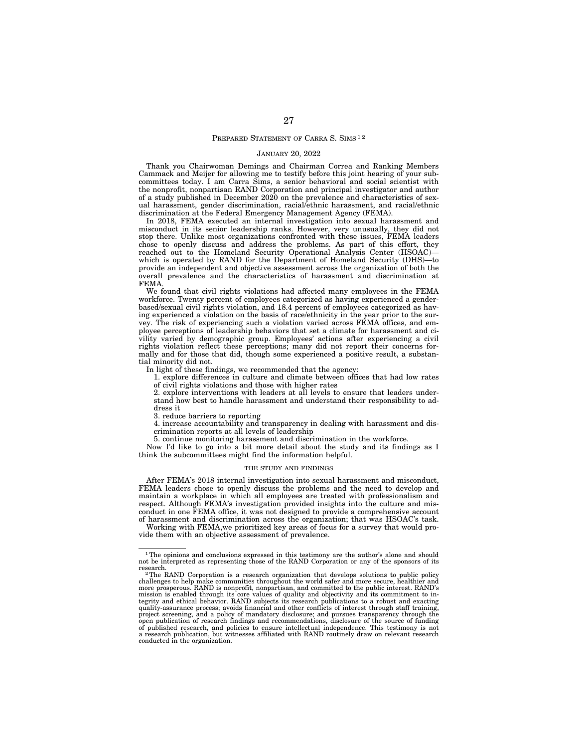## PREPARED STATEMENT OF CARRA S. SIMS [1] [2]

JANUARY 20, 2022

Thank you Chairwoman Demings and Chairman Correa and Ranking Members Cammack and Meijer for allowing me to testify before this joint hearing of your subcommittees today. I am Carra Sims, a senior behavioral and social scientist with the nonprofit, nonpartisan RAND Corporation and principal investigator and author of a study published in December 2020 on the prevalence and characteristics of sexual harassment, gender discrimination, racial/ethnic harassment, and racial/ethnic discrimination at the Federal Emergency Management Agency (FEMA).

In 2018, FEMA executed an internal investigation into sexual harassment and misconduct in its senior leadership ranks. However, very unusually, they did not stop there. Unlike most organizations confronted with these issues, FEMA leaders chose to openly discuss and address the problems. As part of this effort, they reached out to the Homeland Security Operational Analysis Center (HSOAC)—which is operated by RAND for the Department of Homeland Security (DHS)—to provide an independent and objective assessment across the organization of both the overall prevalence and the characteristics of harassment and discrimination at FEMA.

We found that civil rights violations had affected many employees in the FEMA workforce. Twenty percent of employees categorized as having experienced a gender-based/sexual civil rights violation, and 18.4 percent of employees categorized as having experienced a violation on the basis of race/ethnicity in the year prior to the survey. The risk of experiencing such a violation varied across FEMA offices, and employee perceptions of leadership behaviors that set a climate for harassment and civility varied by demographic group. Employees' actions after experiencing a civil rights violation reflect these perceptions; many did not report their concerns formally and for those that did, though some experienced a positive result, a substantial minority did not.

In light of these findings, we recommended that the agency:

1. explore differences in culture and climate between offices that had low rates of civil rights violations and those with higher rates
2. explore interventions with leaders at all levels to ensure that leaders understand how best to handle harassment and understand their responsibility to address it
3. reduce barriers to reporting
4. increase accountability and transparency in dealing with harassment and discrimination reports at all levels of leadership
5. continue monitoring harassment and discrimination in the workforce.

Now I'd like to go into a bit more detail about the study and its findings as I think the subcommittees might find the information helpful.

### THE STUDY AND FINDINGS

After FEMA's 2018 internal investigation into sexual harassment and misconduct, FEMA leaders chose to openly discuss the problems and the need to develop and maintain a workplace in which all employees are treated with professionalism and respect. Although FEMA's investigation provided insights into the culture and misconduct in one FEMA office, it was not designed to provide a comprehensive account of harassment and discrimination across the organization; that was HSOAC's task.

Working with FEMA,we prioritized key areas of focus for a survey that would provide them with an objective assessment of prevalence.

---

[1] The opinions and conclusions expressed in this testimony are the author's alone and should not be interpreted as representing those of the RAND Corporation or any of the sponsors of its research.

[2] The RAND Corporation is a research organization that develops solutions to public policy challenges to help make communities throughout the world safer and more secure, healthier and more prosperous. RAND is nonprofit, nonpartisan, and committed to the public interest. RAND's mission is enabled through its core values of quality and objectivity and its commitment to integrity and ethical behavior. RAND subjects its research publications to a robust and exacting quality-assurance process; avoids financial and other conflicts of interest through staff training, project screening, and a policy of mandatory disclosure; and pursues transparency through the open publication of research findings and recommendations, disclosure of the source of funding of published research, and policies to ensure intellectual independence. This testimony is not a research publication, but witnesses affiliated with RAND routinely draw on relevant research conducted in the organization.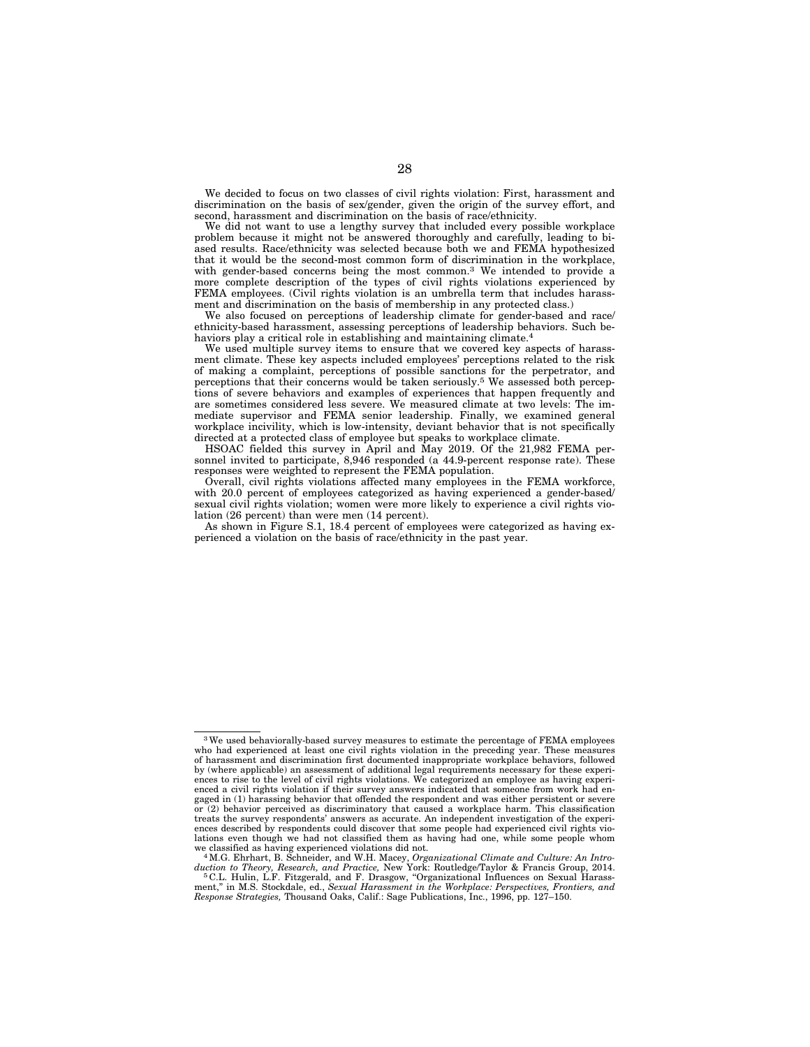We decided to focus on two classes of civil rights violation: First, harassment and discrimination on the basis of sex/gender, given the origin of the survey effort, and second, harassment and discrimination on the basis of race/ethnicity.

We did not want to use a lengthy survey that included every possible workplace problem because it might not be answered thoroughly and carefully, leading to biased results. Race/ethnicity was selected because both we and FEMA hypothesized that it would be the second-most common form of discrimination in the workplace, with gender-based concerns being the most common.[3] We intended to provide a more complete description of the types of civil rights violations experienced by FEMA employees. (Civil rights violation is an umbrella term that includes harassment and discrimination on the basis of membership in any protected class.)

We also focused on perceptions of leadership climate for gender-based and race/ethnicity-based harassment, assessing perceptions of leadership behaviors. Such behaviors play a critical role in establishing and maintaining climate.[4]

We used multiple survey items to ensure that we covered key aspects of harassment climate. These key aspects included employees' perceptions related to the risk of making a complaint, perceptions of possible sanctions for the perpetrator, and perceptions that their concerns would be taken seriously.[5] We assessed both perceptions of severe behaviors and examples of experiences that happen frequently and are sometimes considered less severe. We measured climate at two levels: The immediate supervisor and FEMA senior leadership. Finally, we examined general workplace incivility, which is low-intensity, deviant behavior that is not specifically directed at a protected class of employee but speaks to workplace climate.

HSOAC fielded this survey in April and May 2019. Of the 21,982 FEMA personnel invited to participate, 8,946 responded (a 44.9-percent response rate). These responses were weighted to represent the FEMA population.

Overall, civil rights violations affected many employees in the FEMA workforce, with 20.0 percent of employees categorized as having experienced a gender-based/sexual civil rights violation; women were more likely to experience a civil rights violation (26 percent) than were men (14 percent).

As shown in Figure S.1, 18.4 percent of employees were categorized as having experienced a violation on the basis of race/ethnicity in the past year.

---

[3] We used behaviorally-based survey measures to estimate the percentage of FEMA employees who had experienced at least one civil rights violation in the preceding year. These measures of harassment and discrimination first documented inappropriate workplace behaviors, followed by (where applicable) an assessment of additional legal requirements necessary for these experiences to rise to the level of civil rights violations. We categorized an employee as having experienced a civil rights violation if their survey answers indicated that someone from work had engaged in (1) harassing behavior that offended the respondent and was either persistent or severe or (2) behavior perceived as discriminatory that caused a workplace harm. This classification treats the survey respondents' answers as accurate. An independent investigation of the experiences described by respondents could discover that some people had experienced civil rights violations even though we had not classified them as having had one, while some people whom we classified as having experienced violations did not.

[4] M.G. Ehrhart, B. Schneider, and W.H. Macey, *Organizational Climate and Culture: An Introduction to Theory, Research, and Practice,* New York: Routledge/Taylor & Francis Group, 2014.

[5] C.L. Hulin, L.F. Fitzgerald, and F. Drasgow, "Organizational Influences on Sexual Harassment," in M.S. Stockdale, ed., *Sexual Harassment in the Workplace: Perspectives, Frontiers, and Response Strategies,* Thousand Oaks, Calif.: Sage Publications, Inc., 1996, pp. 127–150.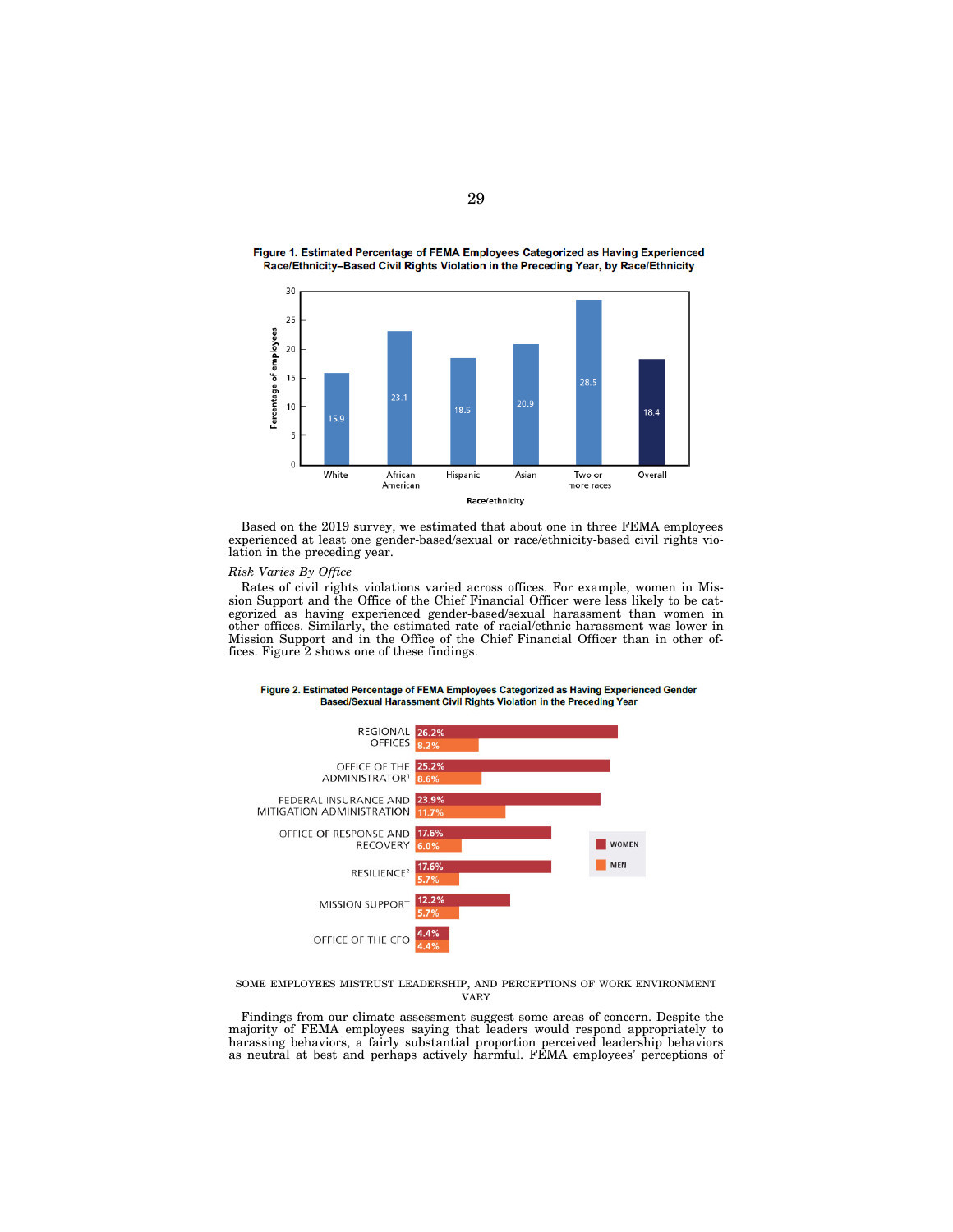**Figure 1. Estimated Percentage of FEMA Employees Categorized as Having Experienced Race/Ethnicity–Based Civil Rights Violation in the Preceding Year, by Race/Ethnicity**

| Race/ethnicity | Percentage of employees |
|---|---|
| White | 15.9 |
| African American | 23.1 |
| Hispanic | 18.5 |
| Asian | 20.9 |
| Two or more races | 28.5 |
| Overall | 18.4 |

Based on the 2019 survey, we estimated that about one in three FEMA employees experienced at least one gender-based/sexual or race/ethnicity-based civil rights violation in the preceding year.

*Risk Varies By Office*

Rates of civil rights violations varied across offices. For example, women in Mission Support and the Office of the Chief Financial Officer were less likely to be categorized as having experienced gender-based/sexual harassment than women in other offices. Similarly, the estimated rate of racial/ethnic harassment was lower in Mission Support and in the Office of the Chief Financial Officer than in other offices. Figure 2 shows one of these findings.

**Figure 2. Estimated Percentage of FEMA Employees Categorized as Having Experienced Gender Based/Sexual Harassment Civil Rights Violation in the Preceding Year**

| Office | Women | Men |
|---|---|---|
| Regional Offices | 26.2% | 8.2% |
| Office of the Administrator[1] | 25.2% | 8.6% |
| Federal Insurance and Mitigation Administration | 23.9% | 11.7% |
| Office of Response and Recovery | 17.6% | 6.0% |
| Resilience[2] | 17.6% | 5.7% |
| Mission Support | 12.2% | 5.7% |
| Office of the CFO | 4.4% | 4.4% |

SOME EMPLOYEES MISTRUST LEADERSHIP, AND PERCEPTIONS OF WORK ENVIRONMENT VARY

Findings from our climate assessment suggest some areas of concern. Despite the majority of FEMA employees saying that leaders would respond appropriately to harassing behaviors, a fairly substantial proportion perceived leadership behaviors as neutral at best and perhaps actively harmful. FEMA employees' perceptions of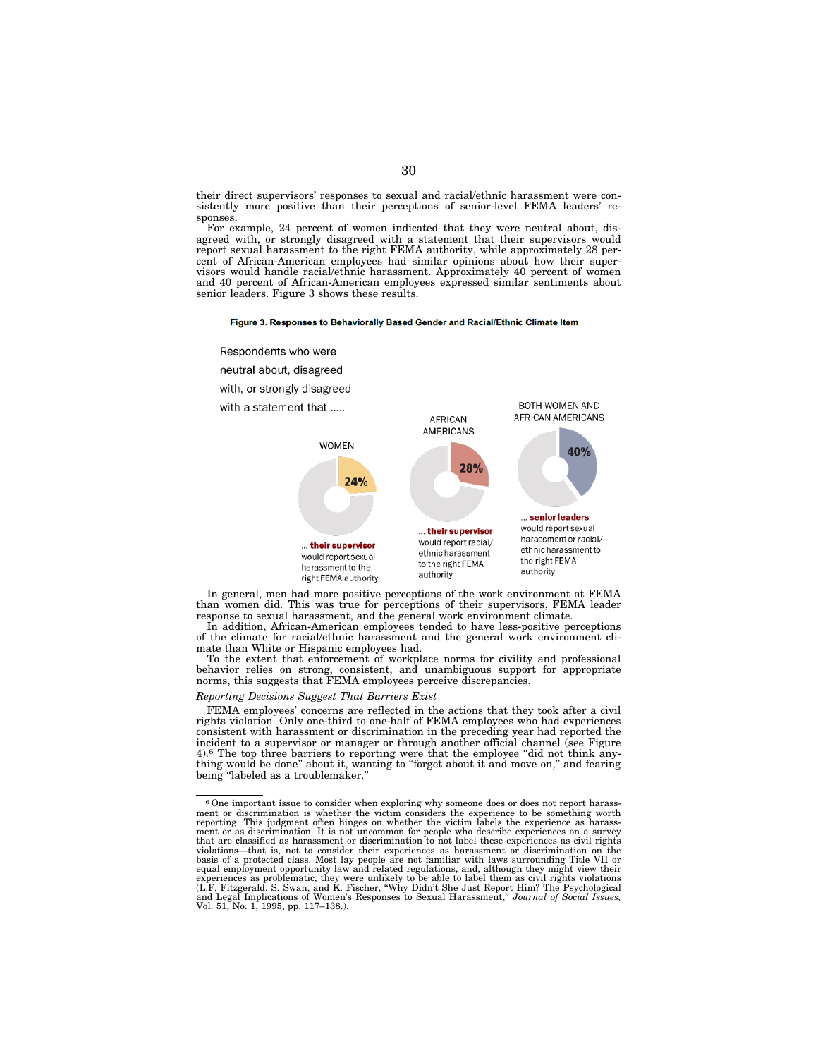their direct supervisors' responses to sexual and racial/ethnic harassment were consistently more positive than their perceptions of senior-level FEMA leaders' responses.

For example, 24 percent of women indicated that they were neutral about, disagreed with, or strongly disagreed with a statement that their supervisors would report sexual harassment to the right FEMA authority, while approximately 28 percent of African-American employees had similar opinions about how their supervisors would handle racial/ethnic harassment. Approximately 40 percent of women and 40 percent of African-American employees expressed similar sentiments about senior leaders. Figure 3 shows these results.

**Figure 3. Responses to Behaviorally Based Gender and Racial/Ethnic Climate Item**

Respondents who were neutral about, disagreed with, or strongly disagreed with a statement that .....

WOMEN — 24% — ... **their supervisor** would report sexual harassment to the right FEMA authority

AFRICAN AMERICANS — 28% — ... **their supervisor** would report racial/ethnic harassment to the right FEMA authority

BOTH WOMEN AND AFRICAN AMERICANS — 40% — ... **senior leaders** would report sexual harassment or racial/ethnic harassment to the right FEMA authority

In general, men had more positive perceptions of the work environment at FEMA than women did. This was true for perceptions of their supervisors, FEMA leader response to sexual harassment, and the general work environment climate.

In addition, African-American employees tended to have less-positive perceptions of the climate for racial/ethnic harassment and the general work environment climate than White or Hispanic employees had.

To the extent that enforcement of workplace norms for civility and professional behavior relies on strong, consistent, and unambiguous support for appropriate norms, this suggests that FEMA employees perceive discrepancies.

*Reporting Decisions Suggest That Barriers Exist*

FEMA employees' concerns are reflected in the actions that they took after a civil rights violation. Only one-third to one-half of FEMA employees who had experiences consistent with harassment or discrimination in the preceding year had reported the incident to a supervisor or manager or through another official channel (see Figure 4).[6] The top three barriers to reporting were that the employee "did not think anything would be done" about it, wanting to "forget about it and move on," and fearing being "labeled as a troublemaker."

---

[6] One important issue to consider when exploring why someone does or does not report harassment or discrimination is whether the victim considers the experience to be something worth reporting. This judgment often hinges on whether the victim labels the experience as harassment or as discrimination. It is not uncommon for people who describe experiences on a survey that are classified as harassment or discrimination to not label these experiences as civil rights violations—that is, not to consider their experiences as harassment or discrimination on the basis of a protected class. Most lay people are not familiar with laws surrounding Title VII or equal employment opportunity law and related regulations, and, although they might view their experiences as problematic, they were unlikely to be able to label them as civil rights violations (L.F. Fitzgerald, S. Swan, and K. Fischer, "Why Didn't She Just Report Him? The Psychological and Legal Implications of Women's Responses to Sexual Harassment," *Journal of Social Issues,* Vol. 51, No. 1, 1995, pp. 117–138.).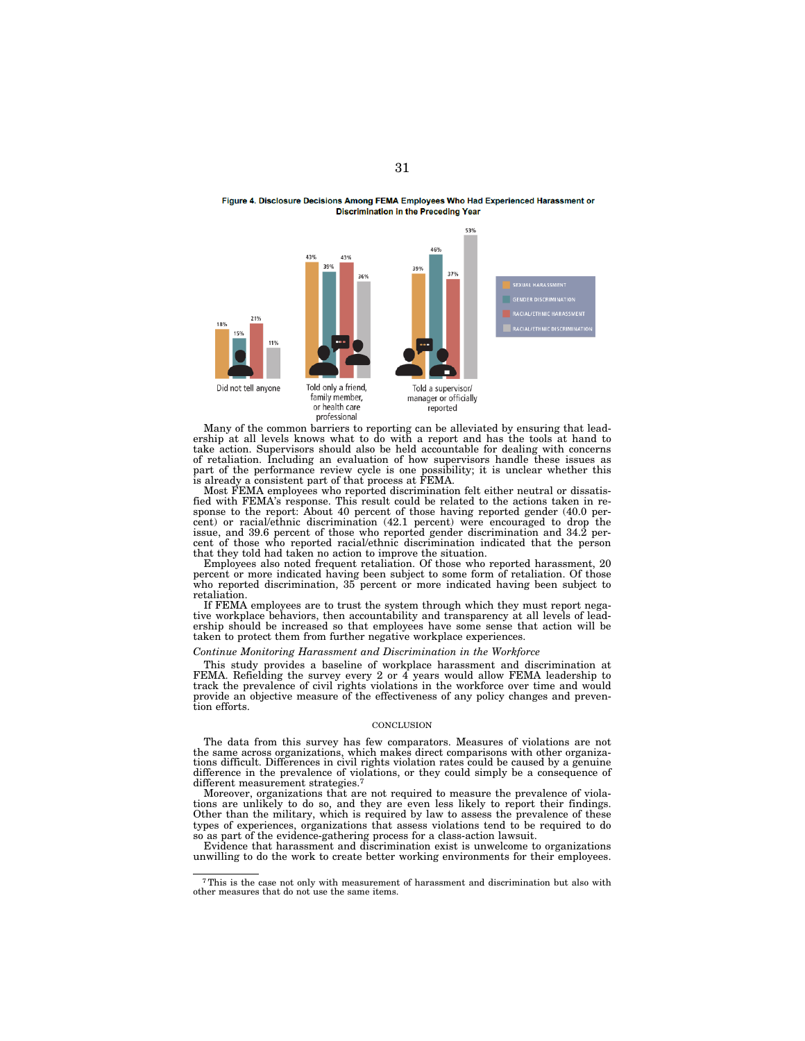**Figure 4. Disclosure Decisions Among FEMA Employees Who Had Experienced Harassment or Discrimination in the Preceding Year**

| | Did not tell anyone | Told only a friend, family member, or health care professional | Told a supervisor/manager or officially reported |
|---|---|---|---|
| Sexual harassment | 18% | 43% | 39% |
| Gender discrimination | 15% | 39% | 46% |
| Racial/ethnic harassment | 21% | 43% | 37% |
| Racial/ethnic discrimination | 11% | 36% | 53% |

Many of the common barriers to reporting can be alleviated by ensuring that leadership at all levels knows what to do with a report and has the tools at hand to take action. Supervisors should also be held accountable for dealing with concerns of retaliation. Including an evaluation of how supervisors handle these issues as part of the performance review cycle is one possibility; it is unclear whether this is already a consistent part of that process at FEMA.

Most FEMA employees who reported discrimination felt either neutral or dissatisfied with FEMA's response. This result could be related to the actions taken in response to the report: About 40 percent of those having reported gender (40.0 percent) or racial/ethnic discrimination (42.1 percent) were encouraged to drop the issue, and 39.6 percent of those who reported gender discrimination and 34.2 percent of those who reported racial/ethnic discrimination indicated that the person that they told had taken no action to improve the situation.

Employees also noted frequent retaliation. Of those who reported harassment, 20 percent or more indicated having been subject to some form of retaliation. Of those who reported discrimination, 35 percent or more indicated having been subject to retaliation.

If FEMA employees are to trust the system through which they must report negative workplace behaviors, then accountability and transparency at all levels of leadership should be increased so that employees have some sense that action will be taken to protect them from further negative workplace experiences.

*Continue Monitoring Harassment and Discrimination in the Workforce*

This study provides a baseline of workplace harassment and discrimination at FEMA. Refielding the survey every 2 or 4 years would allow FEMA leadership to track the prevalence of civil rights violations in the workforce over time and would provide an objective measure of the effectiveness of any policy changes and prevention efforts.

## CONCLUSION

The data from this survey has few comparators. Measures of violations are not the same across organizations, which makes direct comparisons with other organizations difficult. Differences in civil rights violation rates could be caused by a genuine difference in the prevalence of violations, or they could simply be a consequence of different measurement strategies.[7]

Moreover, organizations that are not required to measure the prevalence of violations are unlikely to do so, and they are even less likely to report their findings. Other than the military, which is required by law to assess the prevalence of these types of experiences, organizations that assess violations tend to be required to do so as part of the evidence-gathering process for a class-action lawsuit.

Evidence that harassment and discrimination exist is unwelcome to organizations unwilling to do the work to create better working environments for their employees.

[7] This is the case not only with measurement of harassment and discrimination but also with other measures that do not use the same items.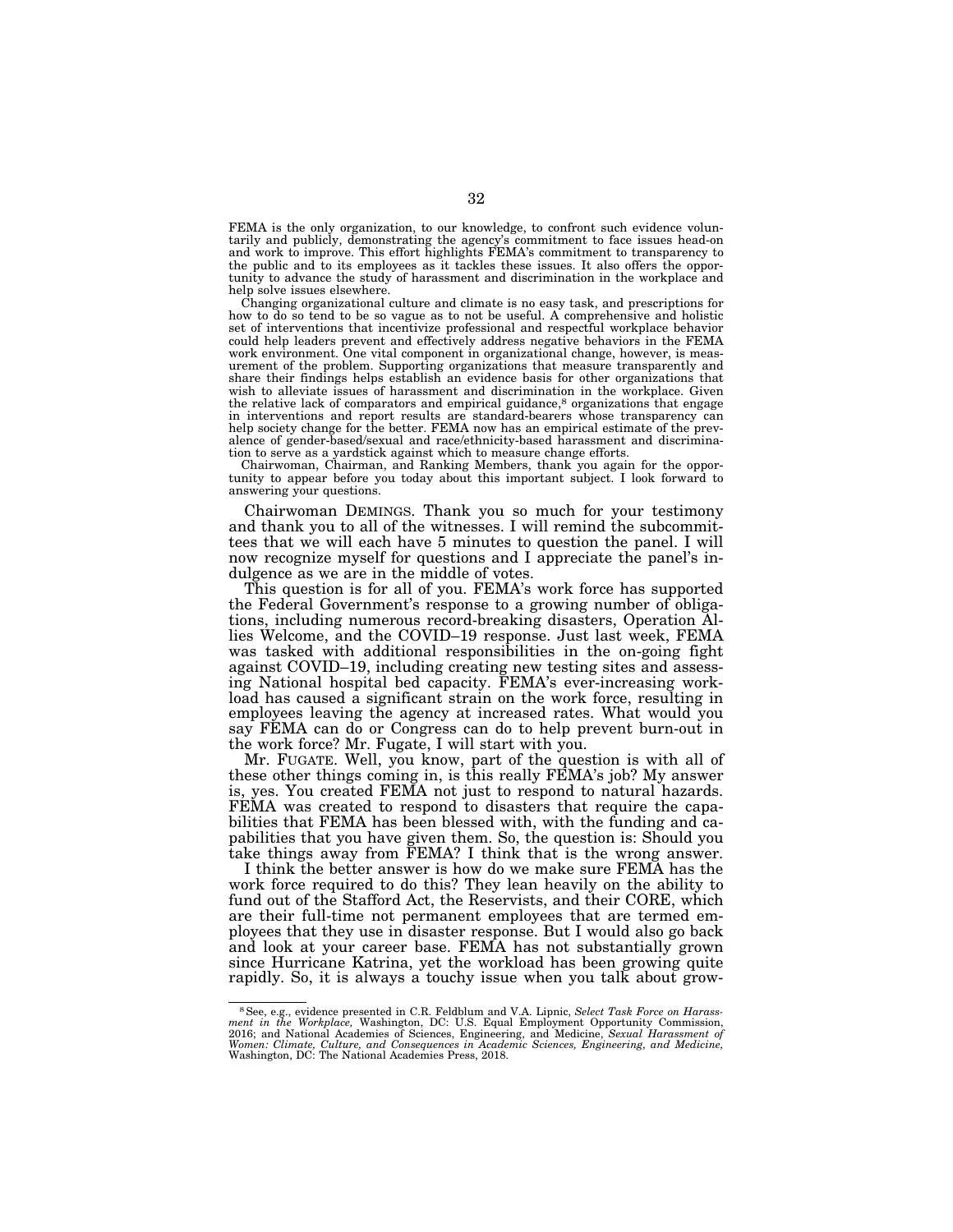FEMA is the only organization, to our knowledge, to confront such evidence voluntarily and publicly, demonstrating the agency's commitment to face issues head-on and work to improve. This effort highlights FEMA's commitment to transparency to the public and to its employees as it tackles these issues. It also offers the opportunity to advance the study of harassment and discrimination in the workplace and help solve issues elsewhere.

Changing organizational culture and climate is no easy task, and prescriptions for how to do so tend to be so vague as to not be useful. A comprehensive and holistic set of interventions that incentivize professional and respectful workplace behavior could help leaders prevent and effectively address negative behaviors in the FEMA work environment. One vital component in organizational change, however, is measurement of the problem. Supporting organizations that measure transparently and share their findings helps establish an evidence basis for other organizations that wish to alleviate issues of harassment and discrimination in the workplace. Given the relative lack of comparators and empirical guidance,[8] organizations that engage in interventions and report results are standard-bearers whose transparency can help society change for the better. FEMA now has an empirical estimate of the prevalence of gender-based/sexual and race/ethnicity-based harassment and discrimination to serve as a yardstick against which to measure change efforts.

Chairwoman, Chairman, and Ranking Members, thank you again for the opportunity to appear before you today about this important subject. I look forward to answering your questions.

Chairwoman DEMINGS. Thank you so much for your testimony and thank you to all of the witnesses. I will remind the subcommittees that we will each have 5 minutes to question the panel. I will now recognize myself for questions and I appreciate the panel's indulgence as we are in the middle of votes.

This question is for all of you. FEMA's work force has supported the Federal Government's response to a growing number of obligations, including numerous record-breaking disasters, Operation Allies Welcome, and the COVID–19 response. Just last week, FEMA was tasked with additional responsibilities in the on-going fight against COVID–19, including creating new testing sites and assessing National hospital bed capacity. FEMA's ever-increasing workload has caused a significant strain on the work force, resulting in employees leaving the agency at increased rates. What would you say FEMA can do or Congress can do to help prevent burn-out in the work force? Mr. Fugate, I will start with you.

Mr. FUGATE. Well, you know, part of the question is with all of these other things coming in, is this really FEMA's job? My answer is, yes. You created FEMA not just to respond to natural hazards. FEMA was created to respond to disasters that require the capabilities that FEMA has been blessed with, with the funding and capabilities that you have given them. So, the question is: Should you take things away from FEMA? I think that is the wrong answer.

I think the better answer is how do we make sure FEMA has the work force required to do this? They lean heavily on the ability to fund out of the Stafford Act, the Reservists, and their CORE, which are their full-time not permanent employees that are termed employees that they use in disaster response. But I would also go back and look at your career base. FEMA has not substantially grown since Hurricane Katrina, yet the workload has been growing quite rapidly. So, it is always a touchy issue when you talk about grow-

---

[8] See, e.g., evidence presented in C.R. Feldblum and V.A. Lipnic, *Select Task Force on Harassment in the Workplace,* Washington, DC: U.S. Equal Employment Opportunity Commission, 2016; and National Academies of Sciences, Engineering, and Medicine, *Sexual Harassment of Women: Climate, Culture, and Consequences in Academic Sciences, Engineering, and Medicine,* Washington, DC: The National Academies Press, 2018.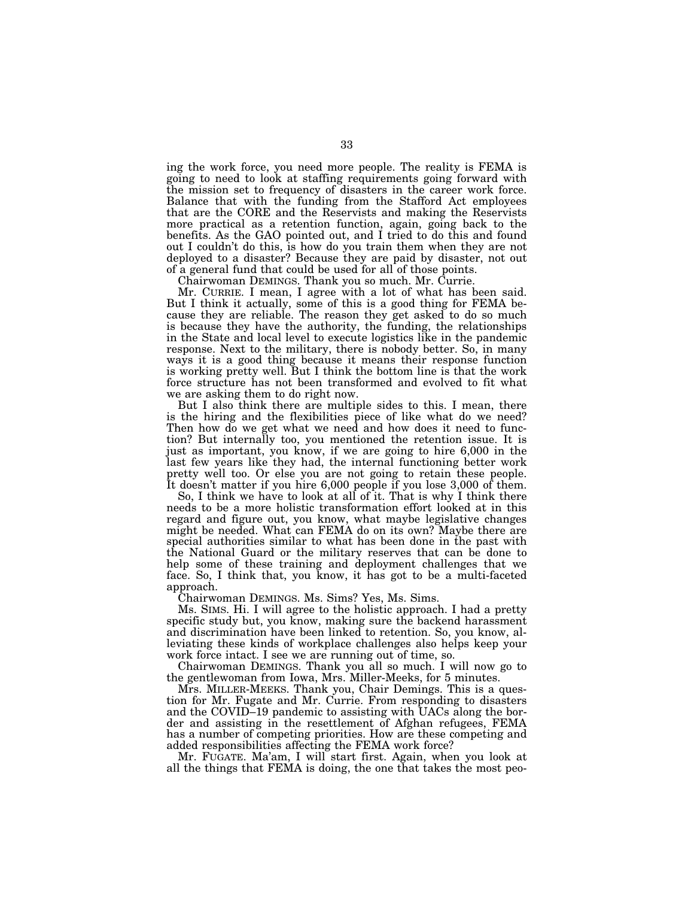ing the work force, you need more people. The reality is FEMA is going to need to look at staffing requirements going forward with the mission set to frequency of disasters in the career work force. Balance that with the funding from the Stafford Act employees that are the CORE and the Reservists and making the Reservists more practical as a retention function, again, going back to the benefits. As the GAO pointed out, and I tried to do this and found out I couldn't do this, is how do you train them when they are not deployed to a disaster? Because they are paid by disaster, not out of a general fund that could be used for all of those points.

Chairwoman DEMINGS. Thank you so much. Mr. Currie.

Mr. CURRIE. I mean, I agree with a lot of what has been said. But I think it actually, some of this is a good thing for FEMA because they are reliable. The reason they get asked to do so much is because they have the authority, the funding, the relationships in the State and local level to execute logistics like in the pandemic response. Next to the military, there is nobody better. So, in many ways it is a good thing because it means their response function is working pretty well. But I think the bottom line is that the work force structure has not been transformed and evolved to fit what we are asking them to do right now.

But I also think there are multiple sides to this. I mean, there is the hiring and the flexibilities piece of like what do we need? Then how do we get what we need and how does it need to function? But internally too, you mentioned the retention issue. It is just as important, you know, if we are going to hire 6,000 in the last few years like they had, the internal functioning better work pretty well too. Or else you are not going to retain these people. It doesn't matter if you hire 6,000 people if you lose 3,000 of them.

So, I think we have to look at all of it. That is why I think there needs to be a more holistic transformation effort looked at in this regard and figure out, you know, what maybe legislative changes might be needed. What can FEMA do on its own? Maybe there are special authorities similar to what has been done in the past with the National Guard or the military reserves that can be done to help some of these training and deployment challenges that we face. So, I think that, you know, it has got to be a multi-faceted approach.

Chairwoman DEMINGS. Ms. Sims? Yes, Ms. Sims.

Ms. SIMS. Hi. I will agree to the holistic approach. I had a pretty specific study but, you know, making sure the backend harassment and discrimination have been linked to retention. So, you know, alleviating these kinds of workplace challenges also helps keep your work force intact. I see we are running out of time, so.

Chairwoman DEMINGS. Thank you all so much. I will now go to the gentlewoman from Iowa, Mrs. Miller-Meeks, for 5 minutes.

Mrs. MILLER-MEEKS. Thank you, Chair Demings. This is a question for Mr. Fugate and Mr. Currie. From responding to disasters and the COVID–19 pandemic to assisting with UACs along the border and assisting in the resettlement of Afghan refugees, FEMA has a number of competing priorities. How are these competing and added responsibilities affecting the FEMA work force?

Mr. FUGATE. Ma'am, I will start first. Again, when you look at all the things that FEMA is doing, the one that takes the most peo-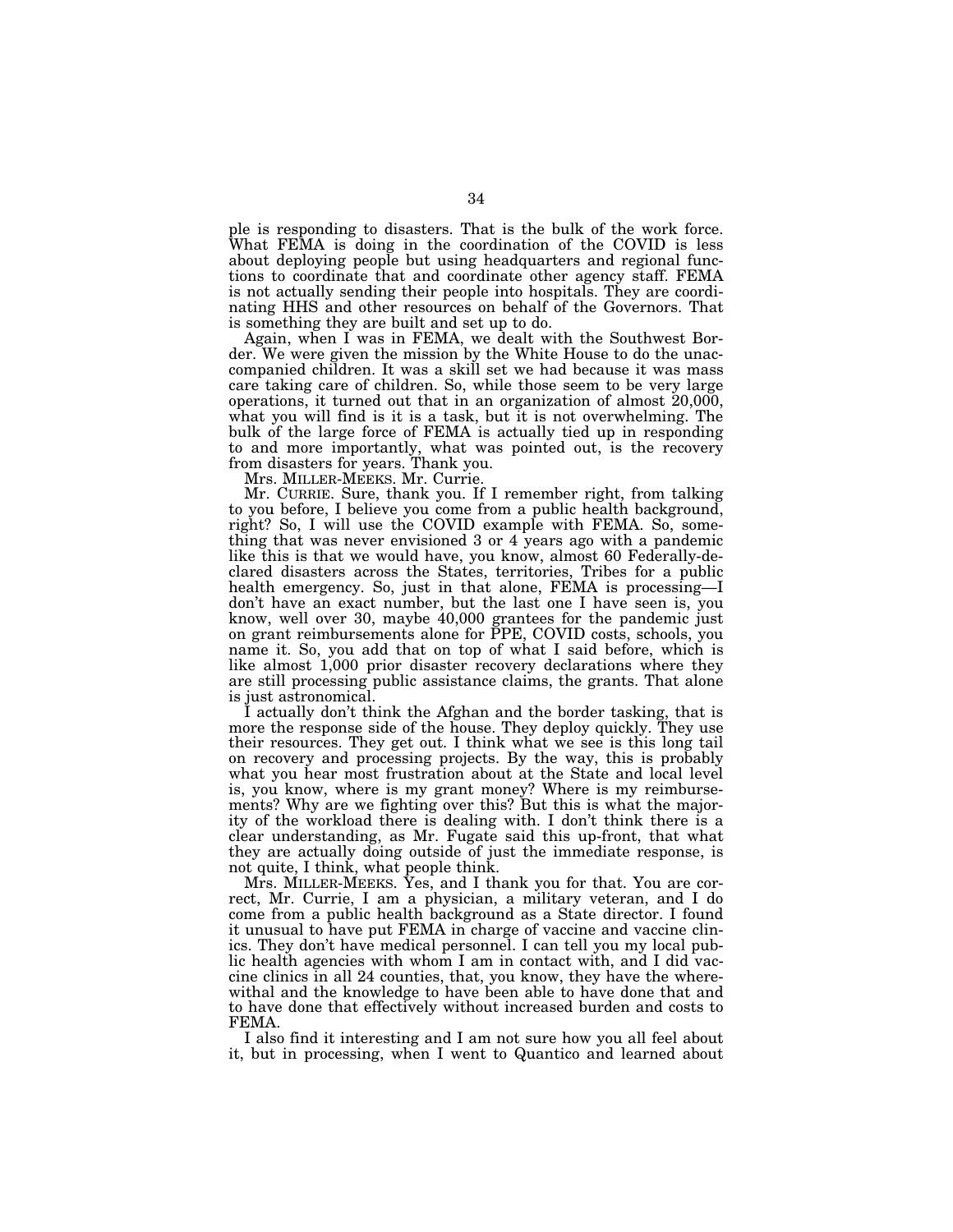ple is responding to disasters. That is the bulk of the work force. What FEMA is doing in the coordination of the COVID is less about deploying people but using headquarters and regional functions to coordinate that and coordinate other agency staff. FEMA is not actually sending their people into hospitals. They are coordinating HHS and other resources on behalf of the Governors. That is something they are built and set up to do.

Again, when I was in FEMA, we dealt with the Southwest Border. We were given the mission by the White House to do the unaccompanied children. It was a skill set we had because it was mass care taking care of children. So, while those seem to be very large operations, it turned out that in an organization of almost 20,000, what you will find is it is a task, but it is not overwhelming. The bulk of the large force of FEMA is actually tied up in responding to and more importantly, what was pointed out, is the recovery from disasters for years. Thank you.

Mrs. MILLER-MEEKS. Mr. Currie.

Mr. CURRIE. Sure, thank you. If I remember right, from talking to you before, I believe you come from a public health background, right? So, I will use the COVID example with FEMA. So, something that was never envisioned 3 or 4 years ago with a pandemic like this is that we would have, you know, almost 60 Federally-declared disasters across the States, territories, Tribes for a public health emergency. So, just in that alone, FEMA is processing—I don't have an exact number, but the last one I have seen is, you know, well over 30, maybe 40,000 grantees for the pandemic just on grant reimbursements alone for PPE, COVID costs, schools, you name it. So, you add that on top of what I said before, which is like almost 1,000 prior disaster recovery declarations where they are still processing public assistance claims, the grants. That alone is just astronomical.

I actually don't think the Afghan and the border tasking, that is more the response side of the house. They deploy quickly. They use their resources. They get out. I think what we see is this long tail on recovery and processing projects. By the way, this is probably what you hear most frustration about at the State and local level is, you know, where is my grant money? Where is my reimbursements? Why are we fighting over this? But this is what the majority of the workload there is dealing with. I don't think there is a clear understanding, as Mr. Fugate said this up-front, that what they are actually doing outside of just the immediate response, is not quite, I think, what people think.

Mrs. MILLER-MEEKS. Yes, and I thank you for that. You are correct, Mr. Currie, I am a physician, a military veteran, and I do come from a public health background as a State director. I found it unusual to have put FEMA in charge of vaccine and vaccine clinics. They don't have medical personnel. I can tell you my local public health agencies with whom I am in contact with, and I did vaccine clinics in all 24 counties, that, you know, they have the wherewithal and the knowledge to have been able to have done that and to have done that effectively without increased burden and costs to FEMA.

I also find it interesting and I am not sure how you all feel about it, but in processing, when I went to Quantico and learned about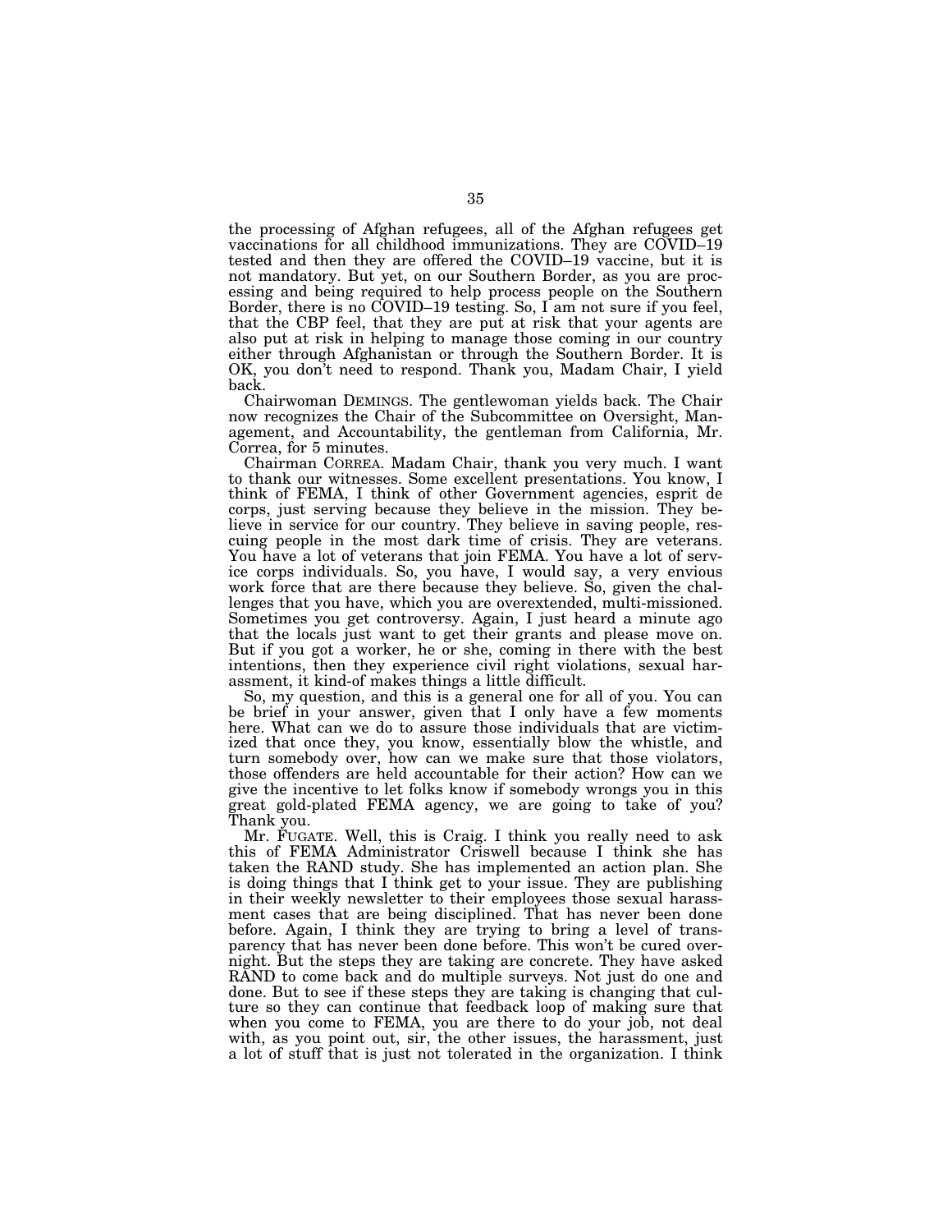the processing of Afghan refugees, all of the Afghan refugees get vaccinations for all childhood immunizations. They are COVID–19 tested and then they are offered the COVID–19 vaccine, but it is not mandatory. But yet, on our Southern Border, as you are processing and being required to help process people on the Southern Border, there is no COVID–19 testing. So, I am not sure if you feel, that the CBP feel, that they are put at risk that your agents are also put at risk in helping to manage those coming in our country either through Afghanistan or through the Southern Border. It is OK, you don't need to respond. Thank you, Madam Chair, I yield back.

Chairwoman DEMINGS. The gentlewoman yields back. The Chair now recognizes the Chair of the Subcommittee on Oversight, Management, and Accountability, the gentleman from California, Mr. Correa, for 5 minutes.

Chairman CORREA. Madam Chair, thank you very much. I want to thank our witnesses. Some excellent presentations. You know, I think of FEMA, I think of other Government agencies, esprit de corps, just serving because they believe in the mission. They believe in service for our country. They believe in saving people, rescuing people in the most dark time of crisis. They are veterans. You have a lot of veterans that join FEMA. You have a lot of service corps individuals. So, you have, I would say, a very envious work force that are there because they believe. So, given the challenges that you have, which you are overextended, multi-missioned. Sometimes you get controversy. Again, I just heard a minute ago that the locals just want to get their grants and please move on. But if you got a worker, he or she, coming in there with the best intentions, then they experience civil right violations, sexual harassment, it kind-of makes things a little difficult.

So, my question, and this is a general one for all of you. You can be brief in your answer, given that I only have a few moments here. What can we do to assure those individuals that are victimized that once they, you know, essentially blow the whistle, and turn somebody over, how can we make sure that those violators, those offenders are held accountable for their action? How can we give the incentive to let folks know if somebody wrongs you in this great gold-plated FEMA agency, we are going to take of you? Thank you.

Mr. FUGATE. Well, this is Craig. I think you really need to ask this of FEMA Administrator Criswell because I think she has taken the RAND study. She has implemented an action plan. She is doing things that I think get to your issue. They are publishing in their weekly newsletter to their employees those sexual harassment cases that are being disciplined. That has never been done before. Again, I think they are trying to bring a level of transparency that has never been done before. This won't be cured overnight. But the steps they are taking are concrete. They have asked RAND to come back and do multiple surveys. Not just do one and done. But to see if these steps they are taking is changing that culture so they can continue that feedback loop of making sure that when you come to FEMA, you are there to do your job, not deal with, as you point out, sir, the other issues, the harassment, just a lot of stuff that is just not tolerated in the organization. I think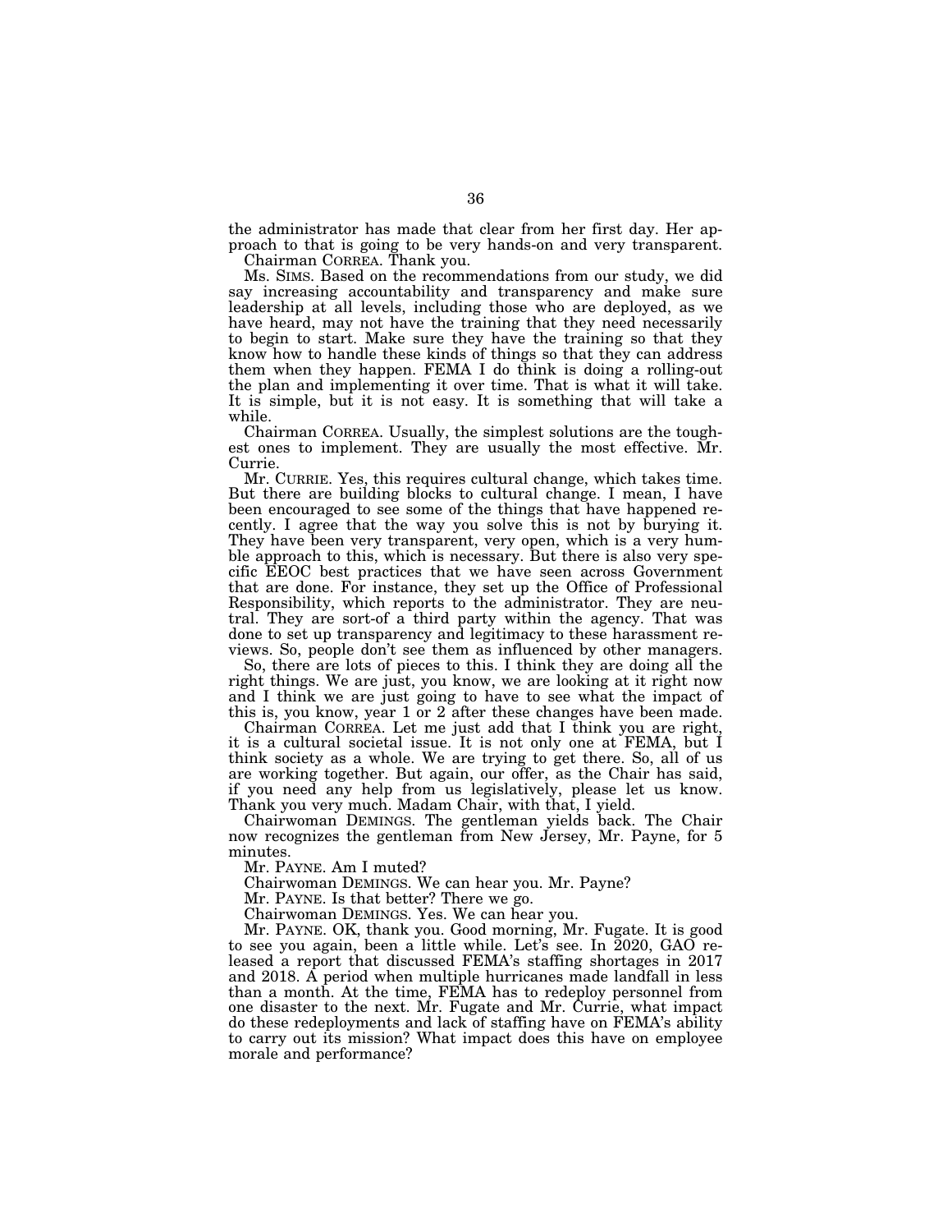the administrator has made that clear from her first day. Her approach to that is going to be very hands-on and very transparent.

Chairman CORREA. Thank you.

Ms. SIMS. Based on the recommendations from our study, we did say increasing accountability and transparency and make sure leadership at all levels, including those who are deployed, as we have heard, may not have the training that they need necessarily to begin to start. Make sure they have the training so that they know how to handle these kinds of things so that they can address them when they happen. FEMA I do think is doing a rolling-out the plan and implementing it over time. That is what it will take. It is simple, but it is not easy. It is something that will take a while.

Chairman CORREA. Usually, the simplest solutions are the toughest ones to implement. They are usually the most effective. Mr. Currie.

Mr. CURRIE. Yes, this requires cultural change, which takes time. But there are building blocks to cultural change. I mean, I have been encouraged to see some of the things that have happened recently. I agree that the way you solve this is not by burying it. They have been very transparent, very open, which is a very humble approach to this, which is necessary. But there is also very specific EEOC best practices that we have seen across Government that are done. For instance, they set up the Office of Professional Responsibility, which reports to the administrator. They are neutral. They are sort-of a third party within the agency. That was done to set up transparency and legitimacy to these harassment reviews. So, people don't see them as influenced by other managers.

So, there are lots of pieces to this. I think they are doing all the right things. We are just, you know, we are looking at it right now and I think we are just going to have to see what the impact of this is, you know, year 1 or 2 after these changes have been made.

Chairman CORREA. Let me just add that I think you are right, it is a cultural societal issue. It is not only one at FEMA, but I think society as a whole. We are trying to get there. So, all of us are working together. But again, our offer, as the Chair has said, if you need any help from us legislatively, please let us know. Thank you very much. Madam Chair, with that, I yield.

Chairwoman DEMINGS. The gentleman yields back. The Chair now recognizes the gentleman from New Jersey, Mr. Payne, for 5 minutes.

Mr. PAYNE. Am I muted?

Chairwoman DEMINGS. We can hear you. Mr. Payne?

Mr. PAYNE. Is that better? There we go.

Chairwoman DEMINGS. Yes. We can hear you.

Mr. PAYNE. OK, thank you. Good morning, Mr. Fugate. It is good to see you again, been a little while. Let's see. In 2020, GAO released a report that discussed FEMA's staffing shortages in 2017 and 2018. A period when multiple hurricanes made landfall in less than a month. At the time, FEMA has to redeploy personnel from one disaster to the next. Mr. Fugate and Mr. Currie, what impact do these redeployments and lack of staffing have on FEMA's ability to carry out its mission? What impact does this have on employee morale and performance?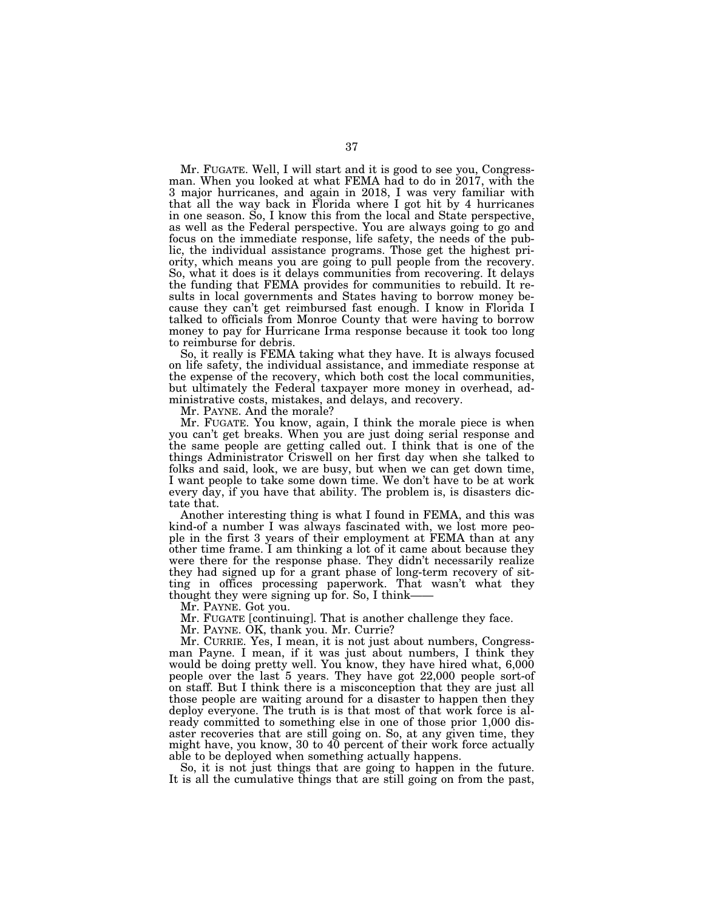Mr. FUGATE. Well, I will start and it is good to see you, Congressman. When you looked at what FEMA had to do in 2017, with the 3 major hurricanes, and again in 2018, I was very familiar with that all the way back in Florida where I got hit by 4 hurricanes in one season. So, I know this from the local and State perspective, as well as the Federal perspective. You are always going to go and focus on the immediate response, life safety, the needs of the public, the individual assistance programs. Those get the highest priority, which means you are going to pull people from the recovery. So, what it does is it delays communities from recovering. It delays the funding that FEMA provides for communities to rebuild. It results in local governments and States having to borrow money because they can't get reimbursed fast enough. I know in Florida I talked to officials from Monroe County that were having to borrow money to pay for Hurricane Irma response because it took too long to reimburse for debris.

So, it really is FEMA taking what they have. It is always focused on life safety, the individual assistance, and immediate response at the expense of the recovery, which both cost the local communities, but ultimately the Federal taxpayer more money in overhead, administrative costs, mistakes, and delays, and recovery.

Mr. PAYNE. And the morale?

Mr. FUGATE. You know, again, I think the morale piece is when you can't get breaks. When you are just doing serial response and the same people are getting called out. I think that is one of the things Administrator Criswell on her first day when she talked to folks and said, look, we are busy, but when we can get down time, I want people to take some down time. We don't have to be at work every day, if you have that ability. The problem is, is disasters dictate that.

Another interesting thing is what I found in FEMA, and this was kind-of a number I was always fascinated with, we lost more people in the first 3 years of their employment at FEMA than at any other time frame. I am thinking a lot of it came about because they were there for the response phase. They didn't necessarily realize they had signed up for a grant phase of long-term recovery of sitting in offices processing paperwork. That wasn't what they thought they were signing up for. So, I think——

Mr. PAYNE. Got you.

Mr. FUGATE [continuing]. That is another challenge they face.

Mr. PAYNE. OK, thank you. Mr. Currie?

Mr. CURRIE. Yes, I mean, it is not just about numbers, Congressman Payne. I mean, if it was just about numbers, I think they would be doing pretty well. You know, they have hired what, 6,000 people over the last 5 years. They have got 22,000 people sort-of on staff. But I think there is a misconception that they are just all those people are waiting around for a disaster to happen then they deploy everyone. The truth is is that most of that work force is already committed to something else in one of those prior 1,000 disaster recoveries that are still going on. So, at any given time, they might have, you know, 30 to 40 percent of their work force actually able to be deployed when something actually happens.

So, it is not just things that are going to happen in the future. It is all the cumulative things that are still going on from the past,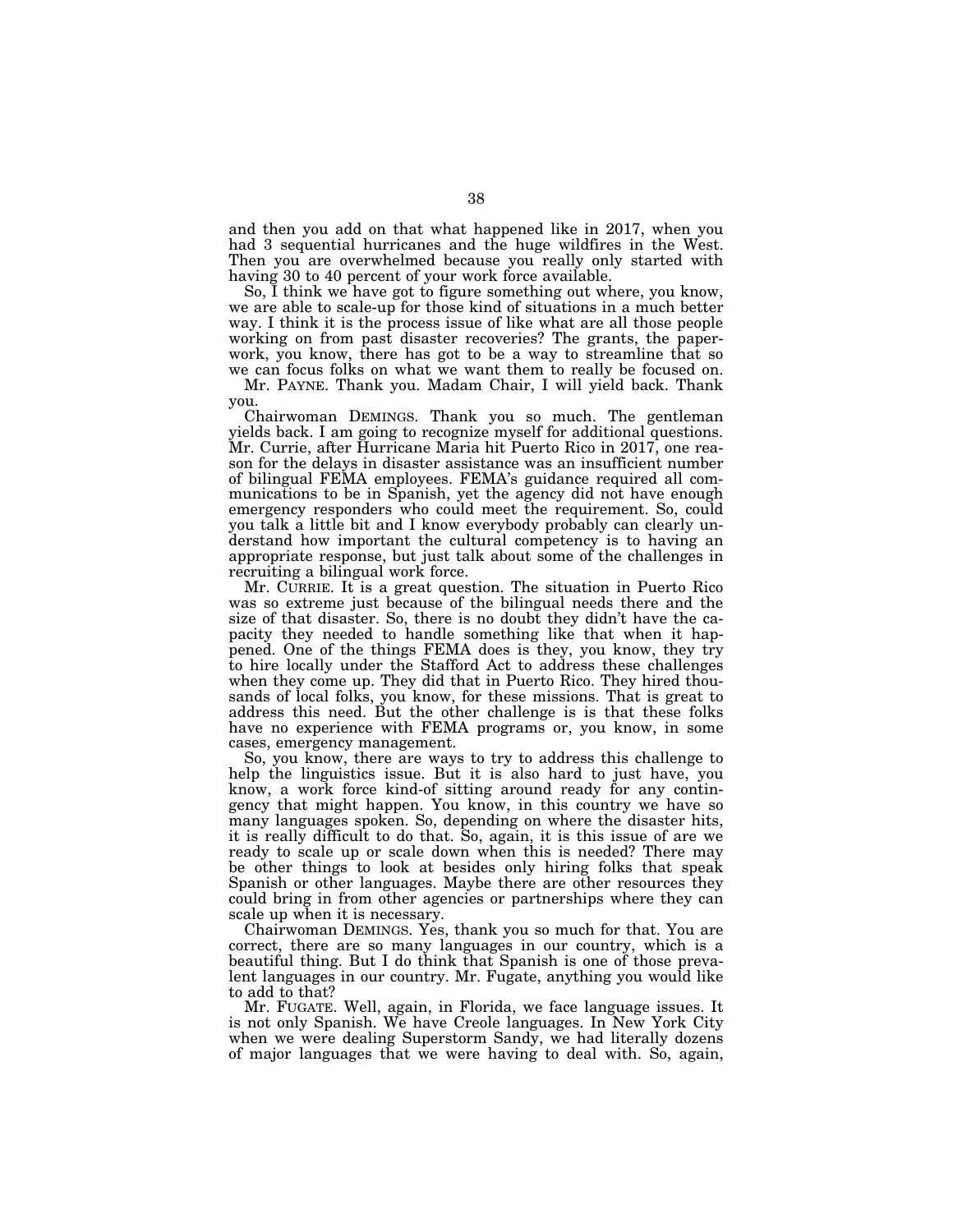and then you add on that what happened like in 2017, when you had 3 sequential hurricanes and the huge wildfires in the West. Then you are overwhelmed because you really only started with having 30 to 40 percent of your work force available.

So, I think we have got to figure something out where, you know, we are able to scale-up for those kind of situations in a much better way. I think it is the process issue of like what are all those people working on from past disaster recoveries? The grants, the paperwork, you know, there has got to be a way to streamline that so we can focus folks on what we want them to really be focused on.

Mr. PAYNE. Thank you. Madam Chair, I will yield back. Thank you.

Chairwoman DEMINGS. Thank you so much. The gentleman yields back. I am going to recognize myself for additional questions. Mr. Currie, after Hurricane Maria hit Puerto Rico in 2017, one reason for the delays in disaster assistance was an insufficient number of bilingual FEMA employees. FEMA's guidance required all communications to be in Spanish, yet the agency did not have enough emergency responders who could meet the requirement. So, could you talk a little bit and I know everybody probably can clearly understand how important the cultural competency is to having an appropriate response, but just talk about some of the challenges in recruiting a bilingual work force.

Mr. CURRIE. It is a great question. The situation in Puerto Rico was so extreme just because of the bilingual needs there and the size of that disaster. So, there is no doubt they didn't have the capacity they needed to handle something like that when it happened. One of the things FEMA does is they, you know, they try to hire locally under the Stafford Act to address these challenges when they come up. They did that in Puerto Rico. They hired thousands of local folks, you know, for these missions. That is great to address this need. But the other challenge is is that these folks have no experience with FEMA programs or, you know, in some cases, emergency management.

So, you know, there are ways to try to address this challenge to help the linguistics issue. But it is also hard to just have, you know, a work force kind-of sitting around ready for any contingency that might happen. You know, in this country we have so many languages spoken. So, depending on where the disaster hits, it is really difficult to do that. So, again, it is this issue of are we ready to scale up or scale down when this is needed? There may be other things to look at besides only hiring folks that speak Spanish or other languages. Maybe there are other resources they could bring in from other agencies or partnerships where they can scale up when it is necessary.

Chairwoman DEMINGS. Yes, thank you so much for that. You are correct, there are so many languages in our country, which is a beautiful thing. But I do think that Spanish is one of those prevalent languages in our country. Mr. Fugate, anything you would like to add to that?

Mr. FUGATE. Well, again, in Florida, we face language issues. It is not only Spanish. We have Creole languages. In New York City when we were dealing Superstorm Sandy, we had literally dozens of major languages that we were having to deal with. So, again,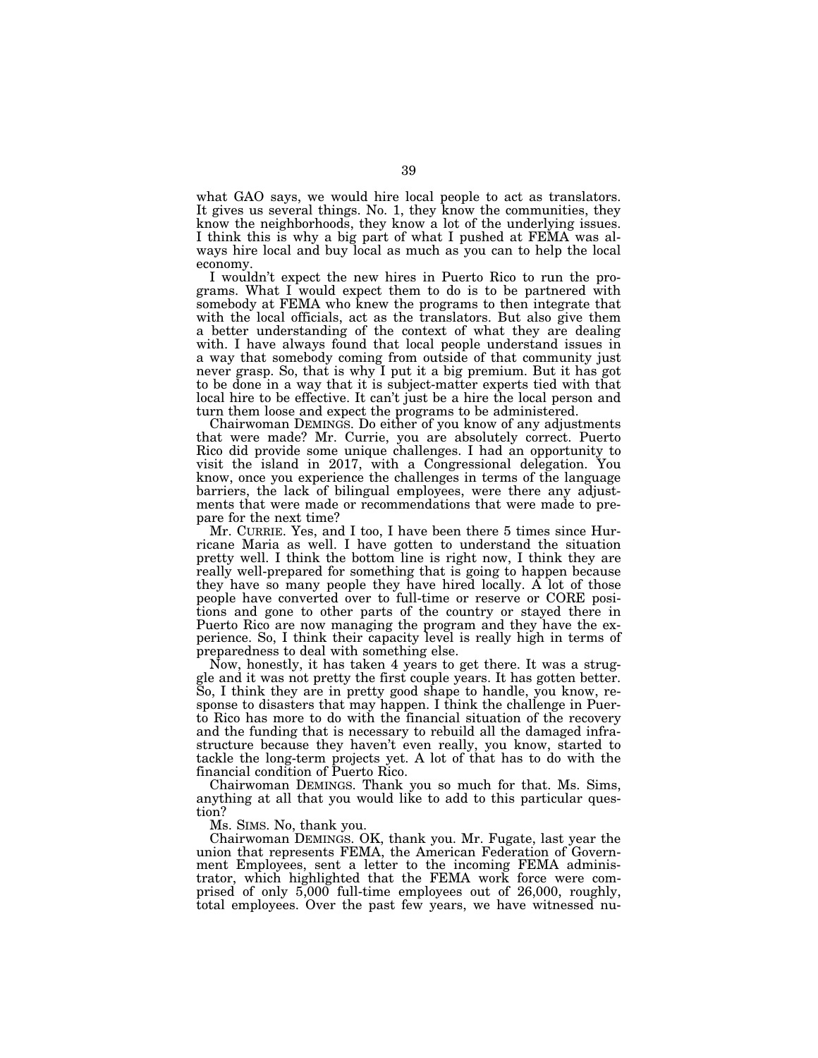what GAO says, we would hire local people to act as translators. It gives us several things. No. 1, they know the communities, they know the neighborhoods, they know a lot of the underlying issues. I think this is why a big part of what I pushed at FEMA was always hire local and buy local as much as you can to help the local economy.

I wouldn't expect the new hires in Puerto Rico to run the programs. What I would expect them to do is to be partnered with somebody at FEMA who knew the programs to then integrate that with the local officials, act as the translators. But also give them a better understanding of the context of what they are dealing with. I have always found that local people understand issues in a way that somebody coming from outside of that community just never grasp. So, that is why I put it a big premium. But it has got to be done in a way that it is subject-matter experts tied with that local hire to be effective. It can't just be a hire the local person and turn them loose and expect the programs to be administered.

Chairwoman DEMINGS. Do either of you know of any adjustments that were made? Mr. Currie, you are absolutely correct. Puerto Rico did provide some unique challenges. I had an opportunity to visit the island in 2017, with a Congressional delegation. You know, once you experience the challenges in terms of the language barriers, the lack of bilingual employees, were there any adjustments that were made or recommendations that were made to prepare for the next time?

Mr. CURRIE. Yes, and I too, I have been there 5 times since Hurricane Maria as well. I have gotten to understand the situation pretty well. I think the bottom line is right now, I think they are really well-prepared for something that is going to happen because they have so many people they have hired locally. A lot of those people have converted over to full-time or reserve or CORE positions and gone to other parts of the country or stayed there in Puerto Rico are now managing the program and they have the experience. So, I think their capacity level is really high in terms of preparedness to deal with something else.

Now, honestly, it has taken 4 years to get there. It was a struggle and it was not pretty the first couple years. It has gotten better. So, I think they are in pretty good shape to handle, you know, response to disasters that may happen. I think the challenge in Puerto Rico has more to do with the financial situation of the recovery and the funding that is necessary to rebuild all the damaged infrastructure because they haven't even really, you know, started to tackle the long-term projects yet. A lot of that has to do with the financial condition of Puerto Rico.

Chairwoman DEMINGS. Thank you so much for that. Ms. Sims, anything at all that you would like to add to this particular question?

Ms. SIMS. No, thank you.

Chairwoman DEMINGS. OK, thank you. Mr. Fugate, last year the union that represents FEMA, the American Federation of Government Employees, sent a letter to the incoming FEMA administrator, which highlighted that the FEMA work force were comprised of only 5,000 full-time employees out of 26,000, roughly, total employees. Over the past few years, we have witnessed nu-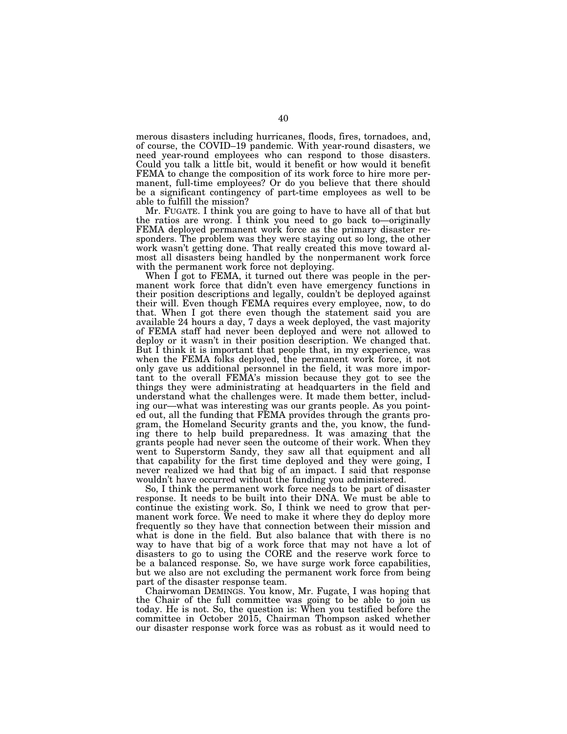merous disasters including hurricanes, floods, fires, tornadoes, and, of course, the COVID–19 pandemic. With year-round disasters, we need year-round employees who can respond to those disasters. Could you talk a little bit, would it benefit or how would it benefit FEMA to change the composition of its work force to hire more permanent, full-time employees? Or do you believe that there should be a significant contingency of part-time employees as well to be able to fulfill the mission?

Mr. FUGATE. I think you are going to have to have all of that but the ratios are wrong. I think you need to go back to—originally FEMA deployed permanent work force as the primary disaster responders. The problem was they were staying out so long, the other work wasn't getting done. That really created this move toward almost all disasters being handled by the nonpermanent work force with the permanent work force not deploying.

When I got to FEMA, it turned out there was people in the permanent work force that didn't even have emergency functions in their position descriptions and legally, couldn't be deployed against their will. Even though FEMA requires every employee, now, to do that. When I got there even though the statement said you are available 24 hours a day, 7 days a week deployed, the vast majority of FEMA staff had never been deployed and were not allowed to deploy or it wasn't in their position description. We changed that. But I think it is important that people that, in my experience, was when the FEMA folks deployed, the permanent work force, it not only gave us additional personnel in the field, it was more important to the overall FEMA's mission because they got to see the things they were administrating at headquarters in the field and understand what the challenges were. It made them better, including our—what was interesting was our grants people. As you pointed out, all the funding that FEMA provides through the grants program, the Homeland Security grants and the, you know, the funding there to help build preparedness. It was amazing that the grants people had never seen the outcome of their work. When they went to Superstorm Sandy, they saw all that equipment and all that capability for the first time deployed and they were going, I never realized we had that big of an impact. I said that response wouldn't have occurred without the funding you administered.

So, I think the permanent work force needs to be part of disaster response. It needs to be built into their DNA. We must be able to continue the existing work. So, I think we need to grow that permanent work force. We need to make it where they do deploy more frequently so they have that connection between their mission and what is done in the field. But also balance that with there is no way to have that big of a work force that may not have a lot of disasters to go to using the CORE and the reserve work force to be a balanced response. So, we have surge work force capabilities, but we also are not excluding the permanent work force from being part of the disaster response team.

Chairwoman DEMINGS. You know, Mr. Fugate, I was hoping that the Chair of the full committee was going to be able to join us today. He is not. So, the question is: When you testified before the committee in October 2015, Chairman Thompson asked whether our disaster response work force was as robust as it would need to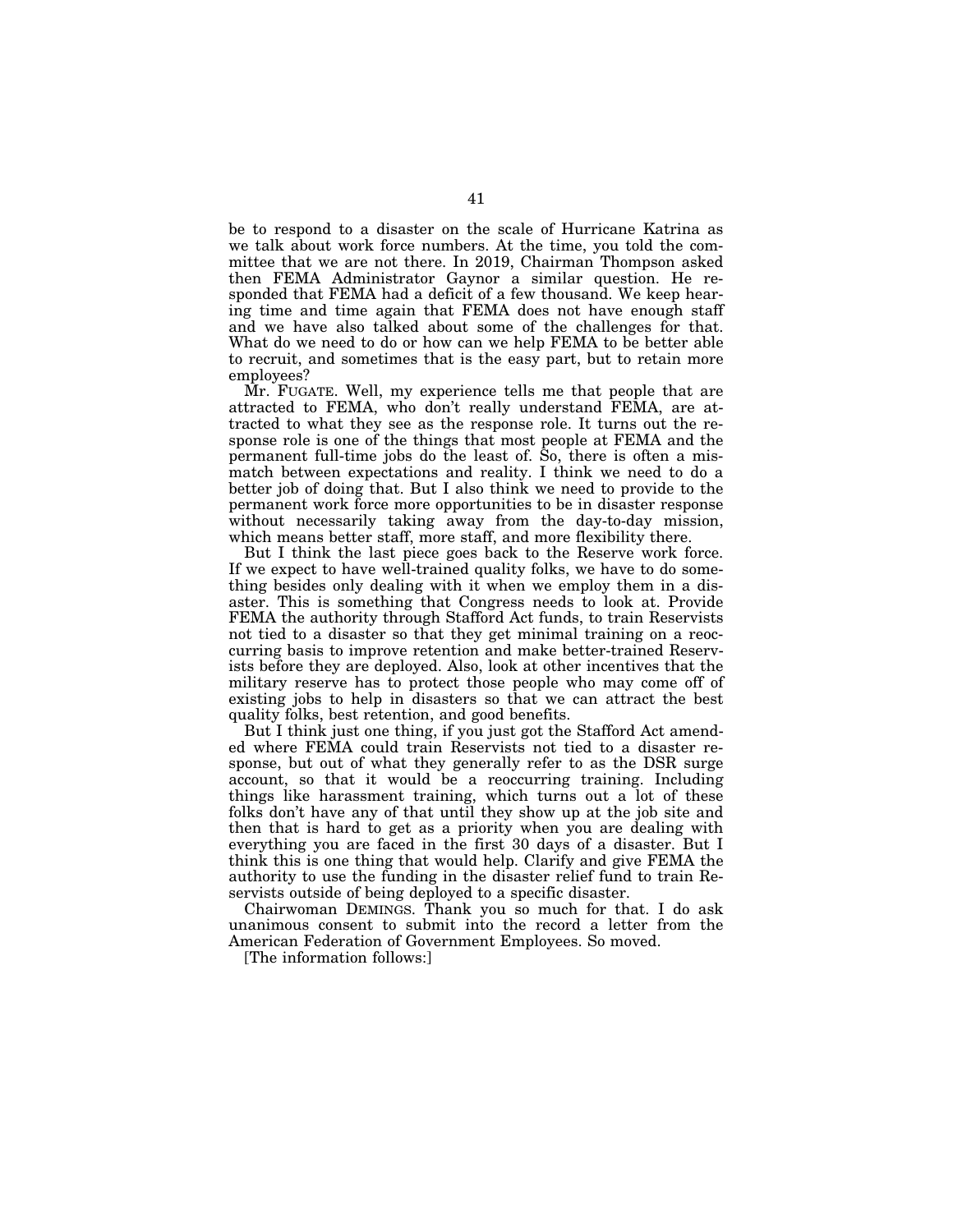be to respond to a disaster on the scale of Hurricane Katrina as we talk about work force numbers. At the time, you told the committee that we are not there. In 2019, Chairman Thompson asked then FEMA Administrator Gaynor a similar question. He responded that FEMA had a deficit of a few thousand. We keep hearing time and time again that FEMA does not have enough staff and we have also talked about some of the challenges for that. What do we need to do or how can we help FEMA to be better able to recruit, and sometimes that is the easy part, but to retain more employees?

Mr. FUGATE. Well, my experience tells me that people that are attracted to FEMA, who don't really understand FEMA, are attracted to what they see as the response role. It turns out the response role is one of the things that most people at FEMA and the permanent full-time jobs do the least of. So, there is often a mismatch between expectations and reality. I think we need to do a better job of doing that. But I also think we need to provide to the permanent work force more opportunities to be in disaster response without necessarily taking away from the day-to-day mission, which means better staff, more staff, and more flexibility there.

But I think the last piece goes back to the Reserve work force. If we expect to have well-trained quality folks, we have to do something besides only dealing with it when we employ them in a disaster. This is something that Congress needs to look at. Provide FEMA the authority through Stafford Act funds, to train Reservists not tied to a disaster so that they get minimal training on a reoccurring basis to improve retention and make better-trained Reservists before they are deployed. Also, look at other incentives that the military reserve has to protect those people who may come off of existing jobs to help in disasters so that we can attract the best quality folks, best retention, and good benefits.

But I think just one thing, if you just got the Stafford Act amended where FEMA could train Reservists not tied to a disaster response, but out of what they generally refer to as the DSR surge account, so that it would be a reoccurring training. Including things like harassment training, which turns out a lot of these folks don't have any of that until they show up at the job site and then that is hard to get as a priority when you are dealing with everything you are faced in the first 30 days of a disaster. But I think this is one thing that would help. Clarify and give FEMA the authority to use the funding in the disaster relief fund to train Reservists outside of being deployed to a specific disaster.

Chairwoman DEMINGS. Thank you so much for that. I do ask unanimous consent to submit into the record a letter from the American Federation of Government Employees. So moved.

[The information follows:]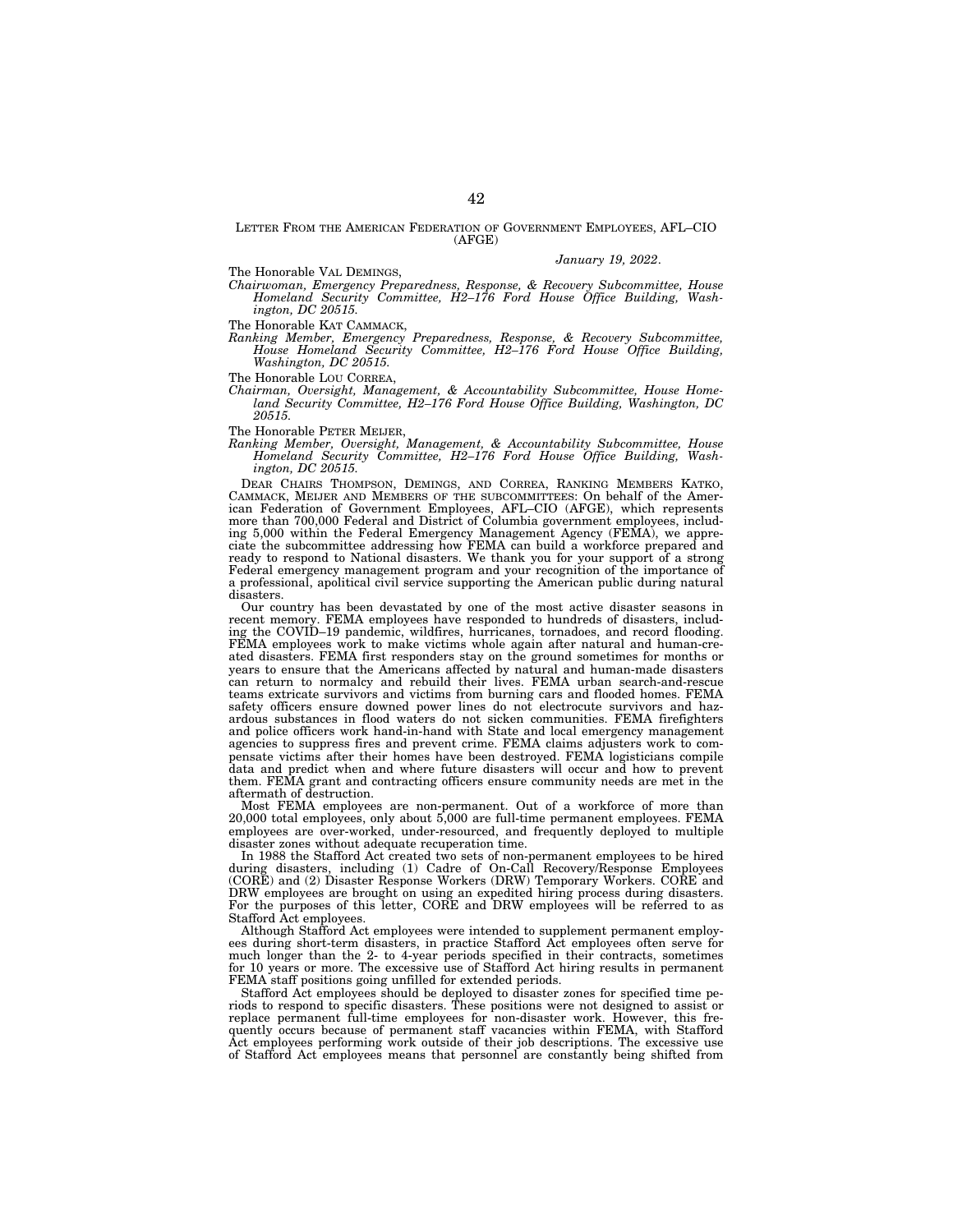LETTER FROM THE AMERICAN FEDERATION OF GOVERNMENT EMPLOYEES, AFL–CIO (AFGE)

*January 19, 2022.*

The Honorable VAL DEMINGS,
*Chairwoman, Emergency Preparedness, Response, & Recovery Subcommittee, House Homeland Security Committee, H2–176 Ford House Office Building, Washington, DC 20515.*

The Honorable KAT CAMMACK,
*Ranking Member, Emergency Preparedness, Response, & Recovery Subcommittee, House Homeland Security Committee, H2–176 Ford House Office Building, Washington, DC 20515.*

The Honorable LOU CORREA,
*Chairman, Oversight, Management, & Accountability Subcommittee, House Homeland Security Committee, H2–176 Ford House Office Building, Washington, DC 20515.*

The Honorable PETER MEIJER,
*Ranking Member, Oversight, Management, & Accountability Subcommittee, House Homeland Security Committee, H2–176 Ford House Office Building, Washington, DC 20515.*

DEAR CHAIRS THOMPSON, DEMINGS, AND CORREA, RANKING MEMBERS KATKO, CAMMACK, MEIJER AND MEMBERS OF THE SUBCOMMITTEES: On behalf of the American Federation of Government Employees, AFL–CIO (AFGE), which represents more than 700,000 Federal and District of Columbia government employees, including 5,000 within the Federal Emergency Management Agency (FEMA), we appreciate the subcommittee addressing how FEMA can build a workforce prepared and ready to respond to National disasters. We thank you for your support of a strong Federal emergency management program and your recognition of the importance of a professional, apolitical civil service supporting the American public during natural disasters.

Our country has been devastated by one of the most active disaster seasons in recent memory. FEMA employees have responded to hundreds of disasters, including the COVID–19 pandemic, wildfires, hurricanes, tornadoes, and record flooding. FEMA employees work to make victims whole again after natural and human-created disasters. FEMA first responders stay on the ground sometimes for months or years to ensure that the Americans affected by natural and human-made disasters can return to normalcy and rebuild their lives. FEMA urban search-and-rescue teams extricate survivors and victims from burning cars and flooded homes. FEMA safety officers ensure downed power lines do not electrocute survivors and hazardous substances in flood waters do not sicken communities. FEMA firefighters and police officers work hand-in-hand with State and local emergency management agencies to suppress fires and prevent crime. FEMA claims adjusters work to compensate victims after their homes have been destroyed. FEMA logisticians compile data and predict when and where future disasters will occur and how to prevent them. FEMA grant and contracting officers ensure community needs are met in the aftermath of destruction.

Most FEMA employees are non-permanent. Out of a workforce of more than 20,000 total employees, only about 5,000 are full-time permanent employees. FEMA employees are over-worked, under-resourced, and frequently deployed to multiple disaster zones without adequate recuperation time.

In 1988 the Stafford Act created two sets of non-permanent employees to be hired during disasters, including (1) Cadre of On-Call Recovery/Response Employees (CORE) and (2) Disaster Response Workers (DRW) Temporary Workers. CORE and DRW employees are brought on using an expedited hiring process during disasters. For the purposes of this letter, CORE and DRW employees will be referred to as Stafford Act employees.

Although Stafford Act employees were intended to supplement permanent employees during short-term disasters, in practice Stafford Act employees often serve for much longer than the 2- to 4-year periods specified in their contracts, sometimes for 10 years or more. The excessive use of Stafford Act hiring results in permanent FEMA staff positions going unfilled for extended periods.

Stafford Act employees should be deployed to disaster zones for specified time periods to respond to specific disasters. These positions were not designed to assist or replace permanent full-time employees for non-disaster work. However, this frequently occurs because of permanent staff vacancies within FEMA, with Stafford Act employees performing work outside of their job descriptions. The excessive use of Stafford Act employees means that personnel are constantly being shifted from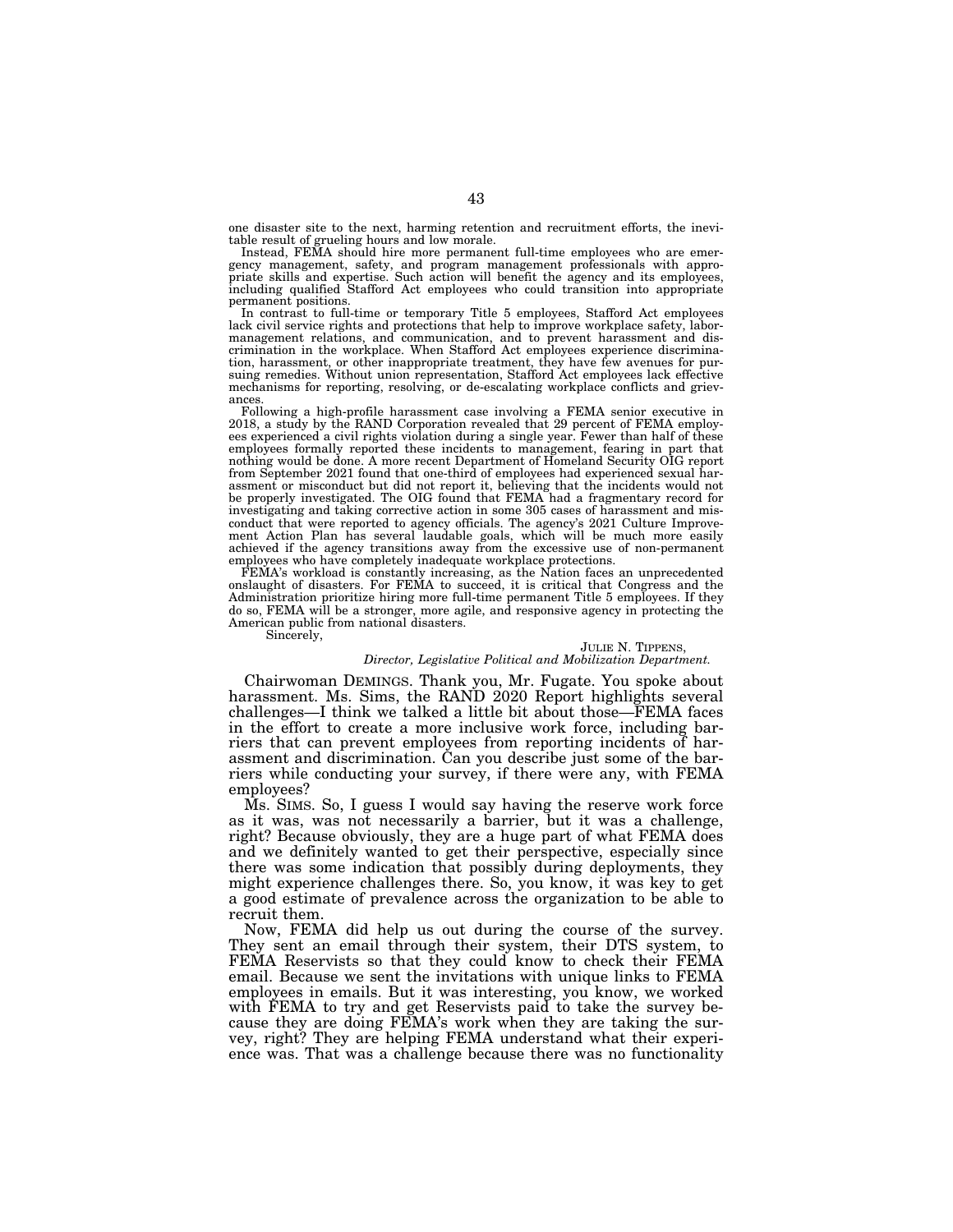one disaster site to the next, harming retention and recruitment efforts, the inevitable result of grueling hours and low morale.

Instead, FEMA should hire more permanent full-time employees who are emergency management, safety, and program management professionals with appropriate skills and expertise. Such action will benefit the agency and its employees, including qualified Stafford Act employees who could transition into appropriate permanent positions.

In contrast to full-time or temporary Title 5 employees, Stafford Act employees lack civil service rights and protections that help to improve workplace safety, labor-management relations, and communication, and to prevent harassment and discrimination in the workplace. When Stafford Act employees experience discrimination, harassment, or other inappropriate treatment, they have few avenues for pursuing remedies. Without union representation, Stafford Act employees lack effective mechanisms for reporting, resolving, or de-escalating workplace conflicts and grievances.

Following a high-profile harassment case involving a FEMA senior executive in 2018, a study by the RAND Corporation revealed that 29 percent of FEMA employees experienced a civil rights violation during a single year. Fewer than half of these employees formally reported these incidents to management, fearing in part that nothing would be done. A more recent Department of Homeland Security OIG report from September 2021 found that one-third of employees had experienced sexual harassment or misconduct but did not report it, believing that the incidents would not be properly investigated. The OIG found that FEMA had a fragmentary record for investigating and taking corrective action in some 305 cases of harassment and misconduct that were reported to agency officials. The agency's 2021 Culture Improvement Action Plan has several laudable goals, which will be much more easily achieved if the agency transitions away from the excessive use of non-permanent employees who have completely inadequate workplace protections.

FEMA's workload is constantly increasing, as the Nation faces an unprecedented onslaught of disasters. For FEMA to succeed, it is critical that Congress and the Administration prioritize hiring more full-time permanent Title 5 employees. If they do so, FEMA will be a stronger, more agile, and responsive agency in protecting the American public from national disasters.

Sincerely,

JULIE N. TIPPENS,
*Director, Legislative Political and Mobilization Department.*

Chairwoman DEMINGS. Thank you, Mr. Fugate. You spoke about harassment. Ms. Sims, the RAND 2020 Report highlights several challenges—I think we talked a little bit about those—FEMA faces in the effort to create a more inclusive work force, including barriers that can prevent employees from reporting incidents of harassment and discrimination. Can you describe just some of the barriers while conducting your survey, if there were any, with FEMA employees?

Ms. SIMS. So, I guess I would say having the reserve work force as it was, was not necessarily a barrier, but it was a challenge, right? Because obviously, they are a huge part of what FEMA does and we definitely wanted to get their perspective, especially since there was some indication that possibly during deployments, they might experience challenges there. So, you know, it was key to get a good estimate of prevalence across the organization to be able to recruit them.

Now, FEMA did help us out during the course of the survey. They sent an email through their system, their DTS system, to FEMA Reservists so that they could know to check their FEMA email. Because we sent the invitations with unique links to FEMA employees in emails. But it was interesting, you know, we worked with FEMA to try and get Reservists paid to take the survey because they are doing FEMA's work when they are taking the survey, right? They are helping FEMA understand what their experience was. That was a challenge because there was no functionality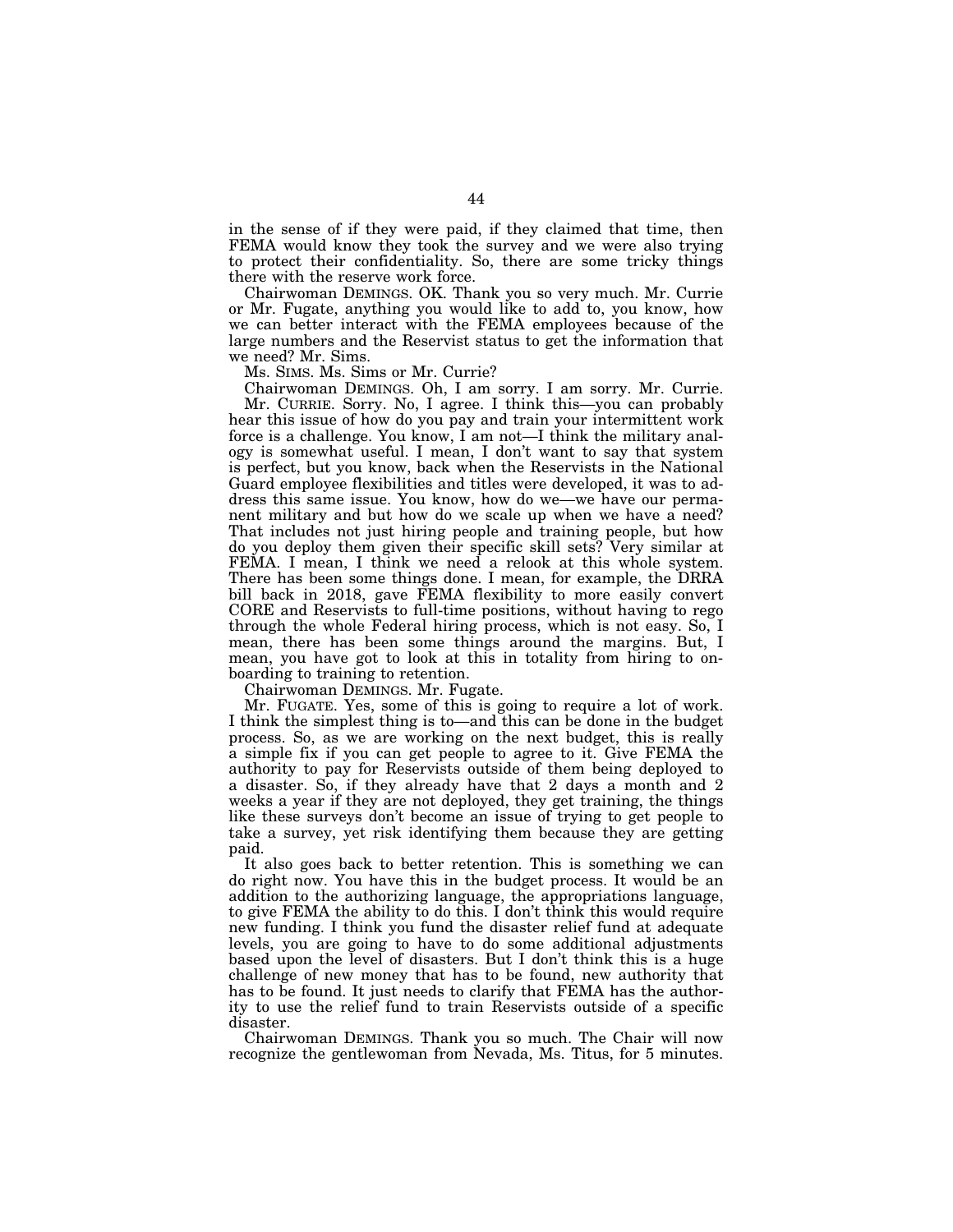in the sense of if they were paid, if they claimed that time, then FEMA would know they took the survey and we were also trying to protect their confidentiality. So, there are some tricky things there with the reserve work force.

Chairwoman DEMINGS. OK. Thank you so very much. Mr. Currie or Mr. Fugate, anything you would like to add to, you know, how we can better interact with the FEMA employees because of the large numbers and the Reservist status to get the information that we need? Mr. Sims.

Ms. SIMS. Ms. Sims or Mr. Currie?

Chairwoman DEMINGS. Oh, I am sorry. I am sorry. Mr. Currie.

Mr. CURRIE. Sorry. No, I agree. I think this—you can probably hear this issue of how do you pay and train your intermittent work force is a challenge. You know, I am not—I think the military analogy is somewhat useful. I mean, I don't want to say that system is perfect, but you know, back when the Reservists in the National Guard employee flexibilities and titles were developed, it was to address this same issue. You know, how do we—we have our permanent military and but how do we scale up when we have a need? That includes not just hiring people and training people, but how do you deploy them given their specific skill sets? Very similar at FEMA. I mean, I think we need a relook at this whole system. There has been some things done. I mean, for example, the DRRA bill back in 2018, gave FEMA flexibility to more easily convert CORE and Reservists to full-time positions, without having to rego through the whole Federal hiring process, which is not easy. So, I mean, there has been some things around the margins. But, I mean, you have got to look at this in totality from hiring to onboarding to training to retention.

Chairwoman DEMINGS. Mr. Fugate.

Mr. FUGATE. Yes, some of this is going to require a lot of work. I think the simplest thing is to—and this can be done in the budget process. So, as we are working on the next budget, this is really a simple fix if you can get people to agree to it. Give FEMA the authority to pay for Reservists outside of them being deployed to a disaster. So, if they already have that 2 days a month and 2 weeks a year if they are not deployed, they get training, the things like these surveys don't become an issue of trying to get people to take a survey, yet risk identifying them because they are getting paid.

It also goes back to better retention. This is something we can do right now. You have this in the budget process. It would be an addition to the authorizing language, the appropriations language, to give FEMA the ability to do this. I don't think this would require new funding. I think you fund the disaster relief fund at adequate levels, you are going to have to do some additional adjustments based upon the level of disasters. But I don't think this is a huge challenge of new money that has to be found, new authority that has to be found. It just needs to clarify that FEMA has the authority to use the relief fund to train Reservists outside of a specific disaster.

Chairwoman DEMINGS. Thank you so much. The Chair will now recognize the gentlewoman from Nevada, Ms. Titus, for 5 minutes.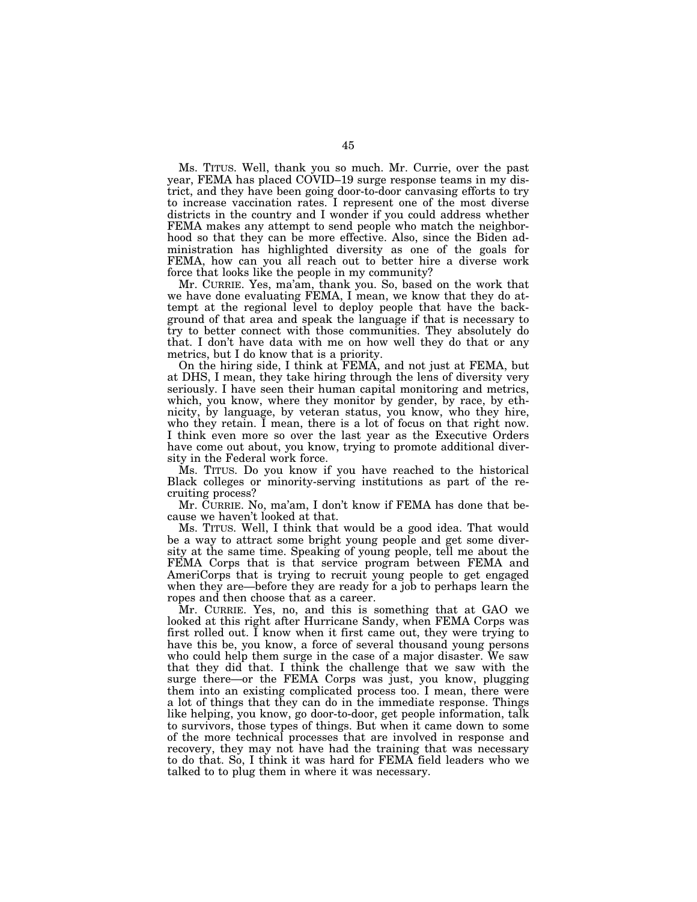Ms. TITUS. Well, thank you so much. Mr. Currie, over the past year, FEMA has placed COVID–19 surge response teams in my district, and they have been going door-to-door canvasing efforts to try to increase vaccination rates. I represent one of the most diverse districts in the country and I wonder if you could address whether FEMA makes any attempt to send people who match the neighborhood so that they can be more effective. Also, since the Biden administration has highlighted diversity as one of the goals for FEMA, how can you all reach out to better hire a diverse work force that looks like the people in my community?

Mr. CURRIE. Yes, ma'am, thank you. So, based on the work that we have done evaluating FEMA, I mean, we know that they do attempt at the regional level to deploy people that have the background of that area and speak the language if that is necessary to try to better connect with those communities. They absolutely do that. I don't have data with me on how well they do that or any metrics, but I do know that is a priority.

On the hiring side, I think at FEMA, and not just at FEMA, but at DHS, I mean, they take hiring through the lens of diversity very seriously. I have seen their human capital monitoring and metrics, which, you know, where they monitor by gender, by race, by ethnicity, by language, by veteran status, you know, who they hire, who they retain. I mean, there is a lot of focus on that right now. I think even more so over the last year as the Executive Orders have come out about, you know, trying to promote additional diversity in the Federal work force.

Ms. TITUS. Do you know if you have reached to the historical Black colleges or minority-serving institutions as part of the recruiting process?

Mr. CURRIE. No, ma'am, I don't know if FEMA has done that because we haven't looked at that.

Ms. TITUS. Well, I think that would be a good idea. That would be a way to attract some bright young people and get some diversity at the same time. Speaking of young people, tell me about the FEMA Corps that is that service program between FEMA and AmeriCorps that is trying to recruit young people to get engaged when they are—before they are ready for a job to perhaps learn the ropes and then choose that as a career.

Mr. CURRIE. Yes, no, and this is something that at GAO we looked at this right after Hurricane Sandy, when FEMA Corps was first rolled out. I know when it first came out, they were trying to have this be, you know, a force of several thousand young persons who could help them surge in the case of a major disaster. We saw that they did that. I think the challenge that we saw with the surge there—or the FEMA Corps was just, you know, plugging them into an existing complicated process too. I mean, there were a lot of things that they can do in the immediate response. Things like helping, you know, go door-to-door, get people information, talk to survivors, those types of things. But when it came down to some of the more technical processes that are involved in response and recovery, they may not have had the training that was necessary to do that. So, I think it was hard for FEMA field leaders who we talked to to plug them in where it was necessary.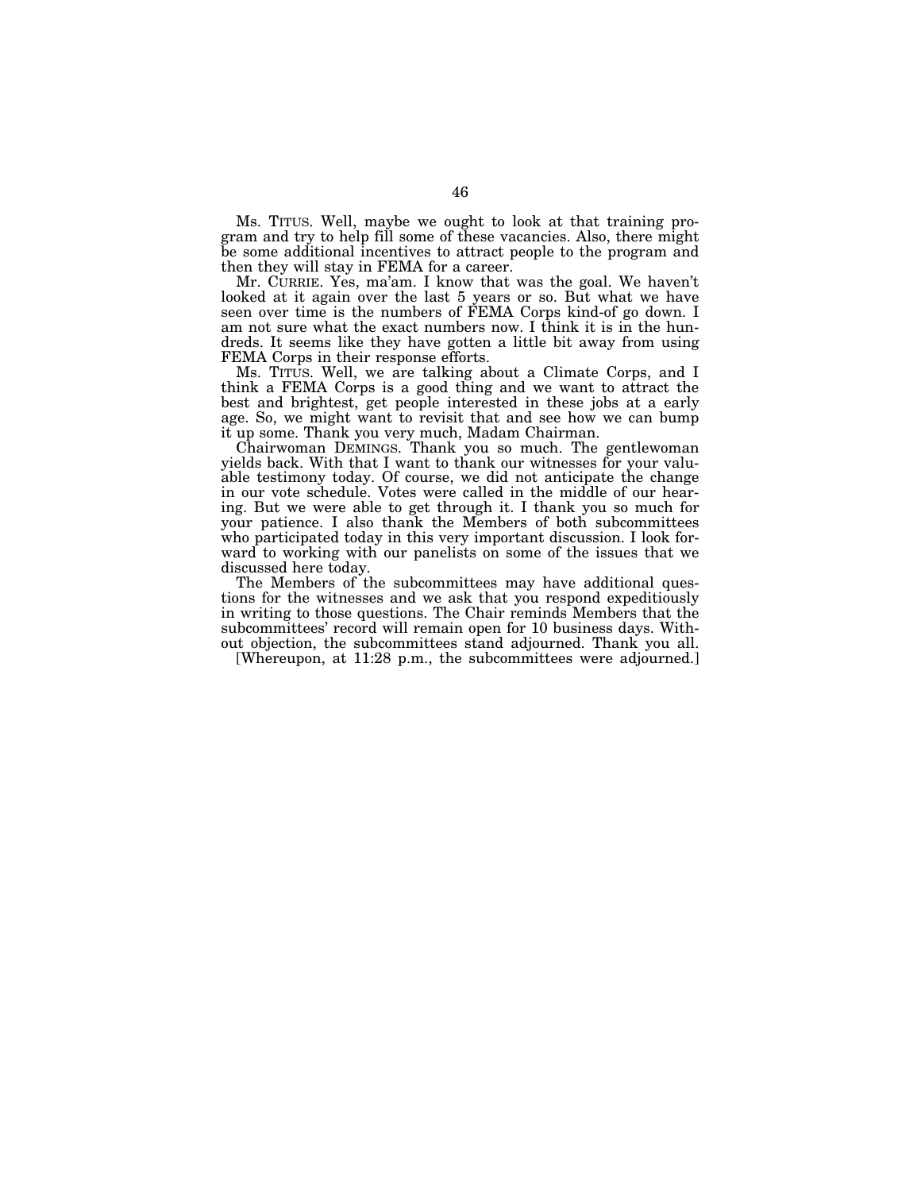Ms. TITUS. Well, maybe we ought to look at that training program and try to help fill some of these vacancies. Also, there might be some additional incentives to attract people to the program and then they will stay in FEMA for a career.

Mr. CURRIE. Yes, ma'am. I know that was the goal. We haven't looked at it again over the last 5 years or so. But what we have seen over time is the numbers of FEMA Corps kind-of go down. I am not sure what the exact numbers now. I think it is in the hundreds. It seems like they have gotten a little bit away from using FEMA Corps in their response efforts.

Ms. TITUS. Well, we are talking about a Climate Corps, and I think a FEMA Corps is a good thing and we want to attract the best and brightest, get people interested in these jobs at a early age. So, we might want to revisit that and see how we can bump it up some. Thank you very much, Madam Chairman.

Chairwoman DEMINGS. Thank you so much. The gentlewoman yields back. With that I want to thank our witnesses for your valuable testimony today. Of course, we did not anticipate the change in our vote schedule. Votes were called in the middle of our hearing. But we were able to get through it. I thank you so much for your patience. I also thank the Members of both subcommittees who participated today in this very important discussion. I look forward to working with our panelists on some of the issues that we discussed here today.

The Members of the subcommittees may have additional questions for the witnesses and we ask that you respond expeditiously in writing to those questions. The Chair reminds Members that the subcommittees' record will remain open for 10 business days. Without objection, the subcommittees stand adjourned. Thank you all.

[Whereupon, at 11:28 p.m., the subcommittees were adjourned.]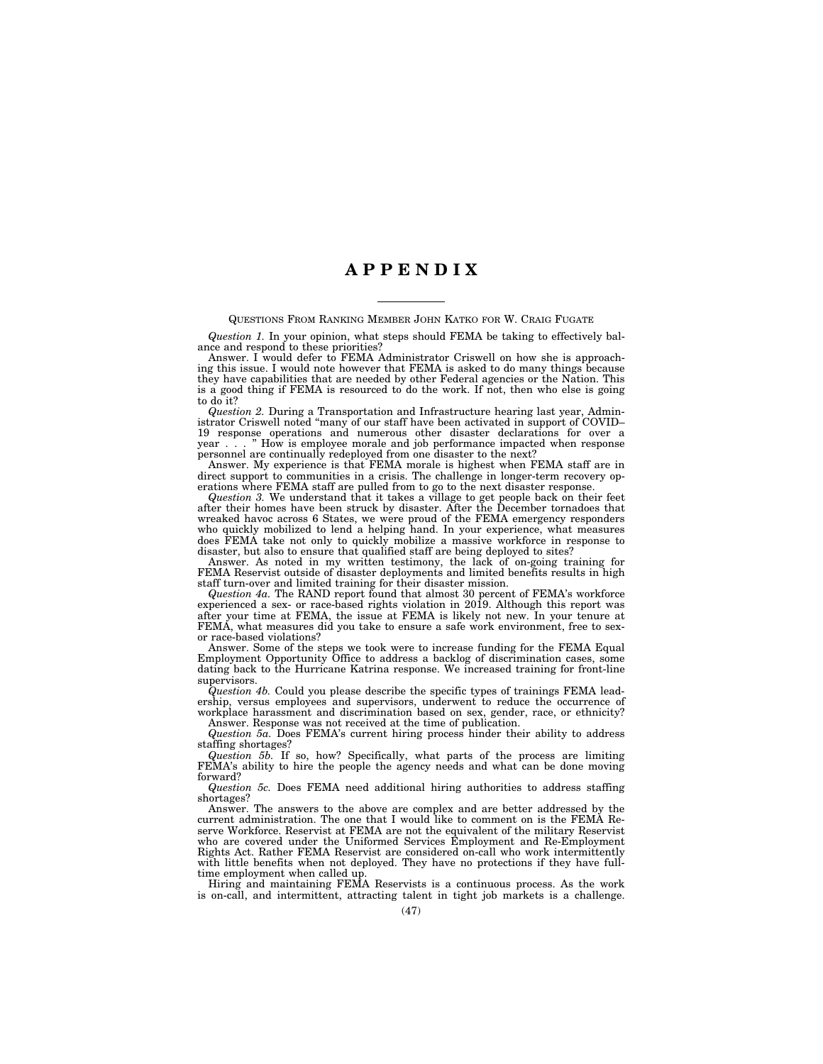# APPENDIX

---

QUESTIONS FROM RANKING MEMBER JOHN KATKO FOR W. CRAIG FUGATE

*Question 1.* In your opinion, what steps should FEMA be taking to effectively balance and respond to these priorities?

Answer. I would defer to FEMA Administrator Criswell on how she is approaching this issue. I would note however that FEMA is asked to do many things because they have capabilities that are needed by other Federal agencies or the Nation. This is a good thing if FEMA is resourced to do the work. If not, then who else is going to do it?

*Question 2.* During a Transportation and Infrastructure hearing last year, Administrator Criswell noted "many of our staff have been activated in support of COVID–19 response operations and numerous other disaster declarations for over a year . . . " How is employee morale and job performance impacted when response personnel are continually redeployed from one disaster to the next?

Answer. My experience is that FEMA morale is highest when FEMA staff are in direct support to communities in a crisis. The challenge in longer-term recovery operations where FEMA staff are pulled from to go to the next disaster response.

*Question 3.* We understand that it takes a village to get people back on their feet after their homes have been struck by disaster. After the December tornadoes that wreaked havoc across 6 States, we were proud of the FEMA emergency responders who quickly mobilized to lend a helping hand. In your experience, what measures does FEMA take not only to quickly mobilize a massive workforce in response to disaster, but also to ensure that qualified staff are being deployed to sites?

Answer. As noted in my written testimony, the lack of on-going training for FEMA Reservist outside of disaster deployments and limited benefits results in high staff turn-over and limited training for their disaster mission.

*Question 4a.* The RAND report found that almost 30 percent of FEMA's workforce experienced a sex- or race-based rights violation in 2019. Although this report was after your time at FEMA, the issue at FEMA is likely not new. In your tenure at FEMA, what measures did you take to ensure a safe work environment, free to sex- or race-based violations?

Answer. Some of the steps we took were to increase funding for the FEMA Equal Employment Opportunity Office to address a backlog of discrimination cases, some dating back to the Hurricane Katrina response. We increased training for front-line supervisors.

*Question 4b.* Could you please describe the specific types of trainings FEMA leadership, versus employees and supervisors, underwent to reduce the occurrence of workplace harassment and discrimination based on sex, gender, race, or ethnicity?

Answer. Response was not received at the time of publication.

*Question 5a.* Does FEMA's current hiring process hinder their ability to address staffing shortages?

*Question 5b.* If so, how? Specifically, what parts of the process are limiting FEMA's ability to hire the people the agency needs and what can be done moving forward?

*Question 5c.* Does FEMA need additional hiring authorities to address staffing shortages?

Answer. The answers to the above are complex and are better addressed by the current administration. The one that I would like to comment on is the FEMA Reserve Workforce. Reservist at FEMA are not the equivalent of the military Reservist who are covered under the Uniformed Services Employment and Re-Employment Rights Act. Rather FEMA Reservist are considered on-call who work intermittently with little benefits when not deployed. They have no protections if they have full-time employment when called up.

Hiring and maintaining FEMA Reservists is a continuous process. As the work is on-call, and intermittent, attracting talent in tight job markets is a challenge.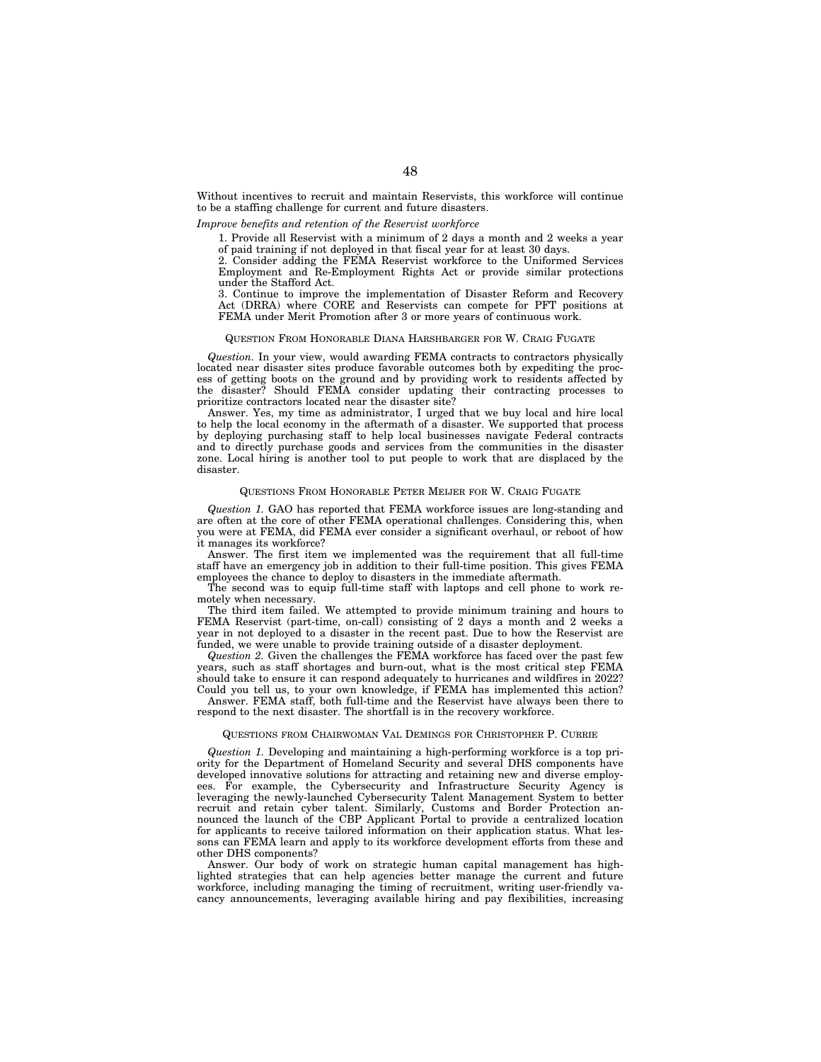Without incentives to recruit and maintain Reservists, this workforce will continue to be a staffing challenge for current and future disasters.

*Improve benefits and retention of the Reservist workforce*

1. Provide all Reservist with a minimum of 2 days a month and 2 weeks a year of paid training if not deployed in that fiscal year for at least 30 days.
2. Consider adding the FEMA Reservist workforce to the Uniformed Services Employment and Re-Employment Rights Act or provide similar protections under the Stafford Act.
3. Continue to improve the implementation of Disaster Reform and Recovery Act (DRRA) where CORE and Reservists can compete for PFT positions at FEMA under Merit Promotion after 3 or more years of continuous work.

QUESTION FROM HONORABLE DIANA HARSHBARGER FOR W. CRAIG FUGATE

*Question.* In your view, would awarding FEMA contracts to contractors physically located near disaster sites produce favorable outcomes both by expediting the process of getting boots on the ground and by providing work to residents affected by the disaster? Should FEMA consider updating their contracting processes to prioritize contractors located near the disaster site?

Answer. Yes, my time as administrator, I urged that we buy local and hire local to help the local economy in the aftermath of a disaster. We supported that process by deploying purchasing staff to help local businesses navigate Federal contracts and to directly purchase goods and services from the communities in the disaster zone. Local hiring is another tool to put people to work that are displaced by the disaster.

QUESTIONS FROM HONORABLE PETER MEIJER FOR W. CRAIG FUGATE

*Question 1.* GAO has reported that FEMA workforce issues are long-standing and are often at the core of other FEMA operational challenges. Considering this, when you were at FEMA, did FEMA ever consider a significant overhaul, or reboot of how it manages its workforce?

Answer. The first item we implemented was the requirement that all full-time staff have an emergency job in addition to their full-time position. This gives FEMA employees the chance to deploy to disasters in the immediate aftermath.

The second was to equip full-time staff with laptops and cell phone to work remotely when necessary.

The third item failed. We attempted to provide minimum training and hours to FEMA Reservist (part-time, on-call) consisting of 2 days a month and 2 weeks a year in not deployed to a disaster in the recent past. Due to how the Reservist are funded, we were unable to provide training outside of a disaster deployment.

*Question 2.* Given the challenges the FEMA workforce has faced over the past few years, such as staff shortages and burn-out, what is the most critical step FEMA should take to ensure it can respond adequately to hurricanes and wildfires in 2022? Could you tell us, to your own knowledge, if FEMA has implemented this action?

Answer. FEMA staff, both full-time and the Reservist have always been there to respond to the next disaster. The shortfall is in the recovery workforce.

QUESTIONS FROM CHAIRWOMAN VAL DEMINGS FOR CHRISTOPHER P. CURRIE

*Question 1.* Developing and maintaining a high-performing workforce is a top priority for the Department of Homeland Security and several DHS components have developed innovative solutions for attracting and retaining new and diverse employees. For example, the Cybersecurity and Infrastructure Security Agency is leveraging the newly-launched Cybersecurity Talent Management System to better recruit and retain cyber talent. Similarly, Customs and Border Protection announced the launch of the CBP Applicant Portal to provide a centralized location for applicants to receive tailored information on their application status. What lessons can FEMA learn and apply to its workforce development efforts from these and other DHS components?

Answer. Our body of work on strategic human capital management has highlighted strategies that can help agencies better manage the current and future workforce, including managing the timing of recruitment, writing user-friendly vacancy announcements, leveraging available hiring and pay flexibilities, increasing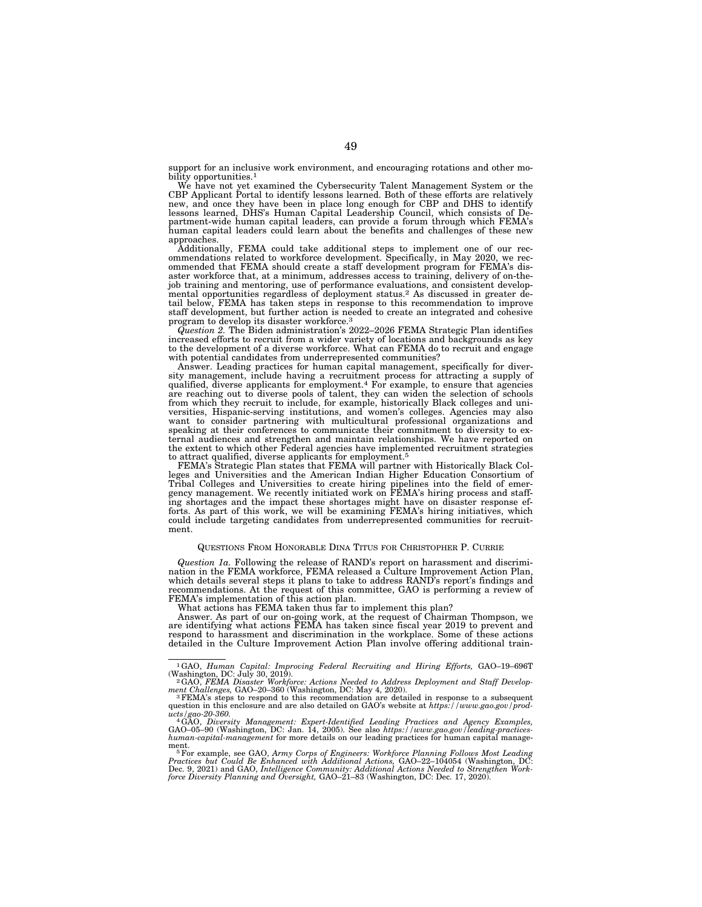support for an inclusive work environment, and encouraging rotations and other mobility opportunities.[1]

We have not yet examined the Cybersecurity Talent Management System or the CBP Applicant Portal to identify lessons learned. Both of these efforts are relatively new, and once they have been in place long enough for CBP and DHS to identify lessons learned, DHS's Human Capital Leadership Council, which consists of Department-wide human capital leaders, can provide a forum through which FEMA's human capital leaders could learn about the benefits and challenges of these new approaches.

Additionally, FEMA could take additional steps to implement one of our recommendations related to workforce development. Specifically, in May 2020, we recommended that FEMA should create a staff development program for FEMA's disaster workforce that, at a minimum, addresses access to training, delivery of on-the-job training and mentoring, use of performance evaluations, and consistent developmental opportunities regardless of deployment status.[2] As discussed in greater detail below, FEMA has taken steps in response to this recommendation to improve staff development, but further action is needed to create an integrated and cohesive program to develop its disaster workforce.[3]

*Question 2.* The Biden administration's 2022–2026 FEMA Strategic Plan identifies increased efforts to recruit from a wider variety of locations and backgrounds as key to the development of a diverse workforce. What can FEMA do to recruit and engage with potential candidates from underrepresented communities?

Answer. Leading practices for human capital management, specifically for diversity management, include having a recruitment process for attracting a supply of qualified, diverse applicants for employment.[4] For example, to ensure that agencies are reaching out to diverse pools of talent, they can widen the selection of schools from which they recruit to include, for example, historically Black colleges and universities, Hispanic-serving institutions, and women's colleges. Agencies may also want to consider partnering with multicultural professional organizations and speaking at their conferences to communicate their commitment to diversity to external audiences and strengthen and maintain relationships. We have reported on the extent to which other Federal agencies have implemented recruitment strategies to attract qualified, diverse applicants for employment.[5]

FEMA's Strategic Plan states that FEMA will partner with Historically Black Colleges and Universities and the American Indian Higher Education Consortium of Tribal Colleges and Universities to create hiring pipelines into the field of emergency management. We recently initiated work on FEMA's hiring process and staffing shortages and the impact these shortages might have on disaster response efforts. As part of this work, we will be examining FEMA's hiring initiatives, which could include targeting candidates from underrepresented communities for recruitment.

## QUESTIONS FROM HONORABLE DINA TITUS FOR CHRISTOPHER P. CURRIE

*Question 1a.* Following the release of RAND's report on harassment and discrimination in the FEMA workforce, FEMA released a Culture Improvement Action Plan, which details several steps it plans to take to address RAND's report's findings and recommendations. At the request of this committee, GAO is performing a review of FEMA's implementation of this action plan.

What actions has FEMA taken thus far to implement this plan?

Answer. As part of our on-going work, at the request of Chairman Thompson, we are identifying what actions FEMA has taken since fiscal year 2019 to prevent and respond to harassment and discrimination in the workplace. Some of these actions detailed in the Culture Improvement Action Plan involve offering additional train-

---

[1] GAO, *Human Capital: Improving Federal Recruiting and Hiring Efforts,* GAO–19–696T (Washington, DC: July 30, 2019).

[2] GAO, *FEMA Disaster Workforce: Actions Needed to Address Deployment and Staff Development Challenges,* GAO–20–360 (Washington, DC: May 4, 2020).

[3] FEMA's steps to respond to this recommendation are detailed in response to a subsequent question in this enclosure and are also detailed on GAO's website at *https://www.gao.gov/products/gao-20-360.*

[4] GAO, *Diversity Management: Expert-Identified Leading Practices and Agency Examples,* GAO–05–90 (Washington, DC: Jan. 14, 2005). See also *https://www.gao.gov/leading-practices-human-capital-management* for more details on our leading practices for human capital management.

[5] For example, see GAO, *Army Corps of Engineers: Workforce Planning Follows Most Leading Practices but Could Be Enhanced with Additional Actions,* GAO–22–104054 (Washington, DC: Dec. 9, 2021) and GAO, *Intelligence Community: Additional Actions Needed to Strengthen Workforce Diversity Planning and Oversight,* GAO–21–83 (Washington, DC: Dec. 17, 2020).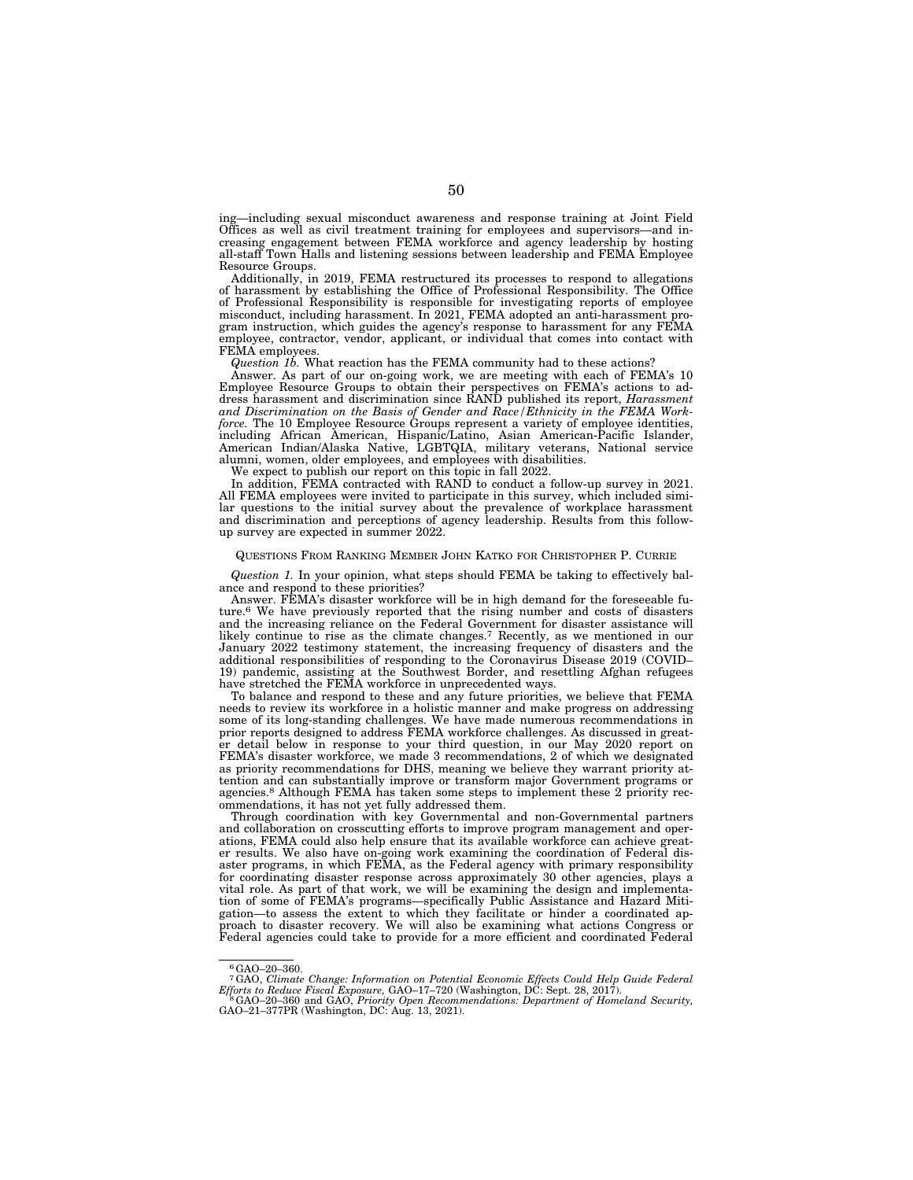ing—including sexual misconduct awareness and response training at Joint Field Offices as well as civil treatment training for employees and supervisors—and increasing engagement between FEMA workforce and agency leadership by hosting all-staff Town Halls and listening sessions between leadership and FEMA Employee Resource Groups.

Additionally, in 2019, FEMA restructured its processes to respond to allegations of harassment by establishing the Office of Professional Responsibility. The Office of Professional Responsibility is responsible for investigating reports of employee misconduct, including harassment. In 2021, FEMA adopted an anti-harassment program instruction, which guides the agency's response to harassment for any FEMA employee, contractor, vendor, applicant, or individual that comes into contact with FEMA employees.

*Question 1b.* What reaction has the FEMA community had to these actions?

Answer. As part of our on-going work, we are meeting with each of FEMA's 10 Employee Resource Groups to obtain their perspectives on FEMA's actions to address harassment and discrimination since RAND published its report, *Harassment and Discrimination on the Basis of Gender and Race/Ethnicity in the FEMA Workforce.* The 10 Employee Resource Groups represent a variety of employee identities, including African American, Hispanic/Latino, Asian American-Pacific Islander, American Indian/Alaska Native, LGBTQIA, military veterans, National service alumni, women, older employees, and employees with disabilities.

We expect to publish our report on this topic in fall 2022.

In addition, FEMA contracted with RAND to conduct a follow-up survey in 2021. All FEMA employees were invited to participate in this survey, which included similar questions to the initial survey about the prevalence of workplace harassment and discrimination and perceptions of agency leadership. Results from this follow-up survey are expected in summer 2022.

QUESTIONS FROM RANKING MEMBER JOHN KATKO FOR CHRISTOPHER P. CURRIE

*Question 1.* In your opinion, what steps should FEMA be taking to effectively balance and respond to these priorities?

Answer. FEMA's disaster workforce will be in high demand for the foreseeable future.[6] We have previously reported that the rising number and costs of disasters and the increasing reliance on the Federal Government for disaster assistance will likely continue to rise as the climate changes.[7] Recently, as we mentioned in our January 2022 testimony statement, the increasing frequency of disasters and the additional responsibilities of responding to the Coronavirus Disease 2019 (COVID–19) pandemic, assisting at the Southwest Border, and resettling Afghan refugees have stretched the FEMA workforce in unprecedented ways.

To balance and respond to these and any future priorities, we believe that FEMA needs to review its workforce in a holistic manner and make progress on addressing some of its long-standing challenges. We have made numerous recommendations in prior reports designed to address FEMA workforce challenges. As discussed in greater detail below in response to your third question, in our May 2020 report on FEMA's disaster workforce, we made 3 recommendations, 2 of which we designated as priority recommendations for DHS, meaning we believe they warrant priority attention and can substantially improve or transform major Government programs or agencies.[8] Although FEMA has taken some steps to implement these 2 priority recommendations, it has not yet fully addressed them.

Through coordination with key Governmental and non-Governmental partners and collaboration on crosscutting efforts to improve program management and operations, FEMA could also help ensure that its available workforce can achieve greater results. We also have on-going work examining the coordination of Federal disaster programs, in which FEMA, as the Federal agency with primary responsibility for coordinating disaster response across approximately 30 other agencies, plays a vital role. As part of that work, we will be examining the design and implementation of some of FEMA's programs—specifically Public Assistance and Hazard Mitigation—to assess the extent to which they facilitate or hinder a coordinated approach to disaster recovery. We will also be examining what actions Congress or Federal agencies could take to provide for a more efficient and coordinated Federal

---

[6] GAO–20–360.

[7] GAO, *Climate Change: Information on Potential Economic Effects Could Help Guide Federal Efforts to Reduce Fiscal Exposure,* GAO–17–720 (Washington, DC: Sept. 28, 2017).

[8] GAO–20–360 and GAO, *Priority Open Recommendations: Department of Homeland Security,* GAO–21–377PR (Washington, DC: Aug. 13, 2021).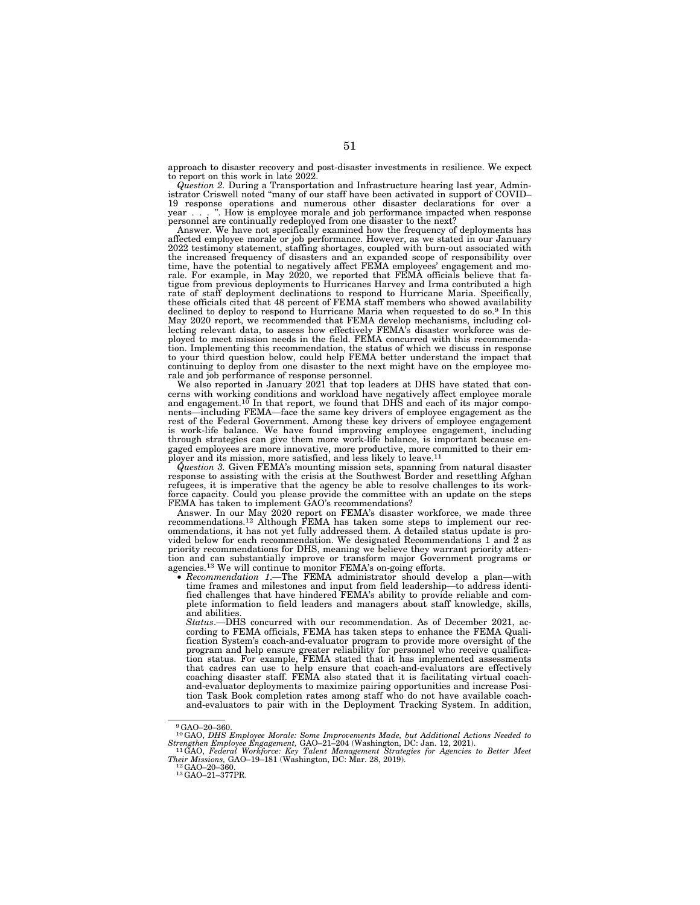approach to disaster recovery and post-disaster investments in resilience. We expect to report on this work in late 2022.

*Question 2.* During a Transportation and Infrastructure hearing last year, Administrator Criswell noted "many of our staff have been activated in support of COVID–19 response operations and numerous other disaster declarations for over a year . . . ". How is employee morale and job performance impacted when response personnel are continually redeployed from one disaster to the next?

Answer. We have not specifically examined how the frequency of deployments has affected employee morale or job performance. However, as we stated in our January 2022 testimony statement, staffing shortages, coupled with burn-out associated with the increased frequency of disasters and an expanded scope of responsibility over time, have the potential to negatively affect FEMA employees' engagement and morale. For example, in May 2020, we reported that FEMA officials believe that fatigue from previous deployments to Hurricanes Harvey and Irma contributed a high rate of staff deployment declinations to respond to Hurricane Maria. Specifically, these officials cited that 48 percent of FEMA staff members who showed availability declined to deploy to respond to Hurricane Maria when requested to do so.[9] In this May 2020 report, we recommended that FEMA develop mechanisms, including collecting relevant data, to assess how effectively FEMA's disaster workforce was deployed to meet mission needs in the field. FEMA concurred with this recommendation. Implementing this recommendation, the status of which we discuss in response to your third question below, could help FEMA better understand the impact that continuing to deploy from one disaster to the next might have on the employee morale and job performance of response personnel.

We also reported in January 2021 that top leaders at DHS have stated that concerns with working conditions and workload have negatively affect employee morale and engagement.[10] In that report, we found that DHS and each of its major components—including FEMA—face the same key drivers of employee engagement as the rest of the Federal Government. Among these key drivers of employee engagement is work-life balance. We have found improving employee engagement, including through strategies can give them more work-life balance, is important because engaged employees are more innovative, more productive, more committed to their employer and its mission, more satisfied, and less likely to leave.[11]

*Question 3.* Given FEMA's mounting mission sets, spanning from natural disaster response to assisting with the crisis at the Southwest Border and resettling Afghan refugees, it is imperative that the agency be able to resolve challenges to its workforce capacity. Could you please provide the committee with an update on the steps FEMA has taken to implement GAO's recommendations?

Answer. In our May 2020 report on FEMA's disaster workforce, we made three recommendations.[12] Although FEMA has taken some steps to implement our recommendations, it has not yet fully addressed them. A detailed status update is provided below for each recommendation. We designated Recommendations 1 and 2 as priority recommendations for DHS, meaning we believe they warrant priority attention and can substantially improve or transform major Government programs or agencies.[13] We will continue to monitor FEMA's on-going efforts.

- *Recommendation 1*.—The FEMA administrator should develop a plan—with time frames and milestones and input from field leadership—to address identified challenges that have hindered FEMA's ability to provide reliable and complete information to field leaders and managers about staff knowledge, skills, and abilities.

  *Status*.—DHS concurred with our recommendation. As of December 2021, according to FEMA officials, FEMA has taken steps to enhance the FEMA Qualification System's coach-and-evaluator program to provide more oversight of the program and help ensure greater reliability for personnel who receive qualification status. For example, FEMA stated that it has implemented assessments that cadres can use to help ensure that coach-and-evaluators are effectively coaching disaster staff. FEMA also stated that it is facilitating virtual coach-and-evaluator deployments to maximize pairing opportunities and increase Position Task Book completion rates among staff who do not have available coach-and-evaluators to pair with in the Deployment Tracking System. In addition,

---

[9] GAO–20–360.

[10] GAO, *DHS Employee Morale: Some Improvements Made, but Additional Actions Needed to Strengthen Employee Engagement,* GAO–21–204 (Washington, DC: Jan. 12, 2021).

[11] GAO, *Federal Workforce: Key Talent Management Strategies for Agencies to Better Meet Their Missions,* GAO–19–181 (Washington, DC: Mar. 28, 2019).

[12] GAO–20–360.

[13] GAO–21–377PR.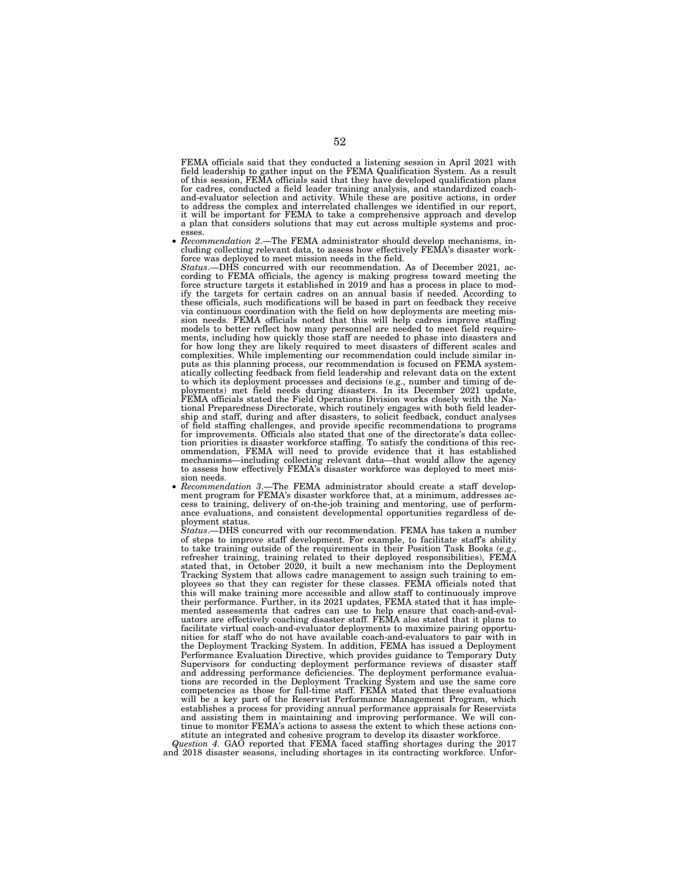FEMA officials said that they conducted a listening session in April 2021 with field leadership to gather input on the FEMA Qualification System. As a result of this session, FEMA officials said that they have developed qualification plans for cadres, conducted a field leader training analysis, and standardized coach-and-evaluator selection and activity. While these are positive actions, in order to address the complex and interrelated challenges we identified in our report, it will be important for FEMA to take a comprehensive approach and develop a plan that considers solutions that may cut across multiple systems and processes.

- *Recommendation 2*.—The FEMA administrator should develop mechanisms, including collecting relevant data, to assess how effectively FEMA's disaster workforce was deployed to meet mission needs in the field.
  *Status*.—DHS concurred with our recommendation. As of December 2021, according to FEMA officials, the agency is making progress toward meeting the force structure targets it established in 2019 and has a process in place to modify the targets for certain cadres on an annual basis if needed. According to these officials, such modifications will be based in part on feedback they receive via continuous coordination with the field on how deployments are meeting mission needs. FEMA officials noted that this will help cadres improve staffing models to better reflect how many personnel are needed to meet field requirements, including how quickly those staff are needed to phase into disasters and for how long they are likely required to meet disasters of different scales and complexities. While implementing our recommendation could include similar inputs as this planning process, our recommendation is focused on FEMA systematically collecting feedback from field leadership and relevant data on the extent to which its deployment processes and decisions (e.g., number and timing of deployments) met field needs during disasters. In its December 2021 update, FEMA officials stated the Field Operations Division works closely with the National Preparedness Directorate, which routinely engages with both field leadership and staff, during and after disasters, to solicit feedback, conduct analyses of field staffing challenges, and provide specific recommendations to programs for improvements. Officials also stated that one of the directorate's data collection priorities is disaster workforce staffing. To satisfy the conditions of this recommendation, FEMA will need to provide evidence that it has established mechanisms—including collecting relevant data—that would allow the agency to assess how effectively FEMA's disaster workforce was deployed to meet mission needs.
- *Recommendation 3*.—The FEMA administrator should create a staff development program for FEMA's disaster workforce that, at a minimum, addresses access to training, delivery of on-the-job training and mentoring, use of performance evaluations, and consistent developmental opportunities regardless of deployment status.
  *Status*.—DHS concurred with our recommendation. FEMA has taken a number of steps to improve staff development. For example, to facilitate staff's ability to take training outside of the requirements in their Position Task Books (e.g., refresher training, training related to their deployed responsibilities), FEMA stated that, in October 2020, it built a new mechanism into the Deployment Tracking System that allows cadre management to assign such training to employees so that they can register for these classes. FEMA officials noted that this will make training more accessible and allow staff to continuously improve their performance. Further, in its 2021 updates, FEMA stated that it has implemented assessments that cadres can use to help ensure that coach-and-evaluators are effectively coaching disaster staff. FEMA also stated that it plans to facilitate virtual coach-and-evaluator deployments to maximize pairing opportunities for staff who do not have available coach-and-evaluators to pair with in the Deployment Tracking System. In addition, FEMA has issued a Deployment Performance Evaluation Directive, which provides guidance to Temporary Duty Supervisors for conducting deployment performance reviews of disaster staff and addressing performance deficiencies. The deployment performance evaluations are recorded in the Deployment Tracking System and use the same core competencies as those for full-time staff. FEMA stated that these evaluations will be a key part of the Reservist Performance Management Program, which establishes a process for providing annual performance appraisals for Reservists and assisting them in maintaining and improving performance. We will continue to monitor FEMA's actions to assess the extent to which these actions constitute an integrated and cohesive program to develop its disaster workforce.

*Question 4*. GAO reported that FEMA faced staffing shortages during the 2017 and 2018 disaster seasons, including shortages in its contracting workforce. Unfor-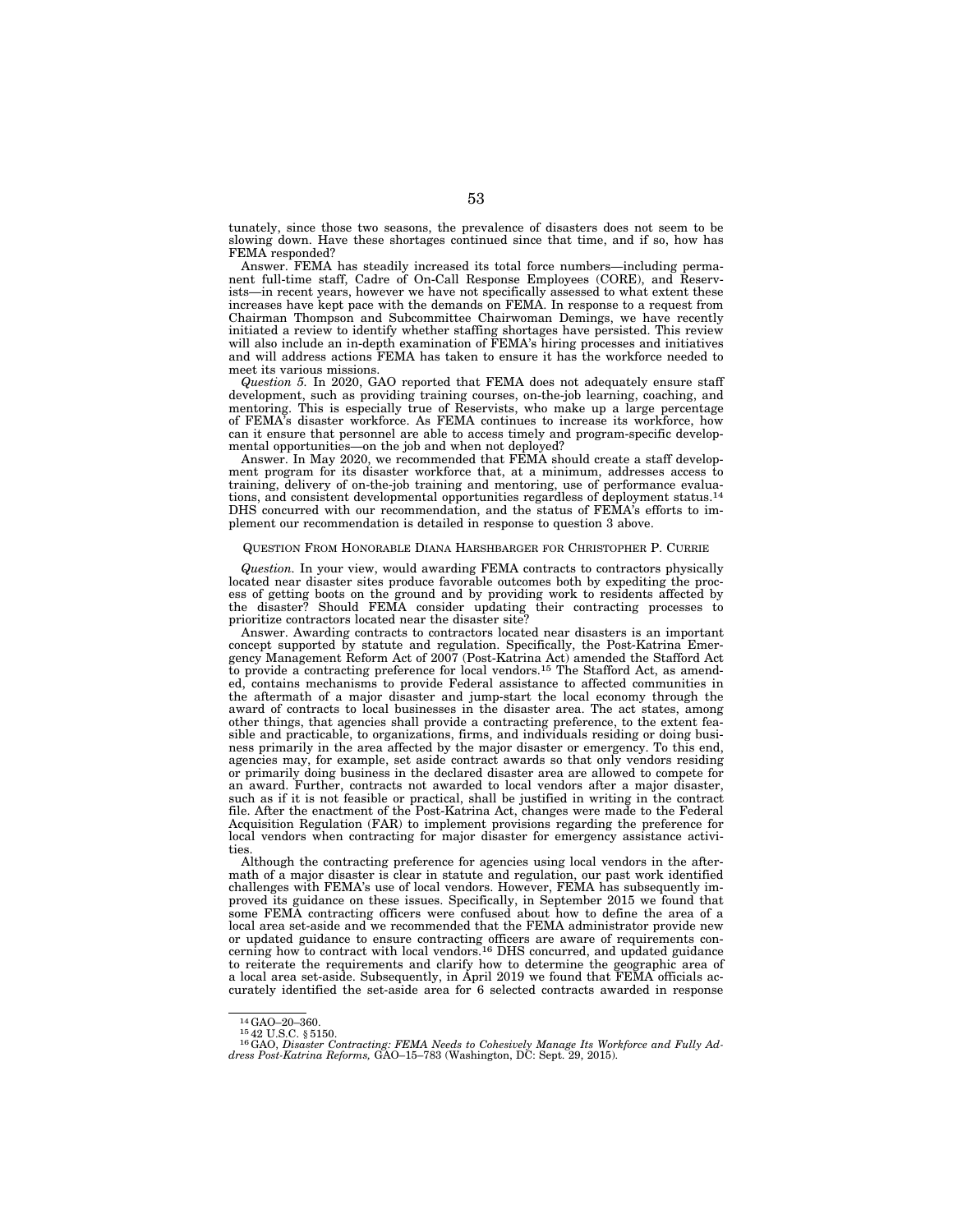tunately, since those two seasons, the prevalence of disasters does not seem to be slowing down. Have these shortages continued since that time, and if so, how has FEMA responded?

Answer. FEMA has steadily increased its total force numbers—including permanent full-time staff, Cadre of On-Call Response Employees (CORE), and Reservists—in recent years, however we have not specifically assessed to what extent these increases have kept pace with the demands on FEMA. In response to a request from Chairman Thompson and Subcommittee Chairwoman Demings, we have recently initiated a review to identify whether staffing shortages have persisted. This review will also include an in-depth examination of FEMA's hiring processes and initiatives and will address actions FEMA has taken to ensure it has the workforce needed to meet its various missions.

*Question 5.* In 2020, GAO reported that FEMA does not adequately ensure staff development, such as providing training courses, on-the-job learning, coaching, and mentoring. This is especially true of Reservists, who make up a large percentage of FEMA's disaster workforce. As FEMA continues to increase its workforce, how can it ensure that personnel are able to access timely and program-specific developmental opportunities—on the job and when not deployed?

Answer. In May 2020, we recommended that FEMA should create a staff development program for its disaster workforce that, at a minimum, addresses access to training, delivery of on-the-job training and mentoring, use of performance evaluations, and consistent developmental opportunities regardless of deployment status.[14] DHS concurred with our recommendation, and the status of FEMA's efforts to implement our recommendation is detailed in response to question 3 above.

QUESTION FROM HONORABLE DIANA HARSHBARGER FOR CHRISTOPHER P. CURRIE

*Question.* In your view, would awarding FEMA contracts to contractors physically located near disaster sites produce favorable outcomes both by expediting the process of getting boots on the ground and by providing work to residents affected by the disaster? Should FEMA consider updating their contracting processes to prioritize contractors located near the disaster site?

Answer. Awarding contracts to contractors located near disasters is an important concept supported by statute and regulation. Specifically, the Post-Katrina Emergency Management Reform Act of 2007 (Post-Katrina Act) amended the Stafford Act to provide a contracting preference for local vendors.[15] The Stafford Act, as amended, contains mechanisms to provide Federal assistance to affected communities in the aftermath of a major disaster and jump-start the local economy through the award of contracts to local businesses in the disaster area. The act states, among other things, that agencies shall provide a contracting preference, to the extent feasible and practicable, to organizations, firms, and individuals residing or doing business primarily in the area affected by the major disaster or emergency. To this end, agencies may, for example, set aside contract awards so that only vendors residing or primarily doing business in the declared disaster area are allowed to compete for an award. Further, contracts not awarded to local vendors after a major disaster, such as if it is not feasible or practical, shall be justified in writing in the contract file. After the enactment of the Post-Katrina Act, changes were made to the Federal Acquisition Regulation (FAR) to implement provisions regarding the preference for local vendors when contracting for major disaster for emergency assistance activities.

Although the contracting preference for agencies using local vendors in the aftermath of a major disaster is clear in statute and regulation, our past work identified challenges with FEMA's use of local vendors. However, FEMA has subsequently improved its guidance on these issues. Specifically, in September 2015 we found that some FEMA contracting officers were confused about how to define the area of a local area set-aside and we recommended that the FEMA administrator provide new or updated guidance to ensure contracting officers are aware of requirements concerning how to contract with local vendors.[16] DHS concurred, and updated guidance to reiterate the requirements and clarify how to determine the geographic area of a local area set-aside. Subsequently, in April 2019 we found that FEMA officials accurately identified the set-aside area for 6 selected contracts awarded in response

---

[14] GAO–20–360.

[15] 42 U.S.C. § 5150.

[16] GAO, *Disaster Contracting: FEMA Needs to Cohesively Manage Its Workforce and Fully Address Post-Katrina Reforms,* GAO–15–783 (Washington, DC: Sept. 29, 2015).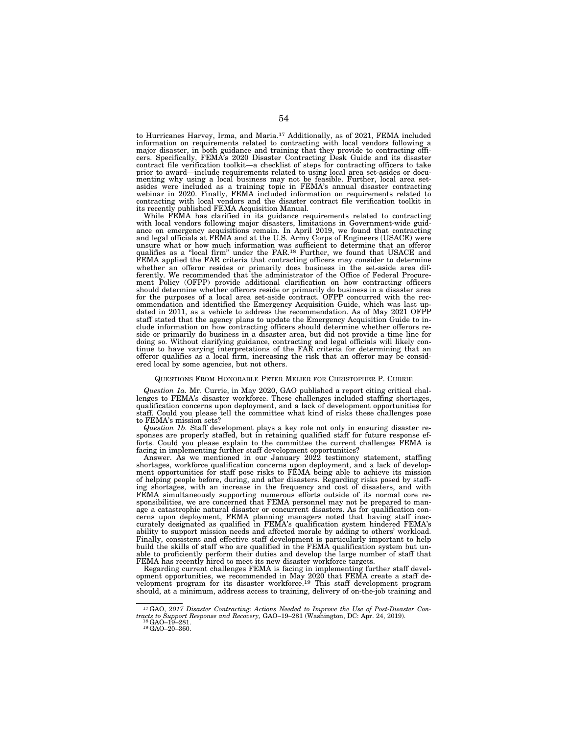to Hurricanes Harvey, Irma, and Maria.[17] Additionally, as of 2021, FEMA included information on requirements related to contracting with local vendors following a major disaster, in both guidance and training that they provide to contracting officers. Specifically, FEMA's 2020 Disaster Contracting Desk Guide and its disaster contract file verification toolkit—a checklist of steps for contracting officers to take prior to award—include requirements related to using local area set-asides or documenting why using a local business may not be feasible. Further, local area set-asides were included as a training topic in FEMA's annual disaster contracting webinar in 2020. Finally, FEMA included information on requirements related to contracting with local vendors and the disaster contract file verification toolkit in its recently published FEMA Acquisition Manual.

While FEMA has clarified in its guidance requirements related to contracting with local vendors following major disasters, limitations in Government-wide guidance on emergency acquisitions remain. In April 2019, we found that contracting and legal officials at FEMA and at the U.S. Army Corps of Engineers (USACE) were unsure what or how much information was sufficient to determine that an offeror qualifies as a "local firm" under the FAR.[18] Further, we found that USACE and FEMA applied the FAR criteria that contracting officers may consider to determine whether an offeror resides or primarily does business in the set-aside area differently. We recommended that the administrator of the Office of Federal Procurement Policy (OFPP) provide additional clarification on how contracting officers should determine whether offerors reside or primarily do business in a disaster area for the purposes of a local area set-aside contract. OFPP concurred with the recommendation and identified the Emergency Acquisition Guide, which was last updated in 2011, as a vehicle to address the recommendation. As of May 2021 OFPP staff stated that the agency plans to update the Emergency Acquisition Guide to include information on how contracting officers should determine whether offerors reside or primarily do business in a disaster area, but did not provide a time line for doing so. Without clarifying guidance, contracting and legal officials will likely continue to have varying interpretations of the FAR criteria for determining that an offeror qualifies as a local firm, increasing the risk that an offeror may be considered local by some agencies, but not others.

## QUESTIONS FROM HONORABLE PETER MEIJER FOR CHRISTOPHER P. CURRIE

*Question 1a.* Mr. Currie, in May 2020, GAO published a report citing critical challenges to FEMA's disaster workforce. These challenges included staffing shortages, qualification concerns upon deployment, and a lack of development opportunities for staff. Could you please tell the committee what kind of risks these challenges pose to FEMA's mission sets?

*Question 1b.* Staff development plays a key role not only in ensuring disaster responses are properly staffed, but in retaining qualified staff for future response efforts. Could you please explain to the committee the current challenges FEMA is facing in implementing further staff development opportunities?

Answer. As we mentioned in our January 2022 testimony statement, staffing shortages, workforce qualification concerns upon deployment, and a lack of development opportunities for staff pose risks to FEMA being able to achieve its mission of helping people before, during, and after disasters. Regarding risks posed by staffing shortages, with an increase in the frequency and cost of disasters, and with FEMA simultaneously supporting numerous efforts outside of its normal core responsibilities, we are concerned that FEMA personnel may not be prepared to manage a catastrophic natural disaster or concurrent disasters. As for qualification concerns upon deployment, FEMA planning managers noted that having staff inaccurately designated as qualified in FEMA's qualification system hindered FEMA's ability to support mission needs and affected morale by adding to others' workload. Finally, consistent and effective staff development is particularly important to help build the skills of staff who are qualified in the FEMA qualification system but unable to proficiently perform their duties and develop the large number of staff that FEMA has recently hired to meet its new disaster workforce targets.

Regarding current challenges FEMA is facing in implementing further staff development opportunities, we recommended in May 2020 that FEMA create a staff development program for its disaster workforce.[19] This staff development program should, at a minimum, address access to training, delivery of on-the-job training and

---

[17] GAO, *2017 Disaster Contracting: Actions Needed to Improve the Use of Post-Disaster Contracts to Support Response and Recovery,* GAO–19–281 (Washington, DC: Apr. 24, 2019).

[18] GAO–19–281.

[19] GAO–20–360.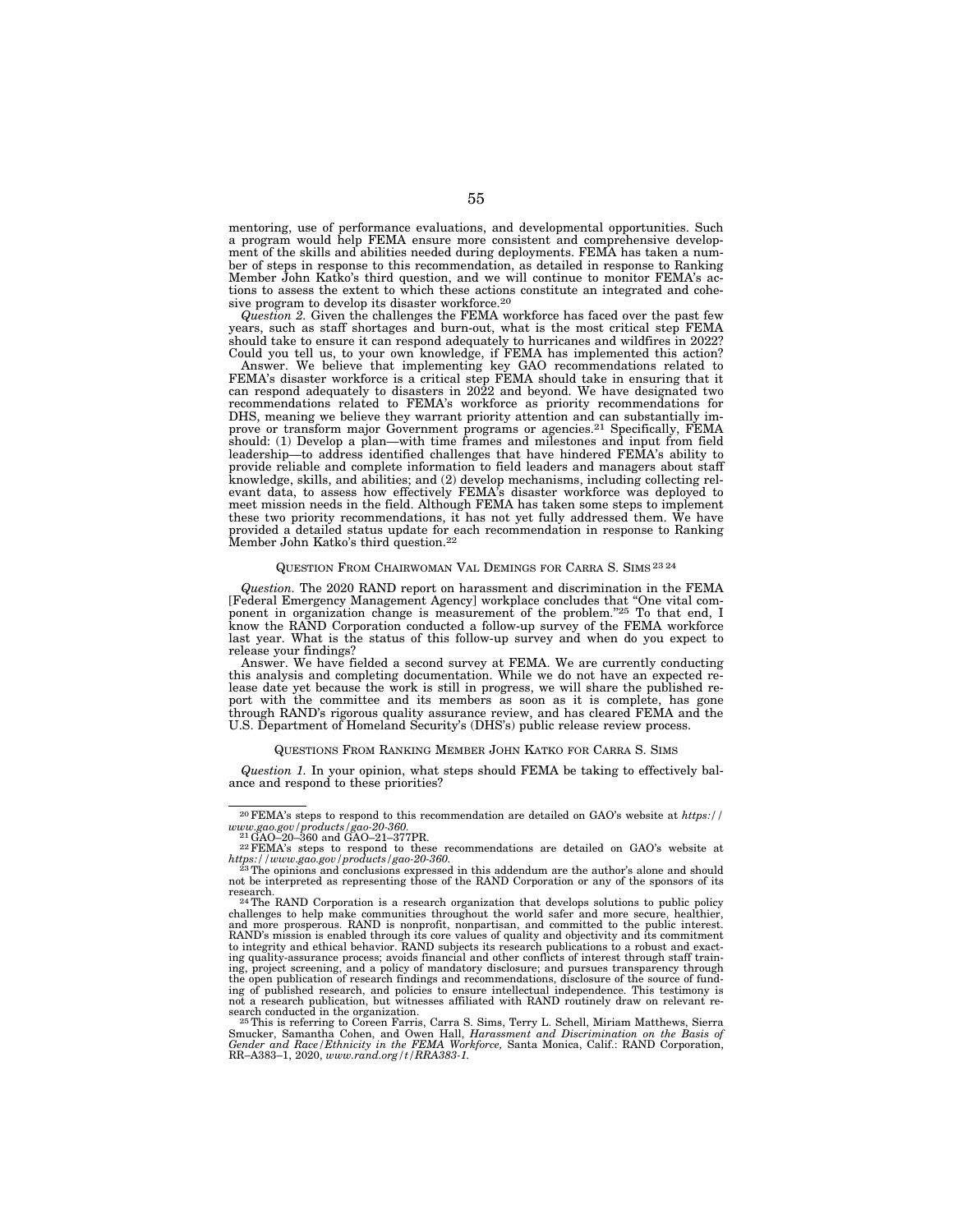mentoring, use of performance evaluations, and developmental opportunities. Such a program would help FEMA ensure more consistent and comprehensive development of the skills and abilities needed during deployments. FEMA has taken a number of steps in response to this recommendation, as detailed in response to Ranking Member John Katko's third question, and we will continue to monitor FEMA's actions to assess the extent to which these actions constitute an integrated and cohesive program to develop its disaster workforce.[20]

*Question 2.* Given the challenges the FEMA workforce has faced over the past few years, such as staff shortages and burn-out, what is the most critical step FEMA should take to ensure it can respond adequately to hurricanes and wildfires in 2022? Could you tell us, to your own knowledge, if FEMA has implemented this action?

Answer. We believe that implementing key GAO recommendations related to FEMA's disaster workforce is a critical step FEMA should take in ensuring that it can respond adequately to disasters in 2022 and beyond. We have designated two recommendations related to FEMA's workforce as priority recommendations for DHS, meaning we believe they warrant priority attention and can substantially improve or transform major Government programs or agencies.[21] Specifically, FEMA should: (1) Develop a plan—with time frames and milestones and input from field leadership—to address identified challenges that have hindered FEMA's ability to provide reliable and complete information to field leaders and managers about staff knowledge, skills, and abilities; and (2) develop mechanisms, including collecting relevant data, to assess how effectively FEMA's disaster workforce was deployed to meet mission needs in the field. Although FEMA has taken some steps to implement these two priority recommendations, it has not yet fully addressed them. We have provided a detailed status update for each recommendation in response to Ranking Member John Katko's third question.[22]

## QUESTION FROM CHAIRWOMAN VAL DEMINGS FOR CARRA S. SIMS [23] [24]

*Question.* The 2020 RAND report on harassment and discrimination in the FEMA [Federal Emergency Management Agency] workplace concludes that "One vital component in organization change is measurement of the problem."[25] To that end, I know the RAND Corporation conducted a follow-up survey of the FEMA workforce last year. What is the status of this follow-up survey and when do you expect to release your findings?

Answer. We have fielded a second survey at FEMA. We are currently conducting this analysis and completing documentation. While we do not have an expected release date yet because the work is still in progress, we will share the published report with the committee and its members as soon as it is complete, has gone through RAND's rigorous quality assurance review, and has cleared FEMA and the U.S. Department of Homeland Security's (DHS's) public release review process.

## QUESTIONS FROM RANKING MEMBER JOHN KATKO FOR CARRA S. SIMS

*Question 1.* In your opinion, what steps should FEMA be taking to effectively balance and respond to these priorities?

---

[20] FEMA's steps to respond to this recommendation are detailed on GAO's website at *https://www.gao.gov/products/gao-20-360.*

[21] GAO–20–360 and GAO–21–377PR.

[22] FEMA's steps to respond to these recommendations are detailed on GAO's website at *https://www.gao.gov/products/gao-20-360.*

[23] The opinions and conclusions expressed in this addendum are the author's alone and should not be interpreted as representing those of the RAND Corporation or any of the sponsors of its research.

[24] The RAND Corporation is a research organization that develops solutions to public policy challenges to help make communities throughout the world safer and more secure, healthier, and more prosperous. RAND is nonprofit, nonpartisan, and committed to the public interest. RAND's mission is enabled through its core values of quality and objectivity and its commitment to integrity and ethical behavior. RAND subjects its research publications to a robust and exacting quality-assurance process; avoids financial and other conflicts of interest through staff training, project screening, and a policy of mandatory disclosure; and pursues transparency through the open publication of research findings and recommendations, disclosure of the source of funding of published research, and policies to ensure intellectual independence. This testimony is not a research publication, but witnesses affiliated with RAND routinely draw on relevant research conducted in the organization.

[25] This is referring to Coreen Farris, Carra S. Sims, Terry L. Schell, Miriam Matthews, Sierra Smucker, Samantha Cohen, and Owen Hall, *Harassment and Discrimination on the Basis of Gender and Race/Ethnicity in the FEMA Workforce,* Santa Monica, Calif.: RAND Corporation, RR–A383–1, 2020, *www.rand.org/t/RRA383-1.*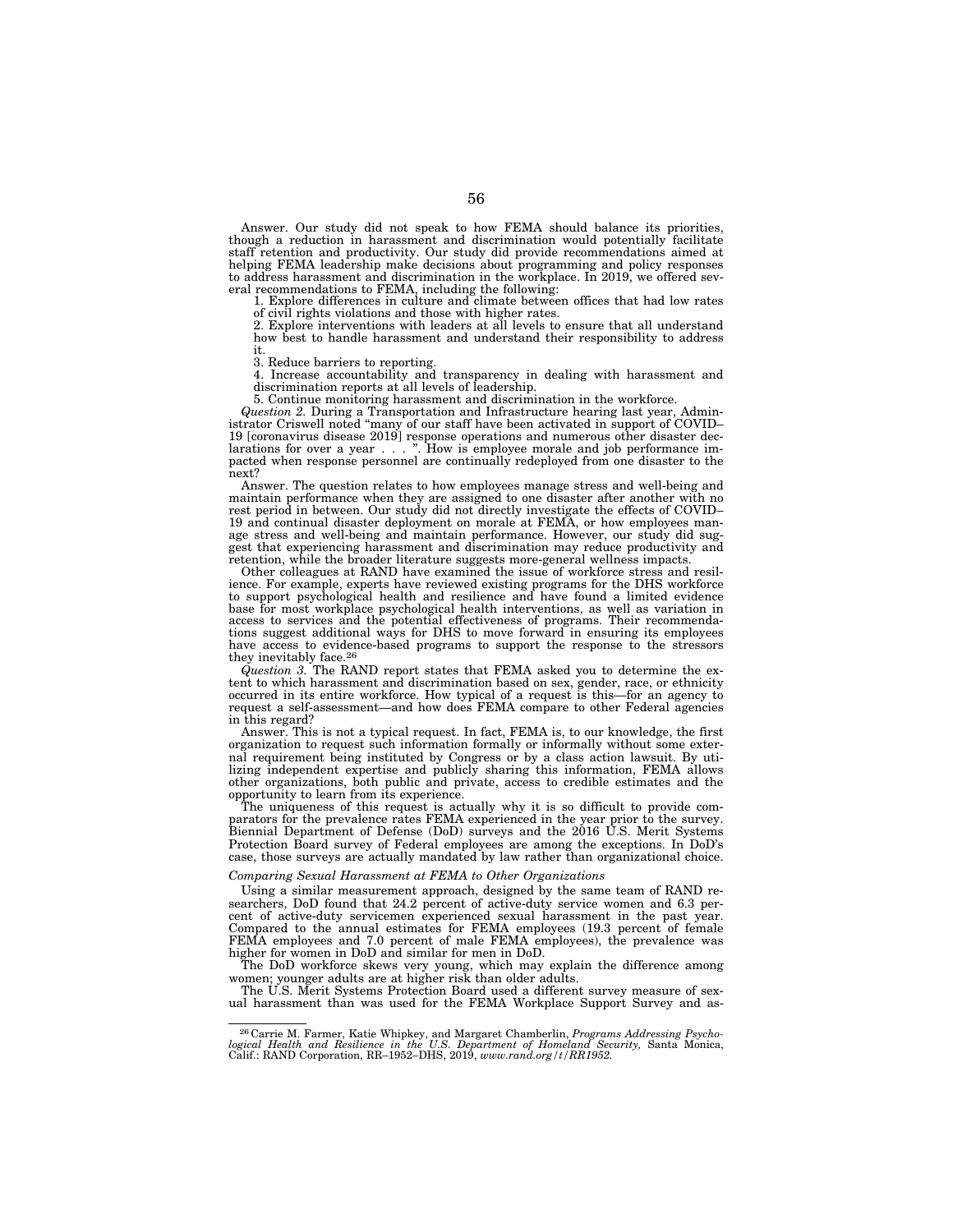Answer. Our study did not speak to how FEMA should balance its priorities, though a reduction in harassment and discrimination would potentially facilitate staff retention and productivity. Our study did provide recommendations aimed at helping FEMA leadership make decisions about programming and policy responses to address harassment and discrimination in the workplace. In 2019, we offered several recommendations to FEMA, including the following:

1. Explore differences in culture and climate between offices that had low rates of civil rights violations and those with higher rates.
2. Explore interventions with leaders at all levels to ensure that all understand how best to handle harassment and understand their responsibility to address it.
3. Reduce barriers to reporting.
4. Increase accountability and transparency in dealing with harassment and discrimination reports at all levels of leadership.
5. Continue monitoring harassment and discrimination in the workforce.

*Question 2.* During a Transportation and Infrastructure hearing last year, Administrator Criswell noted "many of our staff have been activated in support of COVID–19 [coronavirus disease 2019] response operations and numerous other disaster declarations for over a year . . . ". How is employee morale and job performance impacted when response personnel are continually redeployed from one disaster to the next?

Answer. The question relates to how employees manage stress and well-being and maintain performance when they are assigned to one disaster after another with no rest period in between. Our study did not directly investigate the effects of COVID–19 and continual disaster deployment on morale at FEMA, or how employees manage stress and well-being and maintain performance. However, our study did suggest that experiencing harassment and discrimination may reduce productivity and retention, while the broader literature suggests more-general wellness impacts.

Other colleagues at RAND have examined the issue of workforce stress and resilience. For example, experts have reviewed existing programs for the DHS workforce to support psychological health and resilience and have found a limited evidence base for most workplace psychological health interventions, as well as variation in access to services and the potential effectiveness of programs. Their recommendations suggest additional ways for DHS to move forward in ensuring its employees have access to evidence-based programs to support the response to the stressors they inevitably face.[26]

*Question 3.* The RAND report states that FEMA asked you to determine the extent to which harassment and discrimination based on sex, gender, race, or ethnicity occurred in its entire workforce. How typical of a request is this—for an agency to request a self-assessment—and how does FEMA compare to other Federal agencies in this regard?

Answer. This is not a typical request. In fact, FEMA is, to our knowledge, the first organization to request such information formally or informally without some external requirement being instituted by Congress or by a class action lawsuit. By utilizing independent expertise and publicly sharing this information, FEMA allows other organizations, both public and private, access to credible estimates and the opportunity to learn from its experience.

The uniqueness of this request is actually why it is so difficult to provide comparators for the prevalence rates FEMA experienced in the year prior to the survey. Biennial Department of Defense (DoD) surveys and the 2016 U.S. Merit Systems Protection Board survey of Federal employees are among the exceptions. In DoD's case, those surveys are actually mandated by law rather than organizational choice.

*Comparing Sexual Harassment at FEMA to Other Organizations*

Using a similar measurement approach, designed by the same team of RAND researchers, DoD found that 24.2 percent of active-duty service women and 6.3 percent of active-duty servicemen experienced sexual harassment in the past year. Compared to the annual estimates for FEMA employees (19.3 percent of female FEMA employees and 7.0 percent of male FEMA employees), the prevalence was higher for women in DoD and similar for men in DoD.

The DoD workforce skews very young, which may explain the difference among women; younger adults are at higher risk than older adults.

The U.S. Merit Systems Protection Board used a different survey measure of sexual harassment than was used for the FEMA Workplace Support Survey and as-

---

[26] Carrie M. Farmer, Katie Whipkey, and Margaret Chamberlin, *Programs Addressing Psychological Health and Resilience in the U.S. Department of Homeland Security,* Santa Monica, Calif.: RAND Corporation, RR–1952–DHS, 2019, *www.rand.org/t/RR1952.*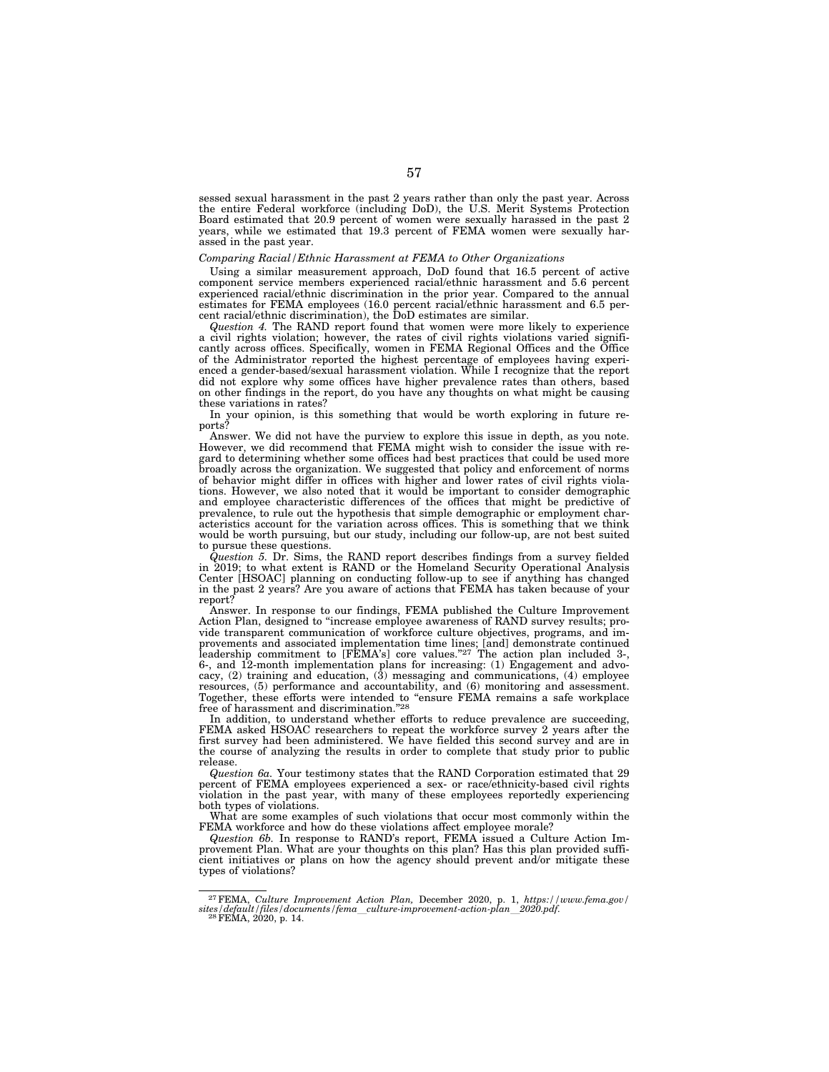sessed sexual harassment in the past 2 years rather than only the past year. Across the entire Federal workforce (including DoD), the U.S. Merit Systems Protection Board estimated that 20.9 percent of women were sexually harassed in the past 2 years, while we estimated that 19.3 percent of FEMA women were sexually harassed in the past year.

*Comparing Racial/Ethnic Harassment at FEMA to Other Organizations*

Using a similar measurement approach, DoD found that 16.5 percent of active component service members experienced racial/ethnic harassment and 5.6 percent experienced racial/ethnic discrimination in the prior year. Compared to the annual estimates for FEMA employees (16.0 percent racial/ethnic harassment and 6.5 percent racial/ethnic discrimination), the DoD estimates are similar.

*Question 4.* The RAND report found that women were more likely to experience a civil rights violation; however, the rates of civil rights violations varied significantly across offices. Specifically, women in FEMA Regional Offices and the Office of the Administrator reported the highest percentage of employees having experienced a gender-based/sexual harassment violation. While I recognize that the report did not explore why some offices have higher prevalence rates than others, based on other findings in the report, do you have any thoughts on what might be causing these variations in rates?

In your opinion, is this something that would be worth exploring in future reports?

Answer. We did not have the purview to explore this issue in depth, as you note. However, we did recommend that FEMA might wish to consider the issue with regard to determining whether some offices had best practices that could be used more broadly across the organization. We suggested that policy and enforcement of norms of behavior might differ in offices with higher and lower rates of civil rights violations. However, we also noted that it would be important to consider demographic and employee characteristic differences of the offices that might be predictive of prevalence, to rule out the hypothesis that simple demographic or employment characteristics account for the variation across offices. This is something that we think would be worth pursuing, but our study, including our follow-up, are not best suited to pursue these questions.

*Question 5.* Dr. Sims, the RAND report describes findings from a survey fielded in 2019; to what extent is RAND or the Homeland Security Operational Analysis Center [HSOAC] planning on conducting follow-up to see if anything has changed in the past 2 years? Are you aware of actions that FEMA has taken because of your report?

Answer. In response to our findings, FEMA published the Culture Improvement Action Plan, designed to "increase employee awareness of RAND survey results; provide transparent communication of workforce culture objectives, programs, and improvements and associated implementation time lines; [and] demonstrate continued leadership commitment to [FEMA's] core values."[27] The action plan included 3-, 6-, and 12-month implementation plans for increasing: (1) Engagement and advocacy, (2) training and education, (3) messaging and communications, (4) employee resources, (5) performance and accountability, and (6) monitoring and assessment. Together, these efforts were intended to "ensure FEMA remains a safe workplace free of harassment and discrimination."[28]

In addition, to understand whether efforts to reduce prevalence are succeeding, FEMA asked HSOAC researchers to repeat the workforce survey 2 years after the first survey had been administered. We have fielded this second survey and are in the course of analyzing the results in order to complete that study prior to public release.

*Question 6a.* Your testimony states that the RAND Corporation estimated that 29 percent of FEMA employees experienced a sex- or race/ethnicity-based civil rights violation in the past year, with many of these employees reportedly experiencing both types of violations.

What are some examples of such violations that occur most commonly within the FEMA workforce and how do these violations affect employee morale?

*Question 6b.* In response to RAND's report, FEMA issued a Culture Action Improvement Plan. What are your thoughts on this plan? Has this plan provided sufficient initiatives or plans on how the agency should prevent and/or mitigate these types of violations?

---

[27] FEMA, *Culture Improvement Action Plan,* December 2020, p. 1, *https://www.fema.gov/sites/default/files/documents/fema_culture-improvement-action-plan_2020.pdf.*

[28] FEMA, 2020, p. 14.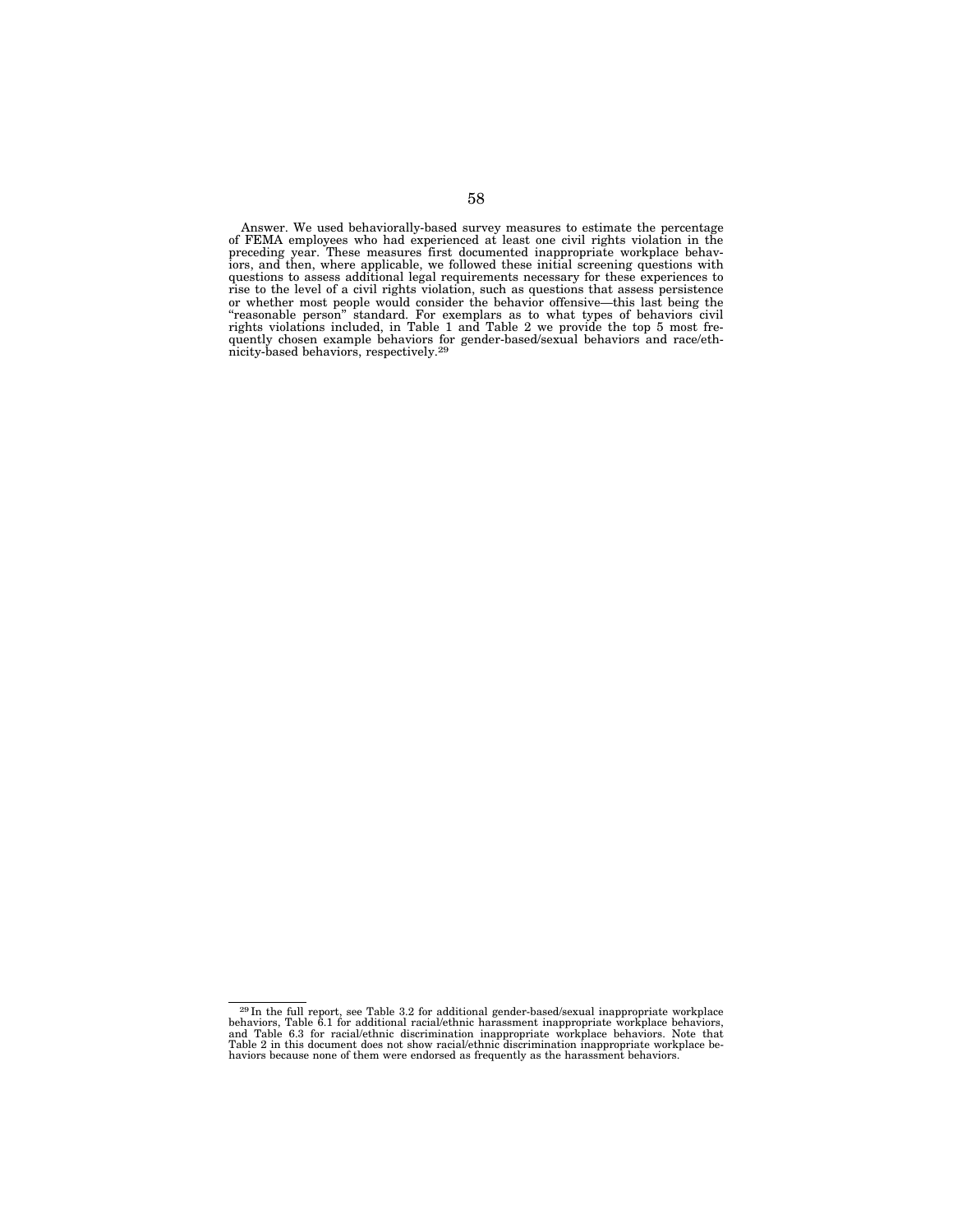Answer. We used behaviorally-based survey measures to estimate the percentage of FEMA employees who had experienced at least one civil rights violation in the preceding year. These measures first documented inappropriate workplace behaviors, and then, where applicable, we followed these initial screening questions with questions to assess additional legal requirements necessary for these experiences to rise to the level of a civil rights violation, such as questions that assess persistence or whether most people would consider the behavior offensive—this last being the "reasonable person" standard. For exemplars as to what types of behaviors civil rights violations included, in Table 1 and Table 2 we provide the top 5 most frequently chosen example behaviors for gender-based/sexual behaviors and race/ethnicity-based behaviors, respectively.[29]

---

[29] In the full report, see Table 3.2 for additional gender-based/sexual inappropriate workplace behaviors, Table 6.1 for additional racial/ethnic harassment inappropriate workplace behaviors, and Table 6.3 for racial/ethnic discrimination inappropriate workplace behaviors. Note that Table 2 in this document does not show racial/ethnic discrimination inappropriate workplace behaviors because none of them were endorsed as frequently as the harassment behaviors.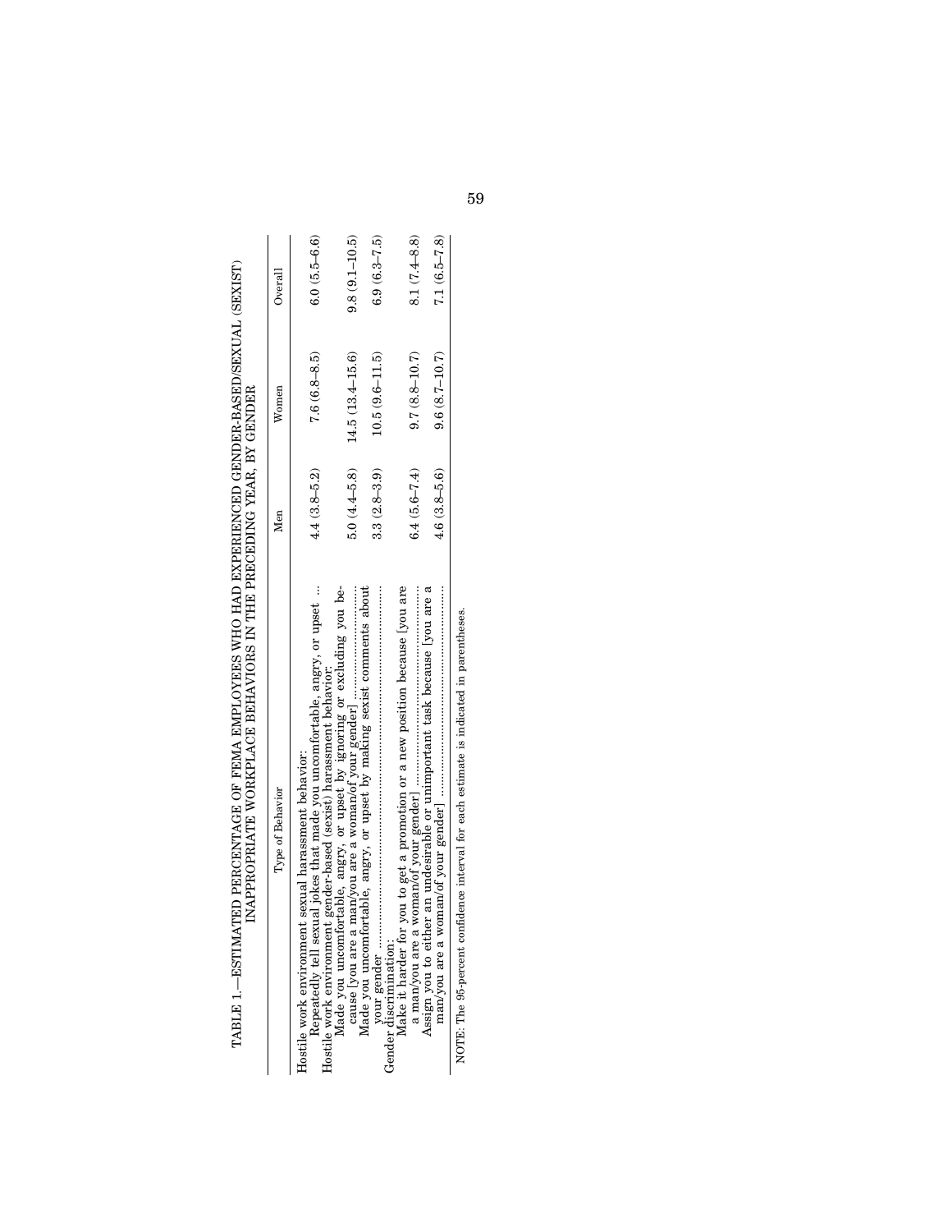TABLE 1.—ESTIMATED PERCENTAGE OF FEMA EMPLOYEES WHO HAD EXPERIENCED GENDER-BASED/SEXUAL (SEXIST) INAPPROPRIATE WORKPLACE BEHAVIORS IN THE PRECEDING YEAR, BY GENDER

| Type of Behavior | Men | Women | Overall |
| --- | --- | --- | --- |
| Hostile work environment sexual harassment behavior: | | | |
| Repeatedly tell sexual jokes that made you uncomfortable, angry, or upset ... | 4.4 (3.8–5.2) | 7.6 (6.8–8.5) | 6.0 (5.5–6.6) |
| Hostile work environment gender-based (sexist) harassment behavior: | | | |
| Made you uncomfortable, angry, or upset by ignoring or excluding you because [you are a man/you are a woman/of your gender] | 5.0 (4.4–5.8) | 14.5 (13.4–15.6) | 9.8 (9.1–10.5) |
| Made you uncomfortable, angry, or upset by making sexist comments about your gender | 3.3 (2.8–3.9) | 10.5 (9.6–11.5) | 6.9 (6.3–7.5) |
| Gender discrimination: | | | |
| Make it harder for you to get a promotion or a new position because [you are a man/you are a woman/of your gender] | 6.4 (5.6–7.4) | 9.7 (8.8–10.7) | 8.1 (7.4–8.8) |
| Assign you to either an undesirable or unimportant task because [you are a man/you are a woman/of your gender] | 4.6 (3.8–5.6) | 9.6 (8.7–10.7) | 7.1 (6.5–7.8) |

NOTE: The 95-percent confidence interval for each estimate is indicated in parentheses.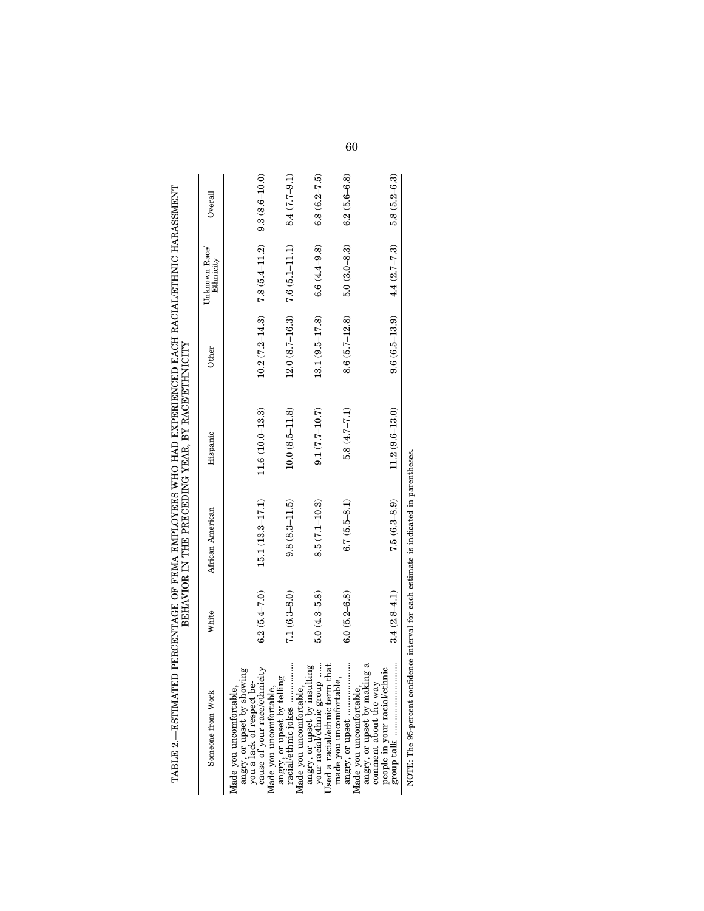TABLE 2.—ESTIMATED PERCENTAGE OF FEMA EMPLOYEES WHO HAD EXPERIENCED EACH RACIAL/ETHNIC HARASSMENT BEHAVIOR IN THE PRECEDING YEAR, BY RACE/ETHNICITY

| Someone from Work | White | African American | Hispanic | Other | Unknown Race/ Ethnicity | Overall |
|---|---|---|---|---|---|---|
| Made you uncomfortable, angry, or upset by showing you a lack of respect because of your race/ethnicity | 6.2 (5.4–7.0) | 15.1 (13.3–17.1) | 11.6 (10.0–13.3) | 10.2 (7.2–14.3) | 7.8 (5.4–11.2) | 9.3 (8.6–10.0) |
| Made you uncomfortable, angry, or upset by telling racial/ethnic jokes | 7.1 (6.3–8.0) | 9.8 (8.3–11.5) | 10.0 (8.5–11.8) | 12.0 (8.7–16.3) | 7.6 (5.1–11.1) | 8.4 (7.7–9.1) |
| Made you uncomfortable, angry, or upset by insulting your racial/ethnic group | 5.0 (4.3–5.8) | 8.5 (7.1–10.3) | 9.1 (7.7–10.7) | 13.1 (9.5–17.8) | 6.6 (4.4–9.8) | 6.8 (6.2–7.5) |
| Used a racial/ethnic term that made you uncomfortable, angry, or upset | 6.0 (5.2–6.8) | 6.7 (5.5–8.1) | 5.8 (4.7–7.1) | 8.6 (5.7–12.8) | 5.0 (3.0–8.3) | 6.2 (5.6–6.8) |
| Made you uncomfortable, angry, or upset by making a comment about the way people in your racial/ethnic group talk | 3.4 (2.8–4.1) | 7.5 (6.3–8.9) | 11.2 (9.6–13.0) | 9.6 (6.5–13.9) | 4.4 (2.7–7.3) | 5.8 (5.2–6.3) |

NOTE: The 95-percent confidence interval for each estimate is indicated in parentheses.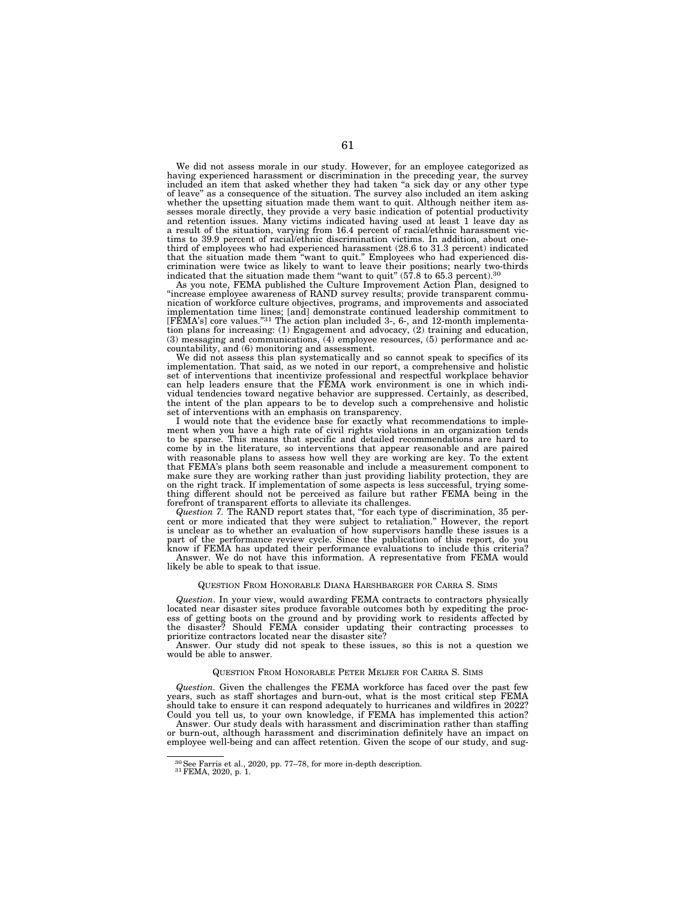We did not assess morale in our study. However, for an employee categorized as having experienced harassment or discrimination in the preceding year, the survey included an item that asked whether they had taken "a sick day or any other type of leave" as a consequence of the situation. The survey also included an item asking whether the upsetting situation made them want to quit. Although neither item assesses morale directly, they provide a very basic indication of potential productivity and retention issues. Many victims indicated having used at least 1 leave day as a result of the situation, varying from 16.4 percent of racial/ethnic harassment victims to 39.9 percent of racial/ethnic discrimination victims. In addition, about one-third of employees who had experienced harassment (28.6 to 31.3 percent) indicated that the situation made them "want to quit." Employees who had experienced discrimination were twice as likely to want to leave their positions; nearly two-thirds indicated that the situation made them "want to quit" (57.8 to 65.3 percent).[30]

As you note, FEMA published the Culture Improvement Action Plan, designed to "increase employee awareness of RAND survey results; provide transparent communication of workforce culture objectives, programs, and improvements and associated implementation time lines; [and] demonstrate continued leadership commitment to [FEMA's] core values."[31] The action plan included 3-, 6-, and 12-month implementation plans for increasing: (1) Engagement and advocacy, (2) training and education, (3) messaging and communications, (4) employee resources, (5) performance and accountability, and (6) monitoring and assessment.

We did not assess this plan systematically and so cannot speak to specifics of its implementation. That said, as we noted in our report, a comprehensive and holistic set of interventions that incentivize professional and respectful workplace behavior can help leaders ensure that the FEMA work environment is one in which individual tendencies toward negative behavior are suppressed. Certainly, as described, the intent of the plan appears to be to develop such a comprehensive and holistic set of interventions with an emphasis on transparency.

I would note that the evidence base for exactly what recommendations to implement when you have a high rate of civil rights violations in an organization tends to be sparse. This means that specific and detailed recommendations are hard to come by in the literature, so interventions that appear reasonable and are paired with reasonable plans to assess how well they are working are key. To the extent that FEMA's plans both seem reasonable and include a measurement component to make sure they are working rather than just providing liability protection, they are on the right track. If implementation of some aspects is less successful, trying something different should not be perceived as failure but rather FEMA being in the forefront of transparent efforts to alleviate its challenges.

*Question 7.* The RAND report states that, "for each type of discrimination, 35 percent or more indicated that they were subject to retaliation." However, the report is unclear as to whether an evaluation of how supervisors handle these issues is a part of the performance review cycle. Since the publication of this report, do you know if FEMA has updated their performance evaluations to include this criteria?

Answer. We do not have this information. A representative from FEMA would likely be able to speak to that issue.

### QUESTION FROM HONORABLE DIANA HARSHBARGER FOR CARRA S. SIMS

*Question.* In your view, would awarding FEMA contracts to contractors physically located near disaster sites produce favorable outcomes both by expediting the process of getting boots on the ground and by providing work to residents affected by the disaster? Should FEMA consider updating their contracting processes to prioritize contractors located near the disaster site?

Answer. Our study did not speak to these issues, so this is not a question we would be able to answer.

### QUESTION FROM HONORABLE PETER MEIJER FOR CARRA S. SIMS

*Question.* Given the challenges the FEMA workforce has faced over the past few years, such as staff shortages and burn-out, what is the most critical step FEMA should take to ensure it can respond adequately to hurricanes and wildfires in 2022? Could you tell us, to your own knowledge, if FEMA has implemented this action?

Answer. Our study deals with harassment and discrimination rather than staffing or burn-out, although harassment and discrimination definitely have an impact on employee well-being and can affect retention. Given the scope of our study, and sug-

---

[30] See Farris et al., 2020, pp. 77–78, for more in-depth description.

[31] FEMA, 2020, p. 1.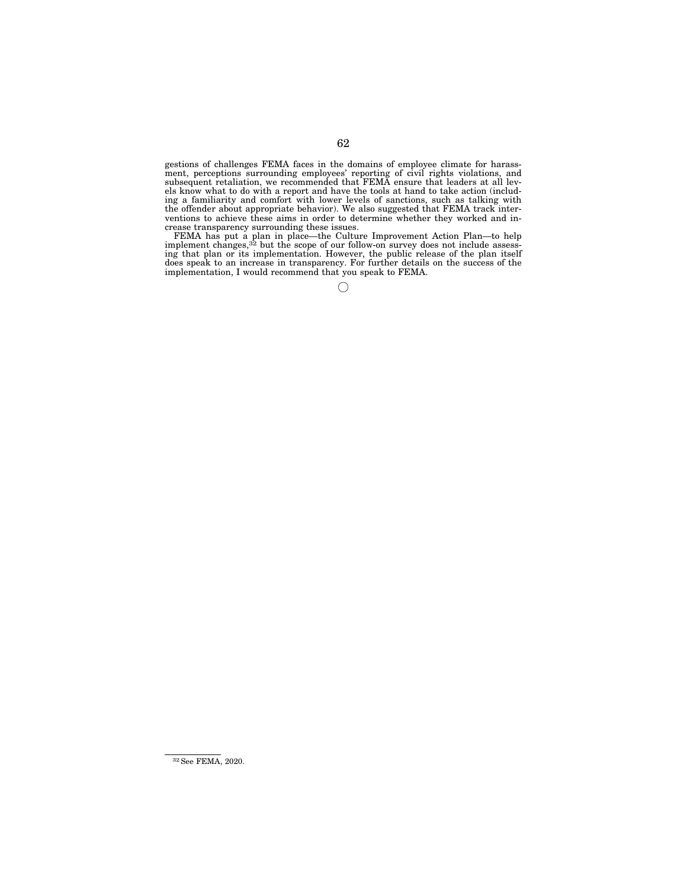gestions of challenges FEMA faces in the domains of employee climate for harassment, perceptions surrounding employees' reporting of civil rights violations, and subsequent retaliation, we recommended that FEMA ensure that leaders at all levels know what to do with a report and have the tools at hand to take action (including a familiarity and comfort with lower levels of sanctions, such as talking with the offender about appropriate behavior). We also suggested that FEMA track interventions to achieve these aims in order to determine whether they worked and increase transparency surrounding these issues.

FEMA has put a plan in place—the Culture Improvement Action Plan—to help implement changes,[32] but the scope of our follow-on survey does not include assessing that plan or its implementation. However, the public release of the plan itself does speak to an increase in transparency. For further details on the success of the implementation, I would recommend that you speak to FEMA.

○

[32] See FEMA, 2020.